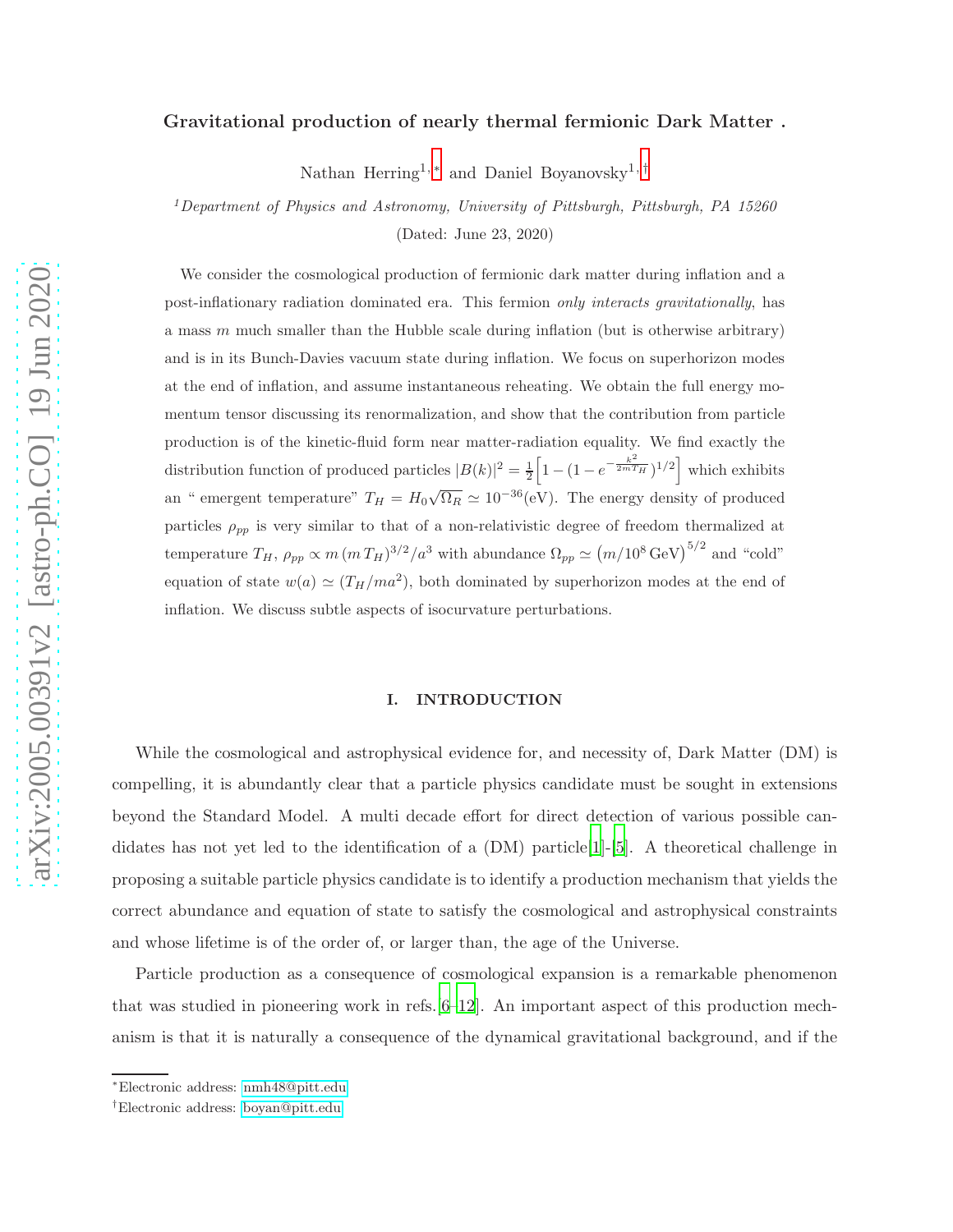# Gravitational production of nearly thermal fermionic Dark Matter .

Nathan Herring[1,*] and Daniel Boyanovsky[1,†]

[1]*Department of Physics and Astronomy, University of Pittsburgh, Pittsburgh, PA 15260*

(Dated: June 23, 2020)

We consider the cosmological production of fermionic dark matter during inflation and a post-inflationary radiation dominated era. This fermion *only interacts gravitationally*, has a mass $m$ much smaller than the Hubble scale during inflation (but is otherwise arbitrary) and is in its Bunch-Davies vacuum state during inflation. We focus on superhorizon modes at the end of inflation, and assume instantaneous reheating. We obtain the full energy momentum tensor discussing its renormalization, and show that the contribution from particle production is of the kinetic-fluid form near matter-radiation equality. We find exactly the distribution function of produced particles $|B(k)|^2 = \frac{1}{2}\Big[1-(1-e^{-\frac{k^2}{2mT_H}})^{1/2}\Big]$ which exhibits an " emergent temperature" $T_H = H_0\sqrt{\Omega_R} \simeq 10^{-36}(\mathrm{eV})$. The energy density of produced particles $\rho_{pp}$ is very similar to that of a non-relativistic degree of freedom thermalized at temperature $T_H$, $\rho_{pp} \propto m\,(m\,T_H)^{3/2}/a^3$ with abundance $\Omega_{pp} \simeq \big(m/10^8\,\mathrm{GeV}\big)^{5/2}$ and "cold" equation of state $w(a) \simeq (T_H/ma^2)$, both dominated by superhorizon modes at the end of inflation. We discuss subtle aspects of isocurvature perturbations.

## I. INTRODUCTION

While the cosmological and astrophysical evidence for, and necessity of, Dark Matter (DM) is compelling, it is abundantly clear that a particle physics candidate must be sought in extensions beyond the Standard Model. A multi decade effort for direct detection of various possible candidates has not yet led to the identification of a (DM) particle[1]-[5]. A theoretical challenge in proposing a suitable particle physics candidate is to identify a production mechanism that yields the correct abundance and equation of state to satisfy the cosmological and astrophysical constraints and whose lifetime is of the order of, or larger than, the age of the Universe.

Particle production as a consequence of cosmological expansion is a remarkable phenomenon that was studied in pioneering work in refs.[6–12]. An important aspect of this production mechanism is that it is naturally a consequence of the dynamical gravitational background, and if the

*Electronic address: nmh48@pitt.edu

†Electronic address: boyan@pitt.edu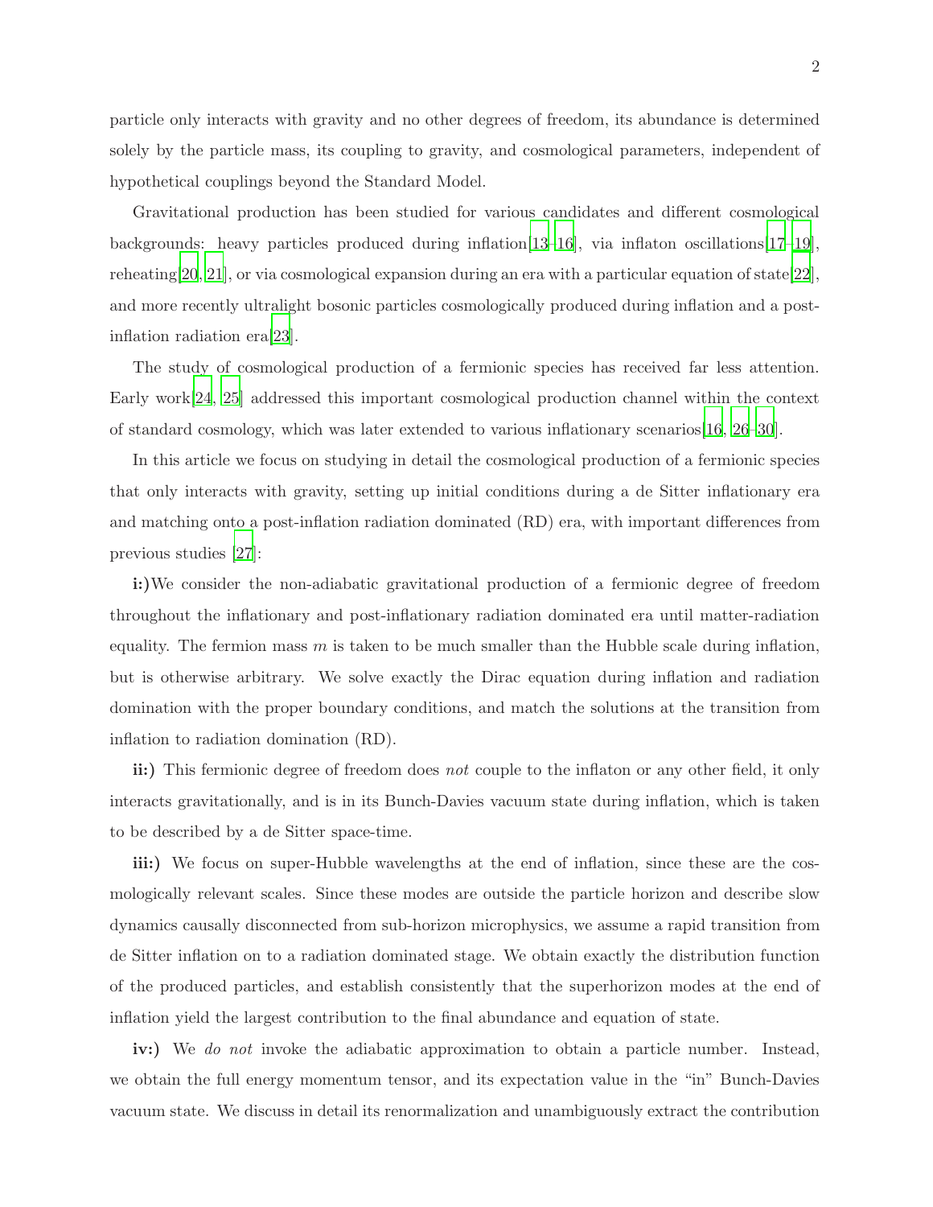particle only interacts with gravity and no other degrees of freedom, its abundance is determined solely by the particle mass, its coupling to gravity, and cosmological parameters, independent of hypothetical couplings beyond the Standard Model.

Gravitational production has been studied for various candidates and different cosmological backgrounds: heavy particles produced during inflation[13–16], via inflaton oscillations[17–19], reheating[20, 21], or via cosmological expansion during an era with a particular equation of state[22], and more recently ultralight bosonic particles cosmologically produced during inflation and a post-inflation radiation era[23].

The study of cosmological production of a fermionic species has received far less attention. Early work[24, 25] addressed this important cosmological production channel within the context of standard cosmology, which was later extended to various inflationary scenarios[16, 26–30].

In this article we focus on studying in detail the cosmological production of a fermionic species that only interacts with gravity, setting up initial conditions during a de Sitter inflationary era and matching onto a post-inflation radiation dominated (RD) era, with important differences from previous studies [27]:

**i:)** We consider the non-adiabatic gravitational production of a fermionic degree of freedom throughout the inflationary and post-inflationary radiation dominated era until matter-radiation equality. The fermion mass $m$ is taken to be much smaller than the Hubble scale during inflation, but is otherwise arbitrary. We solve exactly the Dirac equation during inflation and radiation domination with the proper boundary conditions, and match the solutions at the transition from inflation to radiation domination (RD).

**ii:)** This fermionic degree of freedom does *not* couple to the inflaton or any other field, it only interacts gravitationally, and is in its Bunch-Davies vacuum state during inflation, which is taken to be described by a de Sitter space-time.

**iii:)** We focus on super-Hubble wavelengths at the end of inflation, since these are the cosmologically relevant scales. Since these modes are outside the particle horizon and describe slow dynamics causally disconnected from sub-horizon microphysics, we assume a rapid transition from de Sitter inflation on to a radiation dominated stage. We obtain exactly the distribution function of the produced particles, and establish consistently that the superhorizon modes at the end of inflation yield the largest contribution to the final abundance and equation of state.

**iv:)** We *do not* invoke the adiabatic approximation to obtain a particle number. Instead, we obtain the full energy momentum tensor, and its expectation value in the "in" Bunch-Davies vacuum state. We discuss in detail its renormalization and unambiguously extract the contribution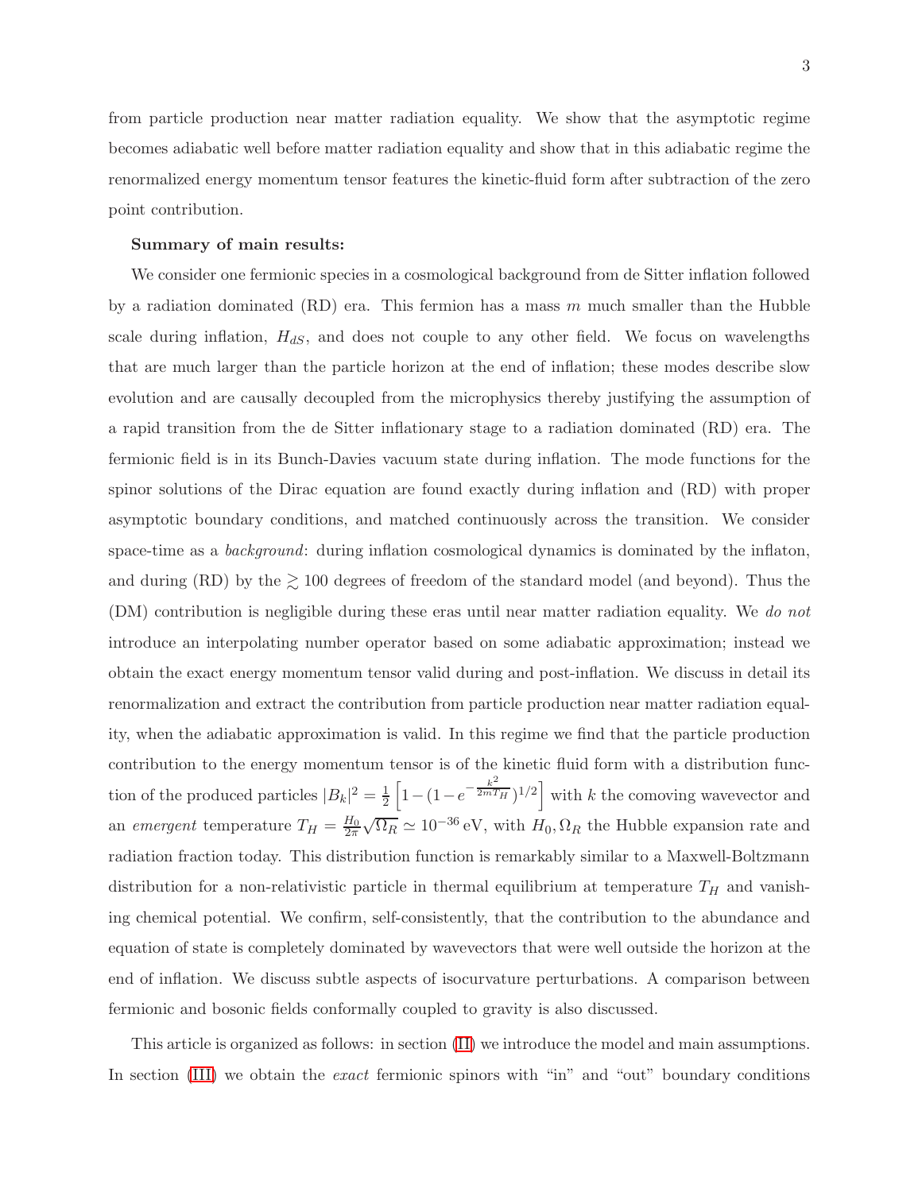from particle production near matter radiation equality. We show that the asymptotic regime becomes adiabatic well before matter radiation equality and show that in this adiabatic regime the renormalized energy momentum tensor features the kinetic-fluid form after subtraction of the zero point contribution.

**Summary of main results:**

We consider one fermionic species in a cosmological background from de Sitter inflation followed by a radiation dominated (RD) era. This fermion has a mass $m$ much smaller than the Hubble scale during inflation, $H_{dS}$, and does not couple to any other field. We focus on wavelengths that are much larger than the particle horizon at the end of inflation; these modes describe slow evolution and are causally decoupled from the microphysics thereby justifying the assumption of a rapid transition from the de Sitter inflationary stage to a radiation dominated (RD) era. The fermionic field is in its Bunch-Davies vacuum state during inflation. The mode functions for the spinor solutions of the Dirac equation are found exactly during inflation and (RD) with proper asymptotic boundary conditions, and matched continuously across the transition. We consider space-time as a *background*: during inflation cosmological dynamics is dominated by the inflaton, and during (RD) by the $\gtrsim 100$ degrees of freedom of the standard model (and beyond). Thus the (DM) contribution is negligible during these eras until near matter radiation equality. We *do not* introduce an interpolating number operator based on some adiabatic approximation; instead we obtain the exact energy momentum tensor valid during and post-inflation. We discuss in detail its renormalization and extract the contribution from particle production near matter radiation equality, when the adiabatic approximation is valid. In this regime we find that the particle production contribution to the energy momentum tensor is of the kinetic fluid form with a distribution function of the produced particles $|B_k|^2 = \frac{1}{2}\left[1-(1-e^{-\frac{k^2}{2mT_H}})^{1/2}\right]$ with $k$ the comoving wavevector and an *emergent* temperature $T_H = \frac{H_0}{2\pi}\sqrt{\Omega_R} \simeq 10^{-36}\,\text{eV}$, with $H_0, \Omega_R$ the Hubble expansion rate and radiation fraction today. This distribution function is remarkably similar to a Maxwell-Boltzmann distribution for a non-relativistic particle in thermal equilibrium at temperature $T_H$ and vanishing chemical potential. We confirm, self-consistently, that the contribution to the abundance and equation of state is completely dominated by wavevectors that were well outside the horizon at the end of inflation. We discuss subtle aspects of isocurvature perturbations. A comparison between fermionic and bosonic fields conformally coupled to gravity is also discussed.

This article is organized as follows: in section (II) we introduce the model and main assumptions. In section (III) we obtain the *exact* fermionic spinors with "in" and "out" boundary conditions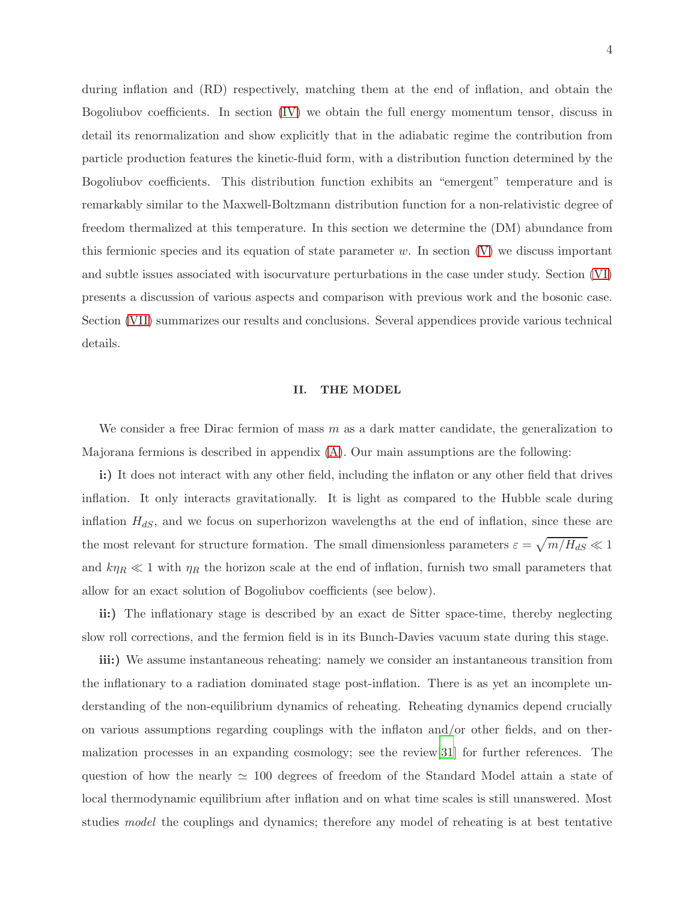during inflation and (RD) respectively, matching them at the end of inflation, and obtain the Bogoliubov coefficients. In section (IV) we obtain the full energy momentum tensor, discuss in detail its renormalization and show explicitly that in the adiabatic regime the contribution from particle production features the kinetic-fluid form, with a distribution function determined by the Bogoliubov coefficients. This distribution function exhibits an "emergent" temperature and is remarkably similar to the Maxwell-Boltzmann distribution function for a non-relativistic degree of freedom thermalized at this temperature. In this section we determine the (DM) abundance from this fermionic species and its equation of state parameter $w$. In section (V) we discuss important and subtle issues associated with isocurvature perturbations in the case under study. Section (VI) presents a discussion of various aspects and comparison with previous work and the bosonic case. Section (VII) summarizes our results and conclusions. Several appendices provide various technical details.

## II. THE MODEL

We consider a free Dirac fermion of mass $m$ as a dark matter candidate, the generalization to Majorana fermions is described in appendix (A). Our main assumptions are the following:

**i:)** It does not interact with any other field, including the inflaton or any other field that drives inflation. It only interacts gravitationally. It is light as compared to the Hubble scale during inflation $H_{dS}$, and we focus on superhorizon wavelengths at the end of inflation, since these are the most relevant for structure formation. The small dimensionless parameters $\varepsilon = \sqrt{m/H_{dS}} \ll 1$ and $k\eta_R \ll 1$ with $\eta_R$ the horizon scale at the end of inflation, furnish two small parameters that allow for an exact solution of Bogoliubov coefficients (see below).

**ii:)** The inflationary stage is described by an exact de Sitter space-time, thereby neglecting slow roll corrections, and the fermion field is in its Bunch-Davies vacuum state during this stage.

**iii:)** We assume instantaneous reheating: namely we consider an instantaneous transition from the inflationary to a radiation dominated stage post-inflation. There is as yet an incomplete understanding of the non-equilibrium dynamics of reheating. Reheating dynamics depend crucially on various assumptions regarding couplings with the inflaton and/or other fields, and on thermalization processes in an expanding cosmology; see the review[31] for further references. The question of how the nearly $\simeq 100$ degrees of freedom of the Standard Model attain a state of local thermodynamic equilibrium after inflation and on what time scales is still unanswered. Most studies *model* the couplings and dynamics; therefore any model of reheating is at best tentative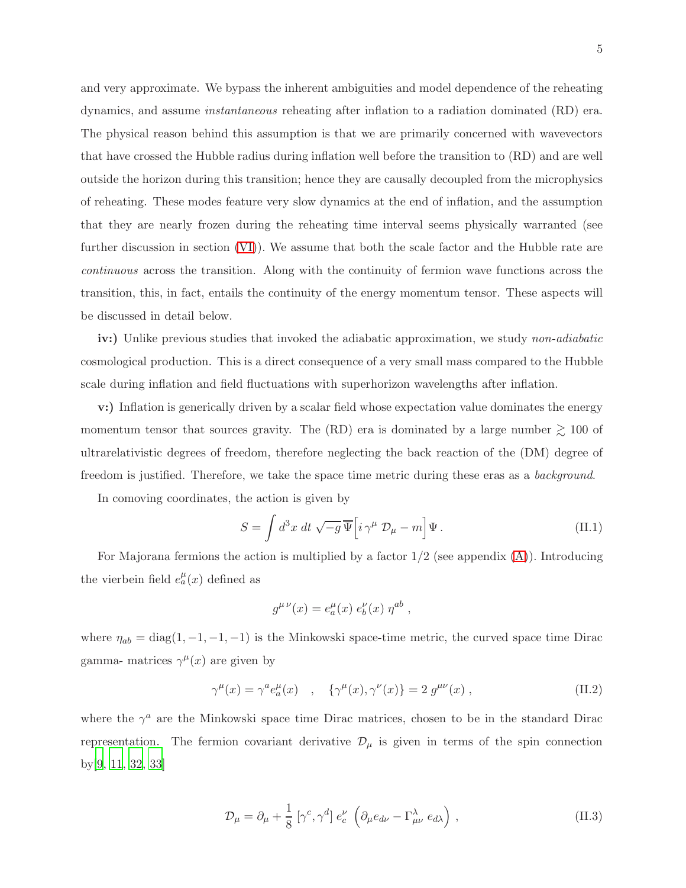and very approximate. We bypass the inherent ambiguities and model dependence of the reheating dynamics, and assume *instantaneous* reheating after inflation to a radiation dominated (RD) era. The physical reason behind this assumption is that we are primarily concerned with wavevectors that have crossed the Hubble radius during inflation well before the transition to (RD) and are well outside the horizon during this transition; hence they are causally decoupled from the microphysics of reheating. These modes feature very slow dynamics at the end of inflation, and the assumption that they are nearly frozen during the reheating time interval seems physically warranted (see further discussion in section (VI)). We assume that both the scale factor and the Hubble rate are *continuous* across the transition. Along with the continuity of fermion wave functions across the transition, this, in fact, entails the continuity of the energy momentum tensor. These aspects will be discussed in detail below.

**iv:)** Unlike previous studies that invoked the adiabatic approximation, we study *non-adiabatic* cosmological production. This is a direct consequence of a very small mass compared to the Hubble scale during inflation and field fluctuations with superhorizon wavelengths after inflation.

**v:)** Inflation is generically driven by a scalar field whose expectation value dominates the energy momentum tensor that sources gravity. The (RD) era is dominated by a large number $\gtrsim 100$ of ultrarelativistic degrees of freedom, therefore neglecting the back reaction of the (DM) degree of freedom is justified. Therefore, we take the space time metric during these eras as a *background*.

In comoving coordinates, the action is given by

$$S = \int d^3x \; dt \; \sqrt{-g}\, \overline{\Psi}\Big[i\,\gamma^\mu \; \mathcal{D}_\mu - m\Big]\Psi \,. \tag{II.1}$$

For Majorana fermions the action is multiplied by a factor 1/2 (see appendix (A)). Introducing the vierbein field $e^\mu_a(x)$ defined as

$$g^{\mu\,\nu}(x) = e^\mu_a(x)\; e^\nu_b(x)\; \eta^{ab}\;,$$

where $\eta_{ab} = \mathrm{diag}(1, -1, -1, -1)$ is the Minkowski space-time metric, the curved space time Dirac gamma- matrices $\gamma^\mu(x)$ are given by

$$\gamma^\mu(x) = \gamma^a e^\mu_a(x) \quad , \quad \{\gamma^\mu(x), \gamma^\nu(x)\} = 2\; g^{\mu\nu}(x)\;, \tag{II.2}$$

where the $\gamma^a$ are the Minkowski space time Dirac matrices, chosen to be in the standard Dirac representation. The fermion covariant derivative $\mathcal{D}_\mu$ is given in terms of the spin connection by[9, 11, 32, 33]

$$\mathcal{D}_\mu = \partial_\mu + \frac{1}{8}\;[\gamma^c, \gamma^d]\; e^\nu_c\; \Big(\partial_\mu e_{d\nu} - \Gamma^\lambda_{\mu\nu}\; e_{d\lambda}\Big)\;, \tag{II.3}$$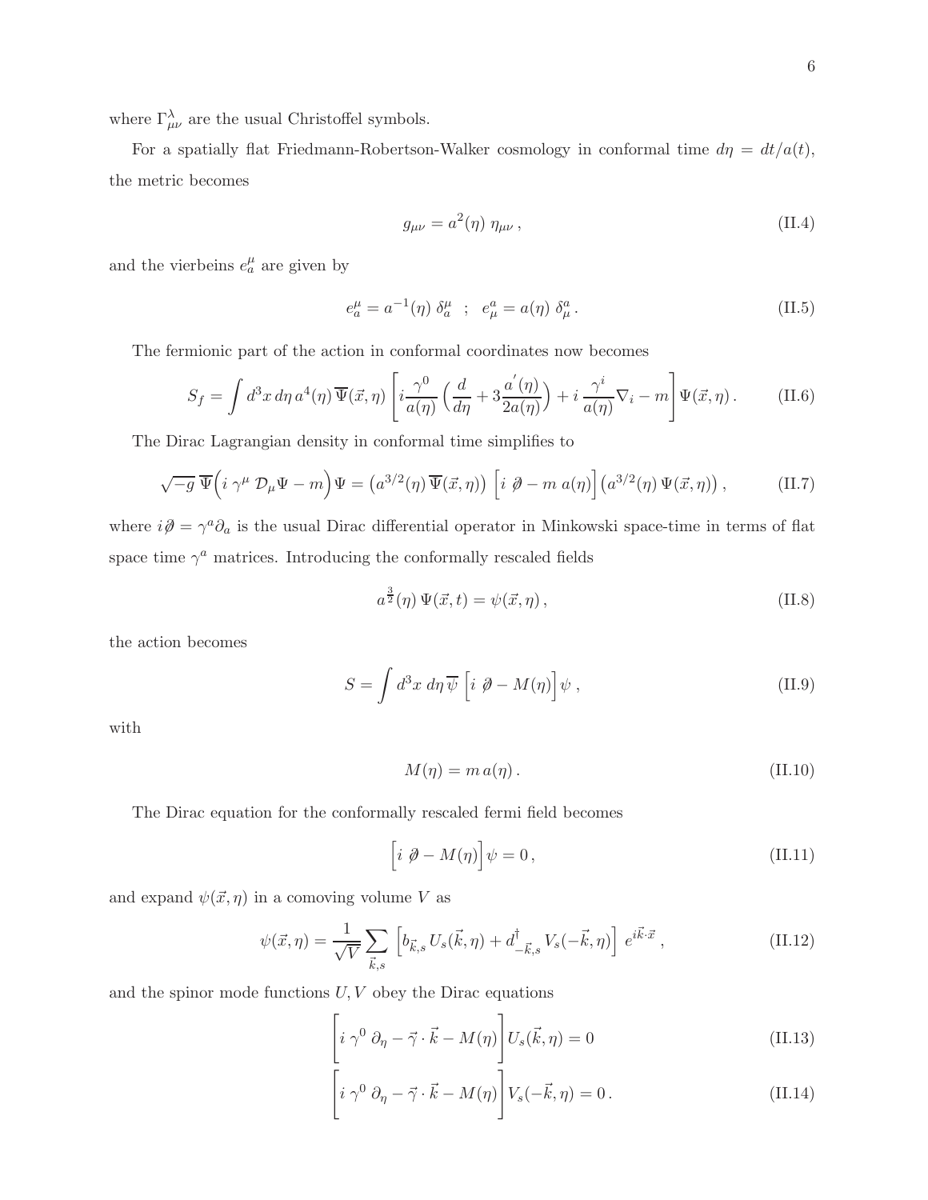where $\Gamma^{\lambda}_{\mu\nu}$ are the usual Christoffel symbols.

For a spatially flat Friedmann-Robertson-Walker cosmology in conformal time $d\eta = dt/a(t)$, the metric becomes

$$g_{\mu\nu} = a^2(\eta)\, \eta_{\mu\nu}\,, \tag{II.4}$$

and the vierbeins $e^{\mu}_{a}$ are given by

$$e^{\mu}_{a} = a^{-1}(\eta)\, \delta^{\mu}_{a} \;\; ; \;\; e^{a}_{\mu} = a(\eta)\, \delta^{a}_{\mu}\,. \tag{II.5}$$

The fermionic part of the action in conformal coordinates now becomes

$$S_f = \int d^3x\, d\eta\, a^4(\eta)\, \overline{\Psi}(\vec{x},\eta) \left[ i\frac{\gamma^0}{a(\eta)} \Big( \frac{d}{d\eta} + 3\frac{a^{'}(\eta)}{2a(\eta)} \Big) + i\,\frac{\gamma^i}{a(\eta)} \nabla_i - m \right] \Psi(\vec{x},\eta)\,. \tag{II.6}$$

The Dirac Lagrangian density in conformal time simplifies to

$$\sqrt{-g}\, \overline{\Psi}\Big( i\, \gamma^{\mu}\, \mathcal{D}_{\mu} \Psi - m \Big) \Psi = \big( a^{3/2}(\eta)\, \overline{\Psi}(\vec{x},\eta) \big) \, \Big[ i\, \not{\partial} - m\, a(\eta) \Big] \big( a^{3/2}(\eta)\, \Psi(\vec{x},\eta) \big)\,, \tag{II.7}$$

where $i\not{\partial} = \gamma^a \partial_a$ is the usual Dirac differential operator in Minkowski space-time in terms of flat space time $\gamma^a$ matrices. Introducing the conformally rescaled fields

$$a^{\frac{3}{2}}(\eta)\, \Psi(\vec{x},t) = \psi(\vec{x},\eta)\,, \tag{II.8}$$

the action becomes

$$S = \int d^3x\; d\eta\, \overline{\psi}\, \Big[ i\, \not{\partial} - M(\eta) \Big] \psi\;, \tag{II.9}$$

with

$$M(\eta) = m\, a(\eta)\,. \tag{II.10}$$

The Dirac equation for the conformally rescaled fermi field becomes

$$\Big[ i\, \not{\partial} - M(\eta) \Big] \psi = 0\,, \tag{II.11}$$

and expand $\psi(\vec{x},\eta)$ in a comoving volume $V$ as

$$\psi(\vec{x},\eta) = \frac{1}{\sqrt{V}} \sum_{\vec{k},s} \Big[ b_{\vec{k},s}\, U_s(\vec{k},\eta) + d^{\dagger}_{-\vec{k},s}\, V_s(-\vec{k},\eta) \Big]\; e^{i\vec{k}\cdot\vec{x}}\;, \tag{II.12}$$

and the spinor mode functions $U, V$ obey the Dirac equations

$$\left[ i\, \gamma^0\, \partial_\eta - \vec{\gamma}\cdot\vec{k} - M(\eta) \right] U_s(\vec{k},\eta) = 0 \tag{II.13}$$

$$\left[ i\, \gamma^0\, \partial_\eta - \vec{\gamma}\cdot\vec{k} - M(\eta) \right] V_s(-\vec{k},\eta) = 0\,. \tag{II.14}$$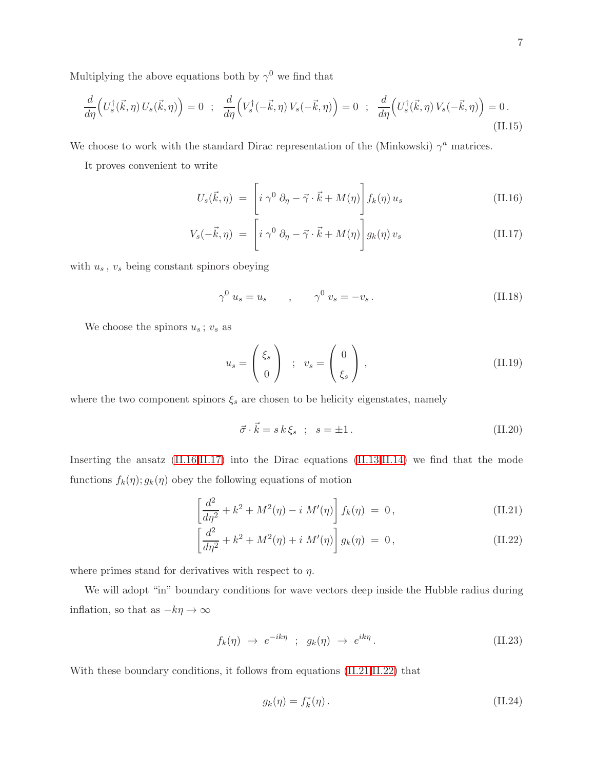Multiplying the above equations both by $\gamma^0$ we find that

$$\frac{d}{d\eta}\Big(U^{\dagger}_s(\vec{k},\eta)\,U_s(\vec{k},\eta)\Big)=0\;\;;\;\;\frac{d}{d\eta}\Big(V^{\dagger}_s(-\vec{k},\eta)\,V_s(-\vec{k},\eta)\Big)=0\;\;;\;\;\frac{d}{d\eta}\Big(U^{\dagger}_s(\vec{k},\eta)\,V_s(-\vec{k},\eta)\Big)=0\,. \tag{II.15}$$

We choose to work with the standard Dirac representation of the (Minkowski) $\gamma^a$ matrices.

It proves convenient to write

$$U_s(\vec{k},\eta) \;=\; \Bigg[i\,\gamma^0\,\partial_\eta-\vec{\gamma}\cdot\vec{k}+M(\eta)\Bigg]f_k(\eta)\,u_s \tag{II.16}$$

$$V_s(-\vec{k},\eta) \;=\; \Bigg[i\,\gamma^0\,\partial_\eta-\vec{\gamma}\cdot\vec{k}+M(\eta)\Bigg]g_k(\eta)\,v_s \tag{II.17}$$

with $u_s\,,\,v_s$ being constant spinors obeying

$$\gamma^0\,u_s=u_s \qquad , \qquad \gamma^0\,v_s=-v_s\,. \tag{II.18}$$

We choose the spinors $u_s\,;\,v_s$ as

$$u_s=\left(\begin{array}{c}\xi_s\\ 0\end{array}\right)\;\;;\;\;v_s=\left(\begin{array}{c}0\\ \xi_s\end{array}\right), \tag{II.19}$$

where the two component spinors $\xi_s$ are chosen to be helicity eigenstates, namely

$$\vec{\sigma}\cdot\vec{k}=s\,k\,\xi_s\;\;;\;\;s=\pm 1\,. \tag{II.20}$$

Inserting the ansatz (II.16,II.17) into the Dirac equations (II.13,II.14) we find that the mode functions $f_k(\eta);g_k(\eta)$ obey the following equations of motion

$$\left[\frac{d^2}{d\eta^2}+k^2+M^2(\eta)-i\;M'(\eta)\right]f_k(\eta)\;=\;0\,, \tag{II.21}$$

$$\left[\frac{d^2}{d\eta^2}+k^2+M^2(\eta)+i\;M'(\eta)\right]g_k(\eta)\;=\;0\,, \tag{II.22}$$

where primes stand for derivatives with respect to $\eta$.

We will adopt "in" boundary conditions for wave vectors deep inside the Hubble radius during inflation, so that as $-k\eta\to\infty$

$$f_k(\eta)\;\to\;e^{-ik\eta}\;\;;\;\;g_k(\eta)\;\to\;e^{ik\eta}\,. \tag{II.23}$$

With these boundary conditions, it follows from equations (II.21,II.22) that

$$g_k(\eta)=f^{*}_k(\eta)\,. \tag{II.24}$$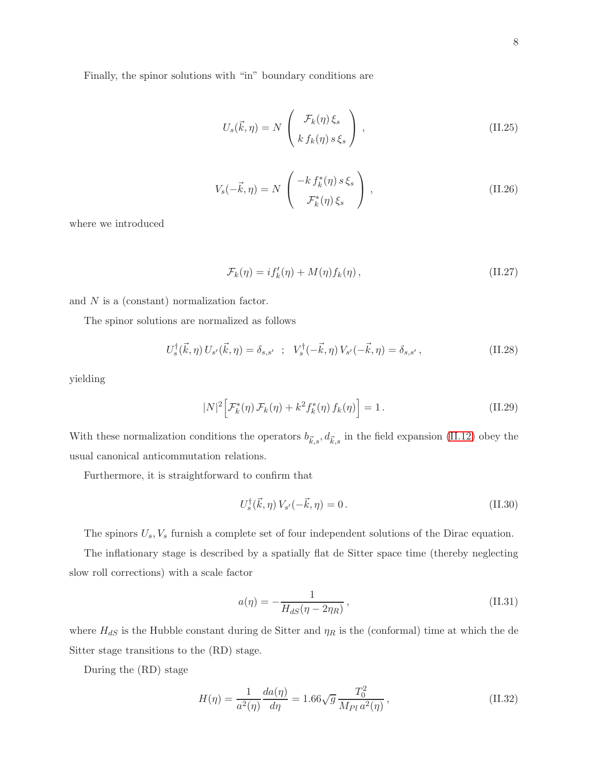Finally, the spinor solutions with "in" boundary conditions are

$$U_s(\vec{k},\eta) = N \begin{pmatrix} \mathcal{F}_k(\eta)\,\xi_s \\ k\,f_k(\eta)\,s\,\xi_s \end{pmatrix}\,, \tag{II.25}$$

$$V_s(-\vec{k},\eta) = N \begin{pmatrix} -k\,f^*_k(\eta)\,s\,\xi_s \\ \mathcal{F}^*_k(\eta)\,\xi_s \end{pmatrix}\,, \tag{II.26}$$

where we introduced

$$\mathcal{F}_k(\eta) = i f'_k(\eta) + M(\eta) f_k(\eta)\,, \tag{II.27}$$

and $N$ is a (constant) normalization factor.

The spinor solutions are normalized as follows

$$U^\dagger_s(\vec{k},\eta)\,U_{s'}(\vec{k},\eta) = \delta_{s,s'} \quad ; \quad V^\dagger_s(-\vec{k},\eta)\,V_{s'}(-\vec{k},\eta) = \delta_{s,s'}\,, \tag{II.28}$$

yielding

$$|N|^2\Big[\mathcal{F}^*_k(\eta)\,\mathcal{F}_k(\eta) + k^2 f^*_k(\eta)\,f_k(\eta)\Big] = 1\,. \tag{II.29}$$

With these normalization conditions the operators $b_{\vec{k},s}, d_{\vec{k},s}$ in the field expansion (II.12) obey the usual canonical anticommutation relations.

Furthermore, it is straightforward to confirm that

$$U^\dagger_s(\vec{k},\eta)\,V_{s'}(-\vec{k},\eta) = 0\,. \tag{II.30}$$

The spinors $U_s, V_s$ furnish a complete set of four independent solutions of the Dirac equation.

The inflationary stage is described by a spatially flat de Sitter space time (thereby neglecting slow roll corrections) with a scale factor

$$a(\eta) = -\frac{1}{H_{dS}(\eta - 2\eta_R)}\,, \tag{II.31}$$

where $H_{dS}$ is the Hubble constant during de Sitter and $\eta_R$ is the (conformal) time at which the de Sitter stage transitions to the (RD) stage.

During the (RD) stage

$$H(\eta) = \frac{1}{a^2(\eta)}\frac{da(\eta)}{d\eta} = 1.66\sqrt{g}\,\frac{T_0^2}{M_{Pl}\,a^2(\eta)}\,, \tag{II.32}$$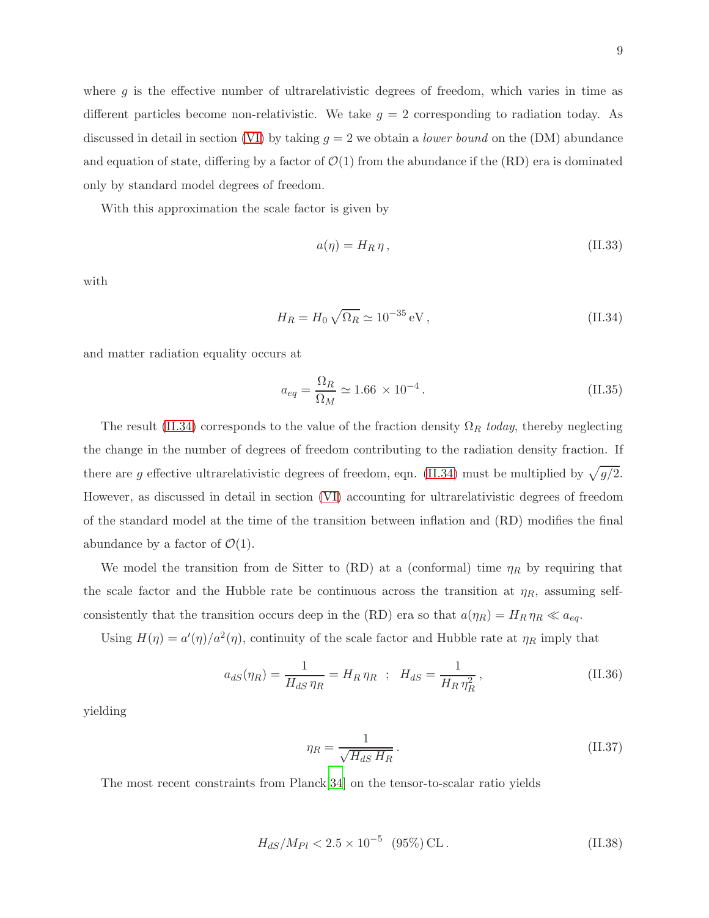where $g$ is the effective number of ultrarelativistic degrees of freedom, which varies in time as different particles become non-relativistic. We take $g = 2$ corresponding to radiation today. As discussed in detail in section (VI) by taking $g = 2$ we obtain a *lower bound* on the (DM) abundance and equation of state, differing by a factor of $\mathcal{O}(1)$ from the abundance if the (RD) era is dominated only by standard model degrees of freedom.

With this approximation the scale factor is given by

$$a(\eta) = H_R \, \eta \,, \tag{II.33}$$

with

$$H_R = H_0 \sqrt{\Omega_R} \simeq 10^{-35} \, \text{eV} \,, \tag{II.34}$$

and matter radiation equality occurs at

$$a_{eq} = \frac{\Omega_R}{\Omega_M} \simeq 1.66 \, \times 10^{-4} \,. \tag{II.35}$$

The result (II.34) corresponds to the value of the fraction density $\Omega_R$ *today*, thereby neglecting the change in the number of degrees of freedom contributing to the radiation density fraction. If there are $g$ effective ultrarelativistic degrees of freedom, eqn. (II.34) must be multiplied by $\sqrt{g/2}$. However, as discussed in detail in section (VI) accounting for ultrarelativistic degrees of freedom of the standard model at the time of the transition between inflation and (RD) modifies the final abundance by a factor of $\mathcal{O}(1)$.

We model the transition from de Sitter to (RD) at a (conformal) time $\eta_R$ by requiring that the scale factor and the Hubble rate be continuous across the transition at $\eta_R$, assuming self-consistently that the transition occurs deep in the (RD) era so that $a(\eta_R) = H_R \, \eta_R \ll a_{eq}$.

Using $H(\eta) = a'(\eta)/a^2(\eta)$, continuity of the scale factor and Hubble rate at $\eta_R$ imply that

$$a_{dS}(\eta_R) = \frac{1}{H_{dS} \, \eta_R} = H_R \, \eta_R \quad ; \quad H_{dS} = \frac{1}{H_R \, \eta_R^2} \,, \tag{II.36}$$

yielding

$$\eta_R = \frac{1}{\sqrt{H_{dS} \, H_R}} \,. \tag{II.37}$$

The most recent constraints from Planck[34] on the tensor-to-scalar ratio yields

$$H_{dS}/M_{Pl} < 2.5 \times 10^{-5} \quad (95\%) \, \text{CL} \,. \tag{II.38}$$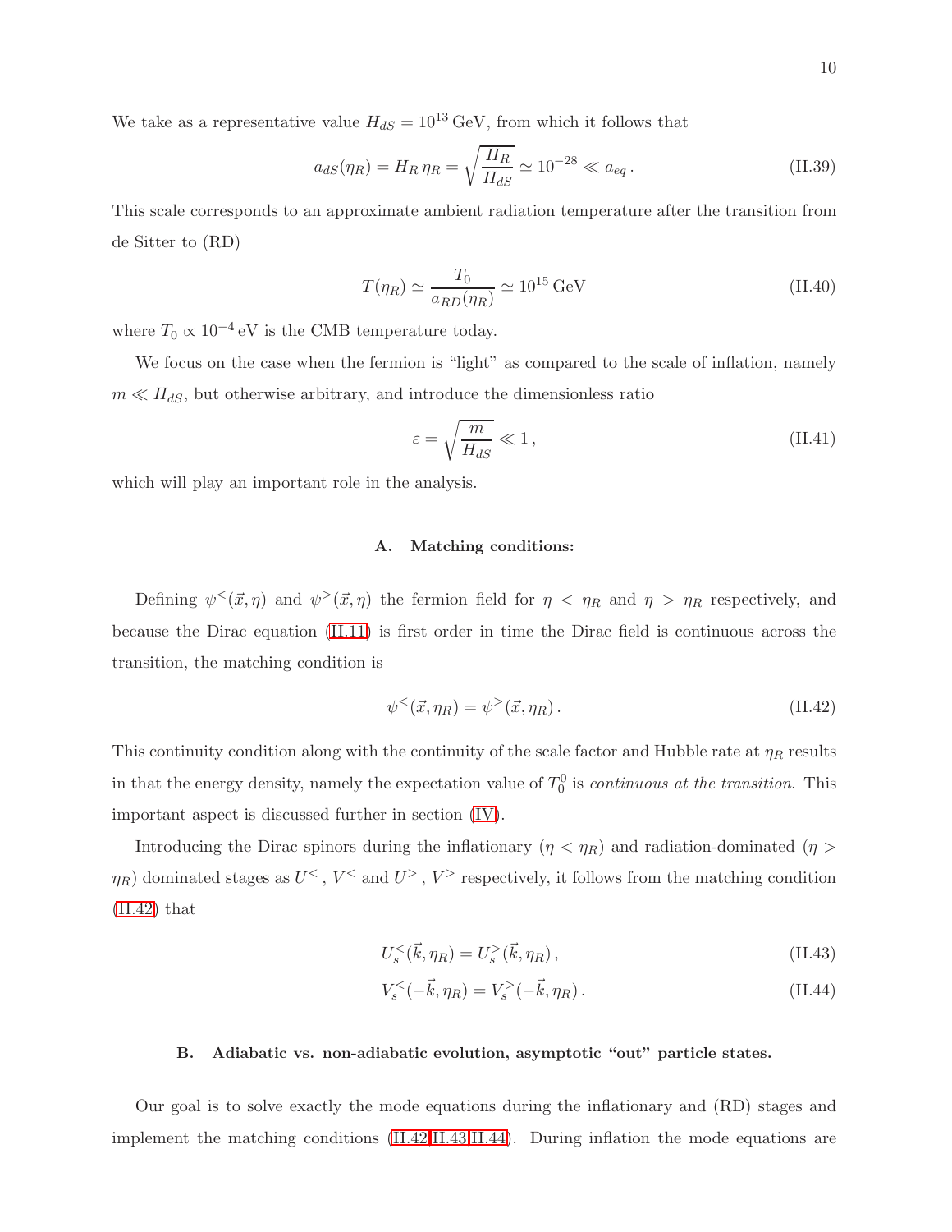We take as a representative value $H_{dS} = 10^{13}\,\mathrm{GeV}$, from which it follows that

$$a_{dS}(\eta_R) = H_R\,\eta_R = \sqrt{\frac{H_R}{H_{dS}}} \simeq 10^{-28} \ll a_{eq}\,. \tag{II.39}$$

This scale corresponds to an approximate ambient radiation temperature after the transition from de Sitter to (RD)

$$T(\eta_R) \simeq \frac{T_0}{a_{RD}(\eta_R)} \simeq 10^{15}\,\mathrm{GeV} \tag{II.40}$$

where $T_0 \propto 10^{-4}\,\mathrm{eV}$ is the CMB temperature today.

We focus on the case when the fermion is "light" as compared to the scale of inflation, namely $m \ll H_{dS}$, but otherwise arbitrary, and introduce the dimensionless ratio

$$\varepsilon = \sqrt{\frac{m}{H_{dS}}} \ll 1\,, \tag{II.41}$$

which will play an important role in the analysis.

### A. Matching conditions:

Defining $\psi^{<}(\vec{x},\eta)$ and $\psi^{>}(\vec{x},\eta)$ the fermion field for $\eta < \eta_R$ and $\eta > \eta_R$ respectively, and because the Dirac equation (II.11) is first order in time the Dirac field is continuous across the transition, the matching condition is

$$\psi^{<}(\vec{x},\eta_R) = \psi^{>}(\vec{x},\eta_R)\,. \tag{II.42}$$

This continuity condition along with the continuity of the scale factor and Hubble rate at $\eta_R$ results in that the energy density, namely the expectation value of $T^0_0$ is *continuous at the transition*. This important aspect is discussed further in section (IV).

Introducing the Dirac spinors during the inflationary ($\eta < \eta_R$) and radiation-dominated ($\eta > \eta_R$) dominated stages as $U^{<}$, $V^{<}$ and $U^{>}$, $V^{>}$ respectively, it follows from the matching condition (II.42) that

$$U^{<}_s(\vec{k},\eta_R) = U^{>}_s(\vec{k},\eta_R)\,, \tag{II.43}$$

$$V^{<}_s(-\vec{k},\eta_R) = V^{>}_s(-\vec{k},\eta_R)\,. \tag{II.44}$$

### B. Adiabatic vs. non-adiabatic evolution, asymptotic "out" particle states.

Our goal is to solve exactly the mode equations during the inflationary and (RD) stages and implement the matching conditions (II.42,II.43,II.44). During inflation the mode equations are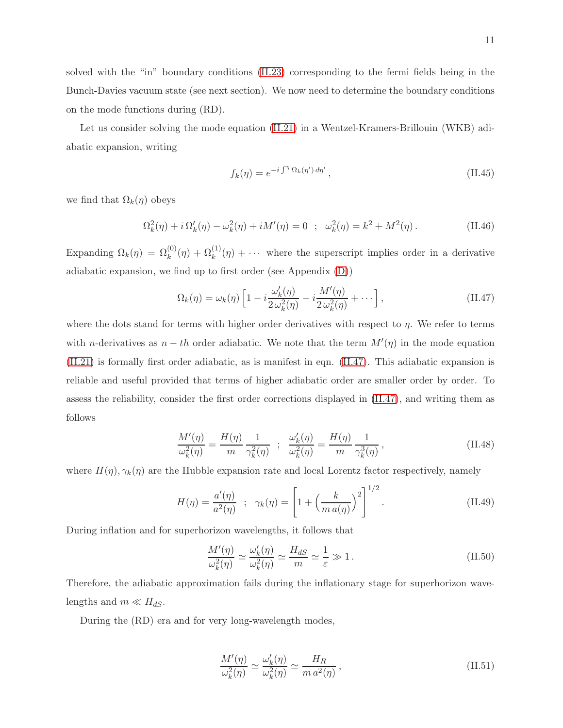solved with the "in" boundary conditions (II.23) corresponding to the fermi fields being in the Bunch-Davies vacuum state (see next section). We now need to determine the boundary conditions on the mode functions during (RD).

Let us consider solving the mode equation (II.21) in a Wentzel-Kramers-Brillouin (WKB) adiabatic expansion, writing

$$f_k(\eta) = e^{-i\int^{\eta} \Omega_k(\eta')\, d\eta'}\,, \tag{II.45}$$

we find that $\Omega_k(\eta)$ obeys

$$\Omega^2_k(\eta) + i\,\Omega'_k(\eta) - \omega^2_k(\eta) + iM'(\eta) = 0 \;\; ; \;\; \omega^2_k(\eta) = k^2 + M^2(\eta)\,. \tag{II.46}$$

Expanding $\Omega_k(\eta) = \Omega^{(0)}_k(\eta) + \Omega^{(1)}_k(\eta) + \cdots$ where the superscript implies order in a derivative adiabatic expansion, we find up to first order (see Appendix (D))

$$\Omega_k(\eta) = \omega_k(\eta)\left[1 - i\frac{\omega'_k(\eta)}{2\,\omega^2_k(\eta)} - i\frac{M'(\eta)}{2\,\omega^2_k(\eta)} + \cdots\right], \tag{II.47}$$

where the dots stand for terms with higher order derivatives with respect to $\eta$. We refer to terms with $n$-derivatives as $n-th$ order adiabatic. We note that the term $M'(\eta)$ in the mode equation (II.21) is formally first order adiabatic, as is manifest in eqn. (II.47). This adiabatic expansion is reliable and useful provided that terms of higher adiabatic order are smaller order by order. To assess the reliability, consider the first order corrections displayed in (II.47), and writing them as follows

$$\frac{M'(\eta)}{\omega^2_k(\eta)} = \frac{H(\eta)}{m}\,\frac{1}{\gamma^2_k(\eta)} \;\; ; \;\; \frac{\omega'_k(\eta)}{\omega^2_k(\eta)} = \frac{H(\eta)}{m}\,\frac{1}{\gamma^3_k(\eta)}\,, \tag{II.48}$$

where $H(\eta), \gamma_k(\eta)$ are the Hubble expansion rate and local Lorentz factor respectively, namely

$$H(\eta) = \frac{a'(\eta)}{a^2(\eta)} \;\; ; \;\; \gamma_k(\eta) = \left[1 + \Big(\frac{k}{m\,a(\eta)}\Big)^2\right]^{1/2}. \tag{II.49}$$

During inflation and for superhorizon wavelengths, it follows that

$$\frac{M'(\eta)}{\omega^2_k(\eta)} \simeq \frac{\omega'_k(\eta)}{\omega^2_k(\eta)} \simeq \frac{H_{dS}}{m} \simeq \frac{1}{\varepsilon} \gg 1\,. \tag{II.50}$$

Therefore, the adiabatic approximation fails during the inflationary stage for superhorizon wavelengths and $m \ll H_{dS}$.

During the (RD) era and for very long-wavelength modes,

$$\frac{M'(\eta)}{\omega^2_k(\eta)} \simeq \frac{\omega'_k(\eta)}{\omega^2_k(\eta)} \simeq \frac{H_R}{m\,a^2(\eta)}\,, \tag{II.51}$$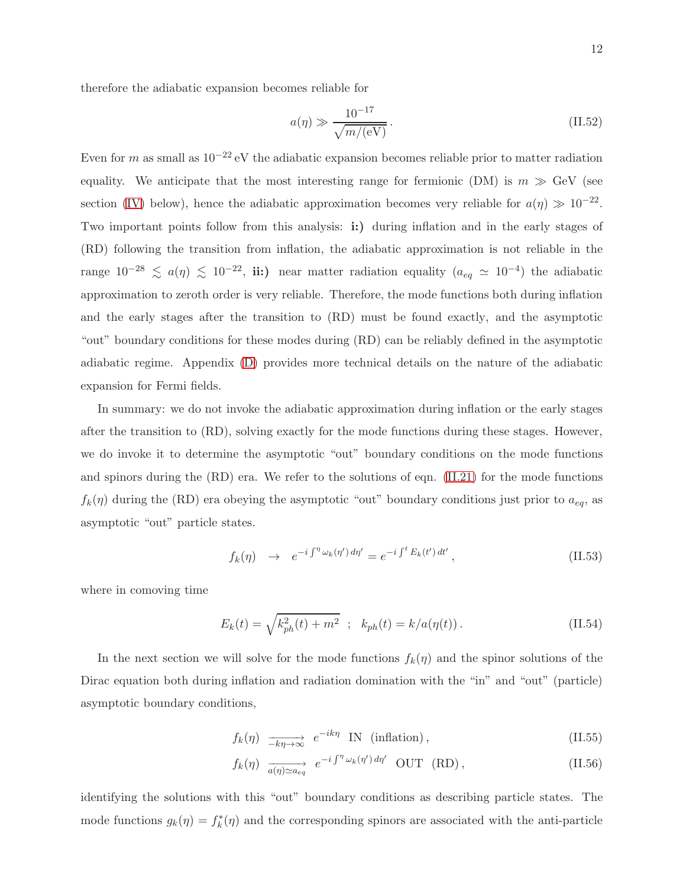therefore the adiabatic expansion becomes reliable for

$$a(\eta) \gg \frac{10^{-17}}{\sqrt{m/(\mathrm{eV})}} \,. \tag{II.52}$$

Even for $m$ as small as $10^{-22}\,\mathrm{eV}$ the adiabatic expansion becomes reliable prior to matter radiation equality. We anticipate that the most interesting range for fermionic (DM) is $m \gg \mathrm{GeV}$ (see section (IV) below), hence the adiabatic approximation becomes very reliable for $a(\eta) \gg 10^{-22}$. Two important points follow from this analysis: **i:)** during inflation and in the early stages of (RD) following the transition from inflation, the adiabatic approximation is not reliable in the range $10^{-28} \lesssim a(\eta) \lesssim 10^{-22}$, **ii:)** near matter radiation equality ($a_{eq} \simeq 10^{-4}$) the adiabatic approximation to zeroth order is very reliable. Therefore, the mode functions both during inflation and the early stages after the transition to (RD) must be found exactly, and the asymptotic "out" boundary conditions for these modes during (RD) can be reliably defined in the asymptotic adiabatic regime. Appendix (D) provides more technical details on the nature of the adiabatic expansion for Fermi fields.

In summary: we do not invoke the adiabatic approximation during inflation or the early stages after the transition to (RD), solving exactly for the mode functions during these stages. However, we do invoke it to determine the asymptotic "out" boundary conditions on the mode functions and spinors during the (RD) era. We refer to the solutions of eqn. (II.21) for the mode functions $f_k(\eta)$ during the (RD) era obeying the asymptotic "out" boundary conditions just prior to $a_{eq}$, as asymptotic "out" particle states.

$$f_k(\eta) \;\; \rightarrow \;\; e^{-i\int^{\eta}\omega_k(\eta')\,d\eta'} = e^{-i\int^{t}E_k(t')\,dt'} \,, \tag{II.53}$$

where in comoving time

$$E_k(t) = \sqrt{k_{ph}^2(t) + m^2} \;\; ; \;\; k_{ph}(t) = k/a(\eta(t)) \,. \tag{II.54}$$

In the next section we will solve for the mode functions $f_k(\eta)$ and the spinor solutions of the Dirac equation both during inflation and radiation domination with the "in" and "out" (particle) asymptotic boundary conditions,

$$f_k(\eta) \;\; \xrightarrow[-k\eta\rightarrow\infty]{} \;\; e^{-ik\eta} \;\; \mathrm{IN} \;\; (\mathrm{inflation}) \,, \tag{II.55}$$

$$f_k(\eta) \;\; \xrightarrow[a(\eta)\simeq a_{eq}]{} \;\; e^{-i\int^{\eta}\omega_k(\eta')\,d\eta'} \;\; \mathrm{OUT} \;\; (\mathrm{RD}) \,, \tag{II.56}$$

identifying the solutions with this "out" boundary conditions as describing particle states. The mode functions $g_k(\eta) = f_k^*(\eta)$ and the corresponding spinors are associated with the anti-particle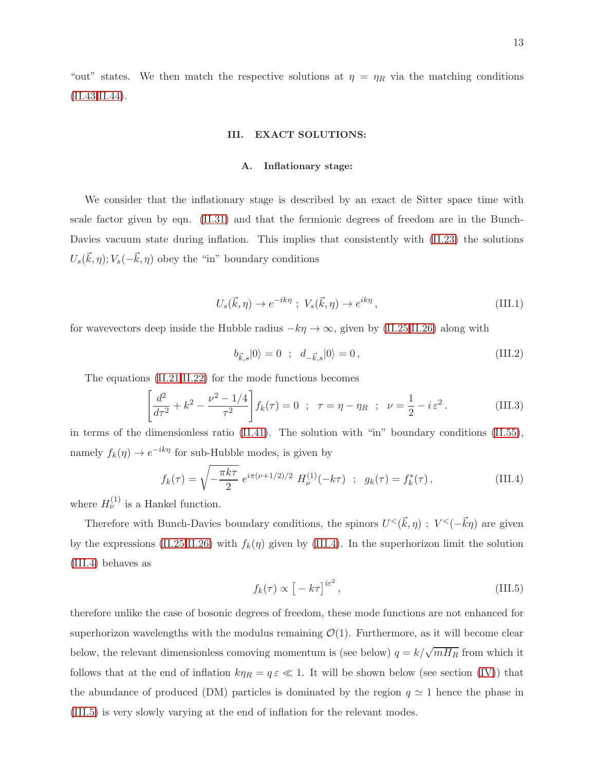"out" states. We then match the respective solutions at $\eta = \eta_R$ via the matching conditions (II.43,II.44).

## III. EXACT SOLUTIONS:

### A. Inflationary stage:

We consider that the inflationary stage is described by an exact de Sitter space time with scale factor given by eqn. (II.31) and that the fermionic degrees of freedom are in the Bunch-Davies vacuum state during inflation. This implies that consistently with (II.23) the solutions $U_s(\vec{k},\eta); V_s(-\vec{k},\eta)$ obey the "in" boundary conditions

$$U_s(\vec{k},\eta) \to e^{-ik\eta} \; ; \; V_s(\vec{k},\eta) \to e^{ik\eta} \,, \tag{III.1}$$

for wavevectors deep inside the Hubble radius $-k\eta \to \infty$, given by (II.25,II.26) along with

$$b_{\vec{k},s}|0\rangle = 0 \quad ; \quad d_{-\vec{k},s}|0\rangle = 0 \,, \tag{III.2}$$

The equations (II.21,II.22) for the mode functions becomes

$$\left[\frac{d^2}{d\tau^2} + k^2 - \frac{\nu^2 - 1/4}{\tau^2}\right] f_k(\tau) = 0 \quad ; \quad \tau = \eta - \eta_R \quad ; \quad \nu = \frac{1}{2} - i\,\varepsilon^2 \,. \tag{III.3}$$

in terms of the dimensionless ratio (II.41). The solution with "in" boundary conditions (II.55), namely $f_k(\eta) \to e^{-ik\eta}$ for sub-Hubble modes, is given by

$$f_k(\tau) = \sqrt{-\frac{\pi k \tau}{2}}\; e^{i\pi(\nu+1/2)/2}\; H^{(1)}_{\nu}(-k\tau) \quad ; \quad g_k(\tau) = f^*_k(\tau) \,, \tag{III.4}$$

where $H^{(1)}_{\nu}$ is a Hankel function.

Therefore with Bunch-Davies boundary conditions, the spinors $U^<(\vec{k},\eta) \; ; \; V^<(-\vec{k}\eta)$ are given by the expressions (II.25,II.26) with $f_k(\eta)$ given by (III.4). In the superhorizon limit the solution (III.4) behaves as

$$f_k(\tau) \propto \big[-k\tau\big]^{i\varepsilon^2} \,, \tag{III.5}$$

therefore unlike the case of bosonic degrees of freedom, these mode functions are not enhanced for superhorizon wavelengths with the modulus remaining $\mathcal{O}(1)$. Furthermore, as it will become clear below, the relevant dimensionless comoving momentum is (see below) $q = k/\sqrt{mH_R}$ from which it follows that at the end of inflation $k\eta_R = q\,\varepsilon \ll 1$. It will be shown below (see section (IV)) that the abundance of produced (DM) particles is dominated by the region $q \simeq 1$ hence the phase in (III.5) is very slowly varying at the end of inflation for the relevant modes.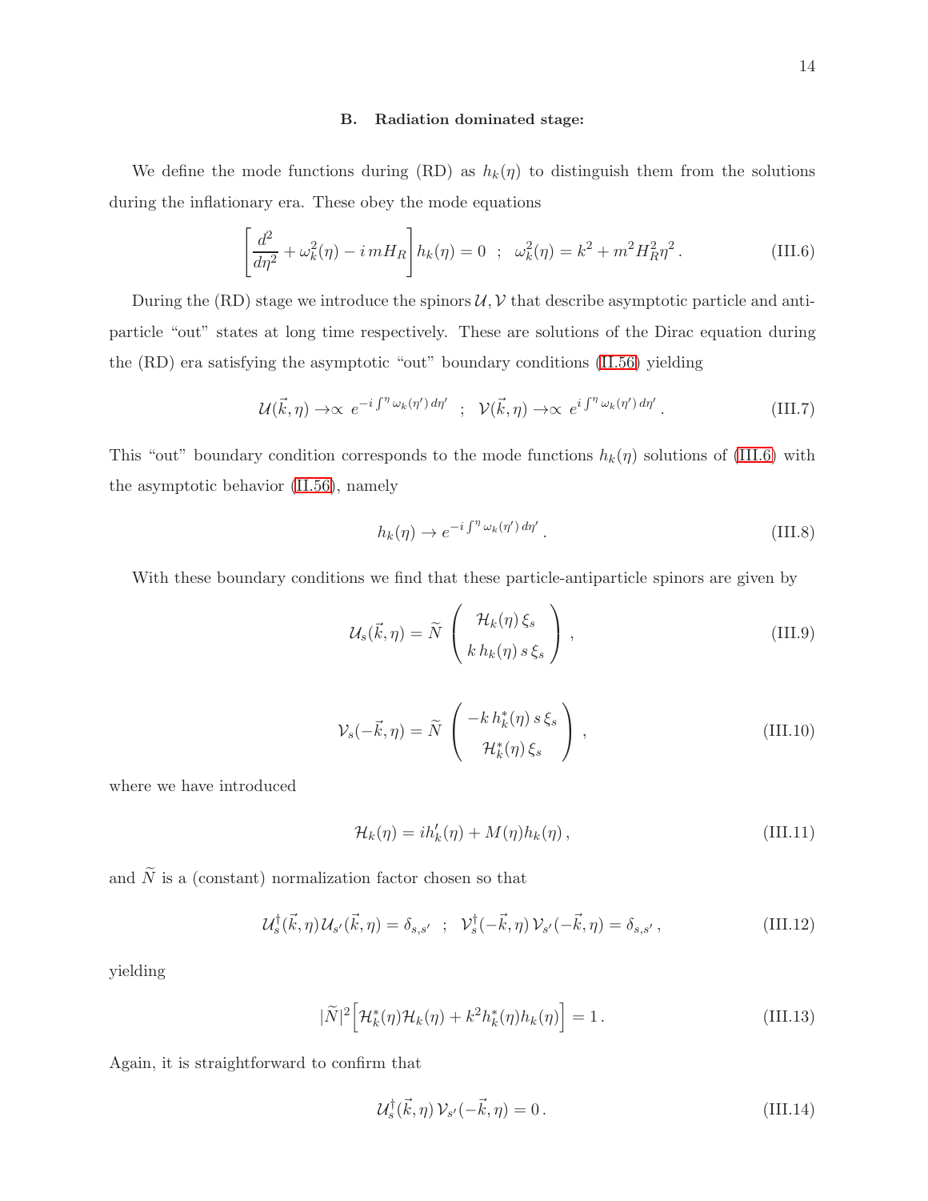### B. Radiation dominated stage:

We define the mode functions during (RD) as $h_k(\eta)$ to distinguish them from the solutions during the inflationary era. These obey the mode equations

$$\left[\frac{d^2}{d\eta^2}+\omega_k^2(\eta)-i\,mH_R\right]h_k(\eta)=0 \quad ; \quad \omega_k^2(\eta)=k^2+m^2H_R^2\eta^2\,. \tag{III.6}$$

During the (RD) stage we introduce the spinors $\mathcal{U},\mathcal{V}$ that describe asymptotic particle and anti-particle "out" states at long time respectively. These are solutions of the Dirac equation during the (RD) era satisfying the asymptotic "out" boundary conditions (II.56) yielding

$$\mathcal{U}(\vec{k},\eta)\to\propto\; e^{-i\int^{\eta}\omega_k(\eta')\,d\eta'} \quad ; \quad \mathcal{V}(\vec{k},\eta)\to\propto\; e^{i\int^{\eta}\omega_k(\eta')\,d\eta'}\,. \tag{III.7}$$

This "out" boundary condition corresponds to the mode functions $h_k(\eta)$ solutions of (III.6) with the asymptotic behavior (II.56), namely

$$h_k(\eta)\to e^{-i\int^{\eta}\omega_k(\eta')\,d\eta'}\,. \tag{III.8}$$

With these boundary conditions we find that these particle-antiparticle spinors are given by

$$\mathcal{U}_s(\vec{k},\eta)=\widetilde{N}\begin{pmatrix}\mathcal{H}_k(\eta)\,\xi_s\\ k\,h_k(\eta)\,s\,\xi_s\end{pmatrix}, \tag{III.9}$$

$$\mathcal{V}_s(-\vec{k},\eta)=\widetilde{N}\begin{pmatrix}-k\,h^*_k(\eta)\,s\,\xi_s\\ \mathcal{H}^*_k(\eta)\,\xi_s\end{pmatrix}, \tag{III.10}$$

where we have introduced

$$\mathcal{H}_k(\eta)=ih'_k(\eta)+M(\eta)h_k(\eta)\,, \tag{III.11}$$

and $\widetilde{N}$ is a (constant) normalization factor chosen so that

$$\mathcal{U}^{\dagger}_s(\vec{k},\eta)\,\mathcal{U}_{s'}(\vec{k},\eta)=\delta_{s,s'} \quad ; \quad \mathcal{V}^{\dagger}_s(-\vec{k},\eta)\,\mathcal{V}_{s'}(-\vec{k},\eta)=\delta_{s,s'}\,, \tag{III.12}$$

yielding

$$|\widetilde{N}|^2\Big[\mathcal{H}^*_k(\eta)\mathcal{H}_k(\eta)+k^2h^*_k(\eta)h_k(\eta)\Big]=1\,. \tag{III.13}$$

Again, it is straightforward to confirm that

$$\mathcal{U}^{\dagger}_s(\vec{k},\eta)\,\mathcal{V}_{s'}(-\vec{k},\eta)=0\,. \tag{III.14}$$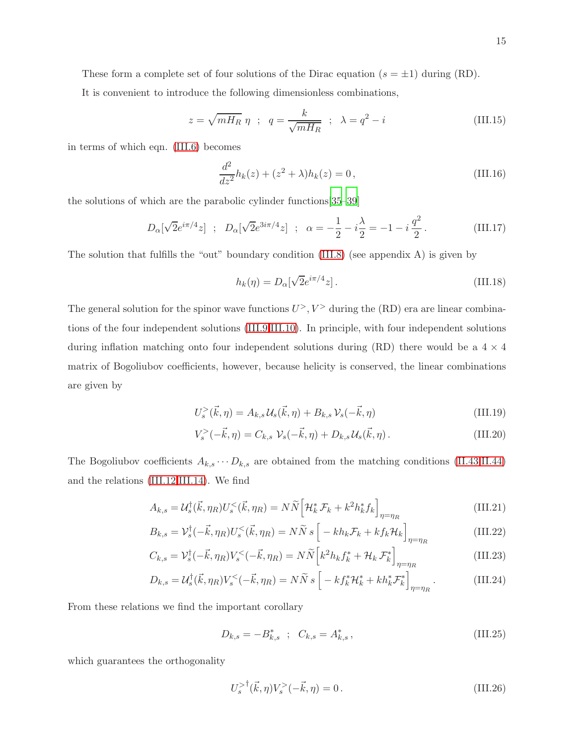These form a complete set of four solutions of the Dirac equation ($s = \pm 1$) during (RD).

It is convenient to introduce the following dimensionless combinations,

$$z = \sqrt{mH_R}\,\eta \quad ; \quad q = \frac{k}{\sqrt{mH_R}} \quad ; \quad \lambda = q^2 - i \tag{III.15}$$

in terms of which eqn. (III.6) becomes

$$\frac{d^2}{dz^2}h_k(z) + (z^2 + \lambda)h_k(z) = 0\,, \tag{III.16}$$

the solutions of which are the parabolic cylinder functions[35–39]

$$D_\alpha[\sqrt{2}e^{i\pi/4}z] \quad ; \quad D_\alpha[\sqrt{2}e^{3i\pi/4}z] \quad ; \quad \alpha = -\frac{1}{2} - i\frac{\lambda}{2} = -1 - i\,\frac{q^2}{2}\,. \tag{III.17}$$

The solution that fulfills the "out" boundary condition (III.8) (see appendix A) is given by

$$h_k(\eta) = D_\alpha[\sqrt{2}e^{i\pi/4}z]\,. \tag{III.18}$$

The general solution for the spinor wave functions $U^>, V^>$ during the (RD) era are linear combinations of the four independent solutions (III.9,III.10). In principle, with four independent solutions during inflation matching onto four independent solutions during (RD) there would be a $4 \times 4$ matrix of Bogoliubov coefficients, however, because helicity is conserved, the linear combinations are given by

$$U^>_s(\vec{k},\eta) = A_{k,s}\,\mathcal{U}_s(\vec{k},\eta) + B_{k,s}\,\mathcal{V}_s(-\vec{k},\eta) \tag{III.19}$$

$$V^>_s(-\vec{k},\eta) = C_{k,s}\;\mathcal{V}_s(-\vec{k},\eta) + D_{k,s}\,\mathcal{U}_s(\vec{k},\eta)\,. \tag{III.20}$$

The Bogoliubov coefficients $A_{k,s}\cdots D_{k,s}$ are obtained from the matching conditions (II.43,II.44) and the relations (III.12,III.14). We find

$$A_{k,s} = \mathcal{U}^\dagger_s(\vec{k},\eta_R)U^<_s(\vec{k},\eta_R) = N\widetilde{N}\Big[\mathcal{H}^*_k\,\mathcal{F}_k + k^2 h^*_k f_k\Big]_{\eta=\eta_R} \tag{III.21}$$

$$B_{k,s} = \mathcal{V}^\dagger_s(-\vec{k},\eta_R)U^<_s(\vec{k},\eta_R) = N\widetilde{N}\,s\,\Big[-k h_k\mathcal{F}_k + k f_k\mathcal{H}_k\Big]_{\eta=\eta_R} \tag{III.22}$$

$$C_{k,s} = \mathcal{V}^\dagger_s(-\vec{k},\eta_R)V^<_s(-\vec{k},\eta_R) = N\widetilde{N}\Big[k^2 h_k f^*_k + \mathcal{H}_k\,\mathcal{F}^*_k\Big]_{\eta=\eta_R} \tag{III.23}$$

$$D_{k,s} = \mathcal{U}^\dagger_s(\vec{k},\eta_R)V^<_s(-\vec{k},\eta_R) = N\widetilde{N}\,s\,\Big[-k f^*_k\mathcal{H}^*_k + k h^*_k\mathcal{F}^*_k\Big]_{\eta=\eta_R}\,. \tag{III.24}$$

From these relations we find the important corollary

$$D_{k,s} = -B^*_{k,s} \quad ; \quad C_{k,s} = A^*_{k,s}\,, \tag{III.25}$$

which guarantees the orthogonality

$$U^{>\,\dagger}_s(\vec{k},\eta)V^>_s(-\vec{k},\eta) = 0\,. \tag{III.26}$$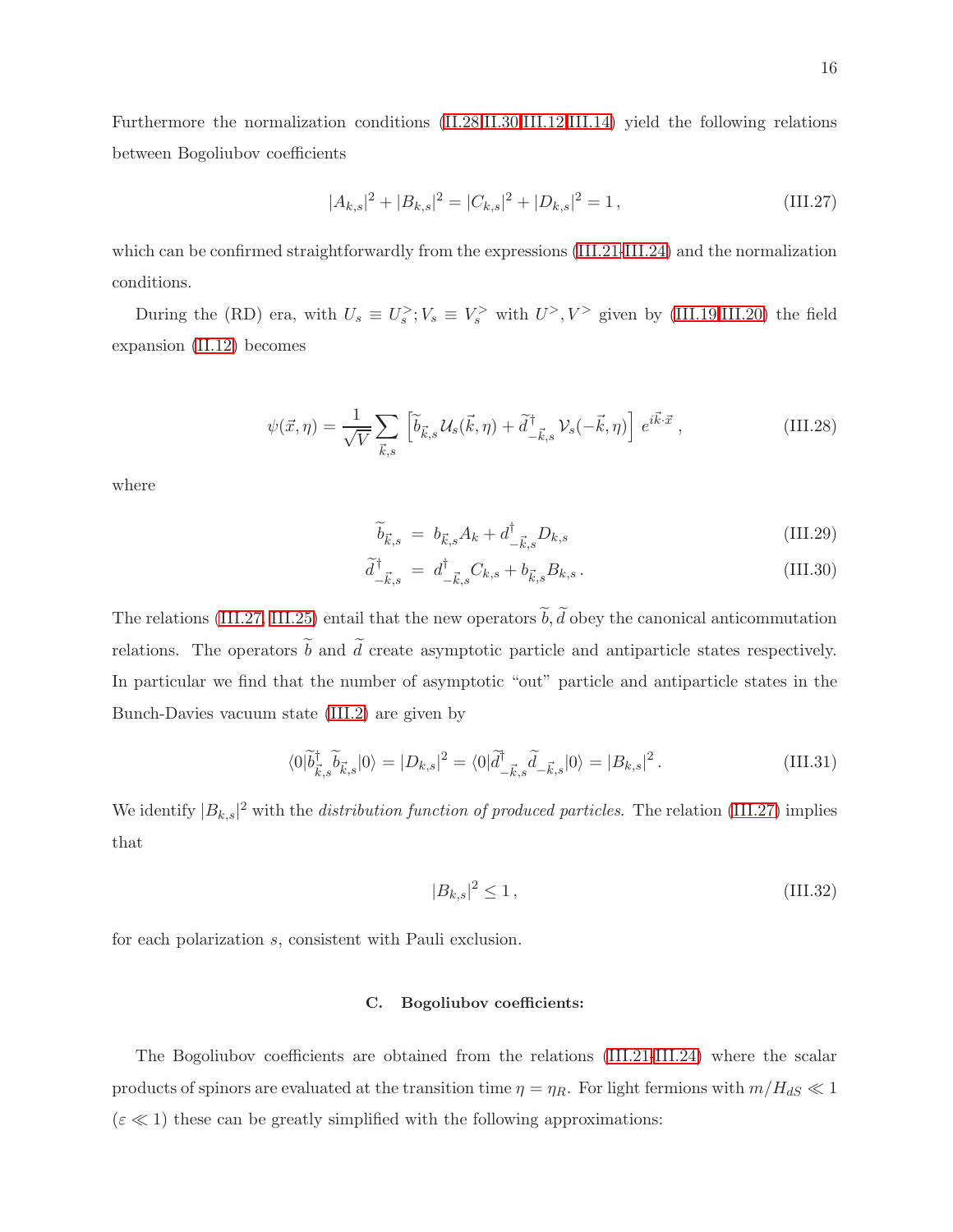Furthermore the normalization conditions (II.28,II.30,III.12,III.14) yield the following relations between Bogoliubov coefficients

$$|A_{k,s}|^2 + |B_{k,s}|^2 = |C_{k,s}|^2 + |D_{k,s}|^2 = 1\,, \tag{III.27}$$

which can be confirmed straightforwardly from the expressions (III.21-III.24) and the normalization conditions.

During the (RD) era, with $U_s \equiv U^{>}_s; V_s \equiv V^{>}_s$ with $U^{>}, V^{>}$ given by (III.19,III.20) the field expansion (II.12) becomes

$$\psi(\vec{x},\eta) = \frac{1}{\sqrt{V}} \sum_{\vec{k},s} \left[ \widetilde{b}_{\vec{k},s}\, \mathcal{U}_s(\vec{k},\eta) + \widetilde{d}^{\,\dagger}_{-\vec{k},s}\, \mathcal{V}_s(-\vec{k},\eta) \right] e^{i\vec{k}\cdot\vec{x}}\,, \tag{III.28}$$

where

$$\widetilde{b}_{\vec{k},s} \; = \; b_{\vec{k},s} A_k + d^{\dagger}_{-\vec{k},s} D_{k,s} \tag{III.29}$$

$$\widetilde{d}^{\,\dagger}_{-\vec{k},s} \; = \; d^{\dagger}_{-\vec{k},s} C_{k,s} + b_{\vec{k},s} B_{k,s}\,. \tag{III.30}$$

The relations (III.27, III.25) entail that the new operators $\widetilde{b}, \widetilde{d}$ obey the canonical anticommutation relations. The operators $\widetilde{b}$ and $\widetilde{d}$ create asymptotic particle and antiparticle states respectively. In particular we find that the number of asymptotic "out" particle and antiparticle states in the Bunch-Davies vacuum state (III.2) are given by

$$\langle 0|\widetilde{b}^{\dagger}_{\vec{k},s}\,\widetilde{b}_{\vec{k},s}|0\rangle = |D_{k,s}|^2 = \langle 0|\widetilde{d}^{\dagger}_{-\vec{k},s}\,\widetilde{d}_{-\vec{k},s}|0\rangle = |B_{k,s}|^2\,. \tag{III.31}$$

We identify $|B_{k,s}|^2$ with the *distribution function of produced particles*. The relation (III.27) implies that

$$|B_{k,s}|^2 \leq 1\,, \tag{III.32}$$

for each polarization $s$, consistent with Pauli exclusion.

### C. Bogoliubov coefficients:

The Bogoliubov coefficients are obtained from the relations (III.21-III.24) where the scalar products of spinors are evaluated at the transition time $\eta = \eta_R$. For light fermions with $m/H_{dS} \ll 1$ ($\varepsilon \ll 1$) these can be greatly simplified with the following approximations: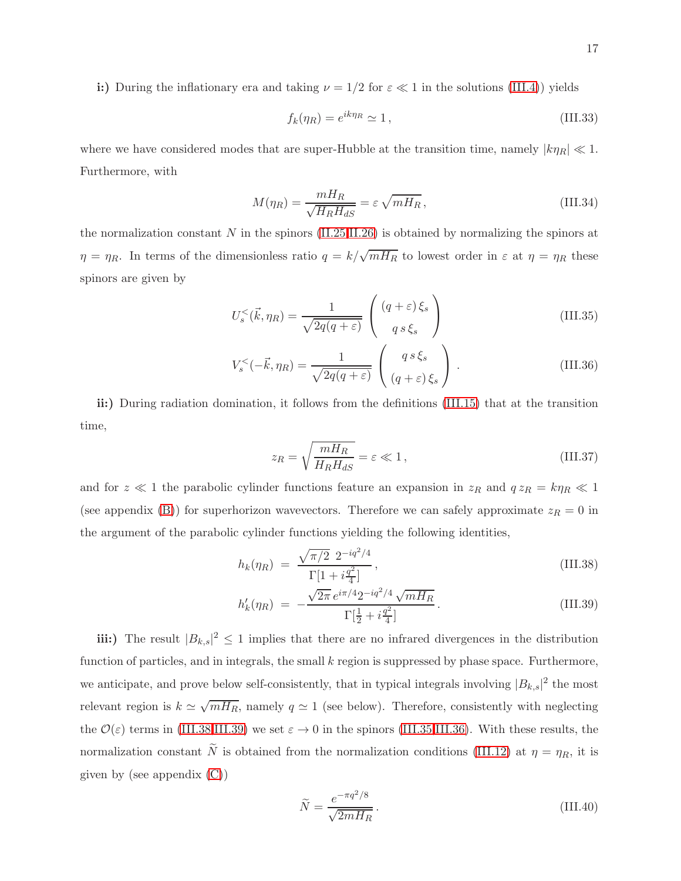**i:)** During the inflationary era and taking $\nu = 1/2$ for $\varepsilon \ll 1$ in the solutions (III.4)) yields

$$f_k(\eta_R) = e^{ik\eta_R} \simeq 1\,, \tag{III.33}$$

where we have considered modes that are super-Hubble at the transition time, namely $|k\eta_R| \ll 1$. Furthermore, with

$$M(\eta_R) = \frac{mH_R}{\sqrt{H_R H_{dS}}} = \varepsilon\,\sqrt{mH_R}\,, \tag{III.34}$$

the normalization constant $N$ in the spinors (II.25,II.26) is obtained by normalizing the spinors at $\eta = \eta_R$. In terms of the dimensionless ratio $q = k/\sqrt{mH_R}$ to lowest order in $\varepsilon$ at $\eta = \eta_R$ these spinors are given by

$$U^{<}_s(\vec{k},\eta_R) = \frac{1}{\sqrt{2q(q+\varepsilon)}} \begin{pmatrix} (q+\varepsilon)\,\xi_s \\ q\,s\,\xi_s \end{pmatrix} \tag{III.35}$$

$$V^{<}_s(-\vec{k},\eta_R) = \frac{1}{\sqrt{2q(q+\varepsilon)}} \begin{pmatrix} q\,s\,\xi_s \\ (q+\varepsilon)\,\xi_s \end{pmatrix}\,. \tag{III.36}$$

**ii:)** During radiation domination, it follows from the definitions (III.15) that at the transition time,

$$z_R = \sqrt{\frac{mH_R}{H_R H_{dS}}} = \varepsilon \ll 1\,, \tag{III.37}$$

and for $z \ll 1$ the parabolic cylinder functions feature an expansion in $z_R$ and $q\,z_R = k\eta_R \ll 1$ (see appendix (B)) for superhorizon wavevectors. Therefore we can safely approximate $z_R = 0$ in the argument of the parabolic cylinder functions yielding the following identities,

$$h_k(\eta_R) \;=\; \frac{\sqrt{\pi/2}\;\,2^{-iq^2/4}}{\Gamma[1+i\frac{q^2}{4}]}\,, \tag{III.38}$$

$$h'_k(\eta_R) \;=\; -\frac{\sqrt{2\pi}\,e^{i\pi/4}2^{-iq^2/4}\,\sqrt{mH_R}}{\Gamma[\frac{1}{2}+i\frac{q^2}{4}]}\,. \tag{III.39}$$

**iii:)** The result $|B_{k,s}|^2 \leq 1$ implies that there are no infrared divergences in the distribution function of particles, and in integrals, the small $k$ region is suppressed by phase space. Furthermore, we anticipate, and prove below self-consistently, that in typical integrals involving $|B_{k,s}|^2$ the most relevant region is $k \simeq \sqrt{mH_R}$, namely $q \simeq 1$ (see below). Therefore, consistently with neglecting the $\mathcal{O}(\varepsilon)$ terms in (III.38,III.39) we set $\varepsilon \to 0$ in the spinors (III.35,III.36). With these results, the normalization constant $\widetilde{N}$ is obtained from the normalization conditions (III.12) at $\eta = \eta_R$, it is given by (see appendix (C))

$$\widetilde{N} = \frac{e^{-\pi q^2/8}}{\sqrt{2mH_R}}\,. \tag{III.40}$$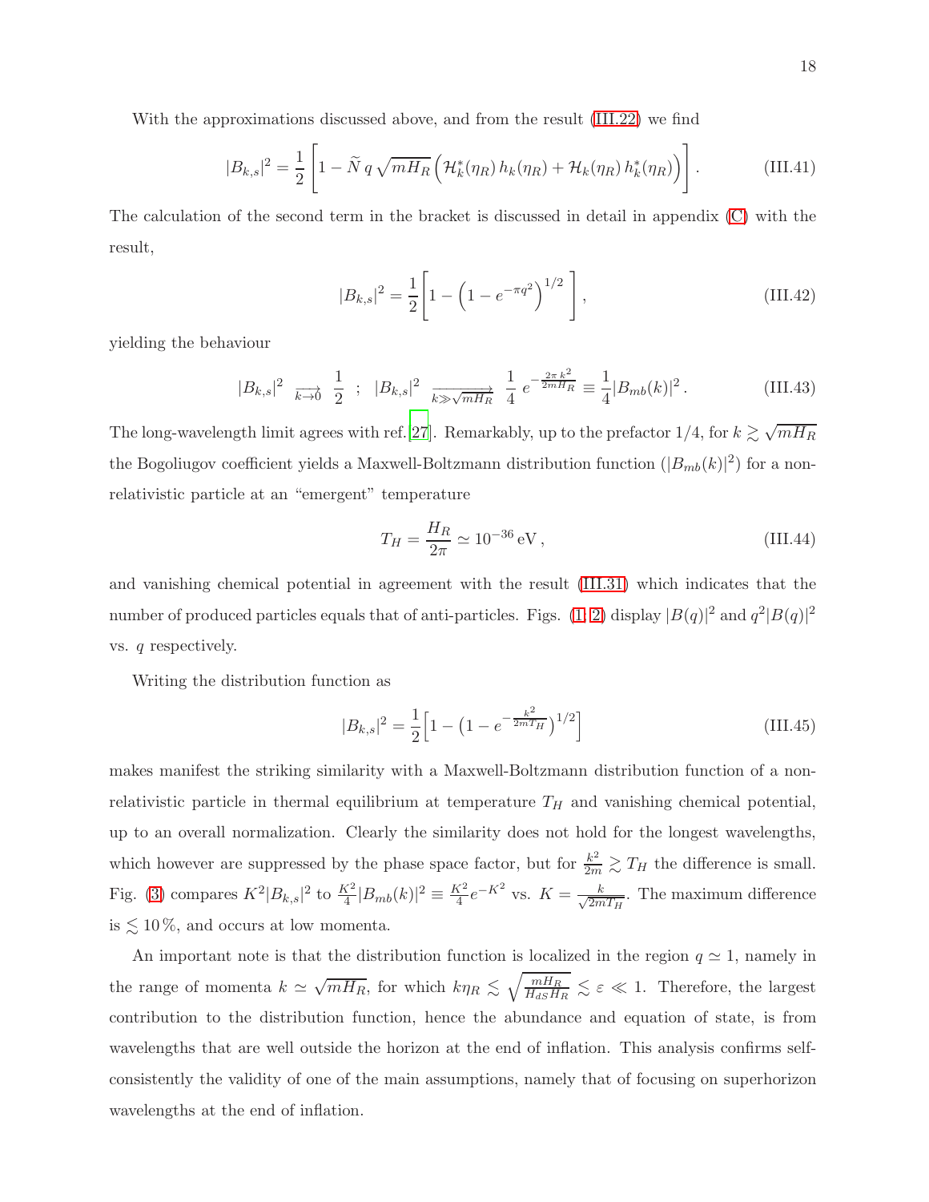With the approximations discussed above, and from the result (III.22) we find

$$|B_{k,s}|^2 = \frac{1}{2}\left[1 - \widetilde{N}\, q\, \sqrt{mH_R}\left(\mathcal{H}^*_k(\eta_R)\, h_k(\eta_R) + \mathcal{H}_k(\eta_R)\, h^*_k(\eta_R)\right)\right]. \tag{III.41}$$

The calculation of the second term in the bracket is discussed in detail in appendix (C) with the result,

$$|B_{k,s}|^2 = \frac{1}{2}\left[1 - \left(1 - e^{-\pi q^2}\right)^{1/2}\right], \tag{III.42}$$

yielding the behaviour

$$|B_{k,s}|^2 \underset{k\to 0}{\longrightarrow} \frac{1}{2} \quad ; \quad |B_{k,s}|^2 \underset{k \gg \sqrt{mH_R}}{\longrightarrow} \frac{1}{4}\, e^{-\frac{2\pi\, k^2}{2mH_R}} \equiv \frac{1}{4}|B_{mb}(k)|^2\,. \tag{III.43}$$

The long-wavelength limit agrees with ref.[27]. Remarkably, up to the prefactor 1/4, for $k \gtrsim \sqrt{mH_R}$ the Bogoliugov coefficient yields a Maxwell-Boltzmann distribution function ($|B_{mb}(k)|^2$) for a non-relativistic particle at an "emergent" temperature

$$T_H = \frac{H_R}{2\pi} \simeq 10^{-36}\,\mathrm{eV}\,, \tag{III.44}$$

and vanishing chemical potential in agreement with the result (III.31) which indicates that the number of produced particles equals that of anti-particles. Figs. (1, 2) display $|B(q)|^2$ and $q^2|B(q)|^2$ vs. $q$ respectively.

Writing the distribution function as

$$|B_{k,s}|^2 = \frac{1}{2}\Big[1 - \big(1 - e^{-\frac{k^2}{2mT_H}}\big)^{1/2}\Big] \tag{III.45}$$

makes manifest the striking similarity with a Maxwell-Boltzmann distribution function of a non-relativistic particle in thermal equilibrium at temperature $T_H$ and vanishing chemical potential, up to an overall normalization. Clearly the similarity does not hold for the longest wavelengths, which however are suppressed by the phase space factor, but for $\frac{k^2}{2m} \gtrsim T_H$ the difference is small. Fig. (3) compares $K^2|B_{k,s}|^2$ to $\frac{K^2}{4}|B_{mb}(k)|^2 \equiv \frac{K^2}{4}e^{-K^2}$ vs. $K = \frac{k}{\sqrt{2mT_H}}$. The maximum difference is $\lesssim 10\,\%$, and occurs at low momenta.

An important note is that the distribution function is localized in the region $q \simeq 1$, namely in the range of momenta $k \simeq \sqrt{mH_R}$, for which $k\eta_R \lesssim \sqrt{\frac{mH_R}{H_{dS}H_R}} \lesssim \varepsilon \ll 1$. Therefore, the largest contribution to the distribution function, hence the abundance and equation of state, is from wavelengths that are well outside the horizon at the end of inflation. This analysis confirms self-consistently the validity of one of the main assumptions, namely that of focusing on superhorizon wavelengths at the end of inflation.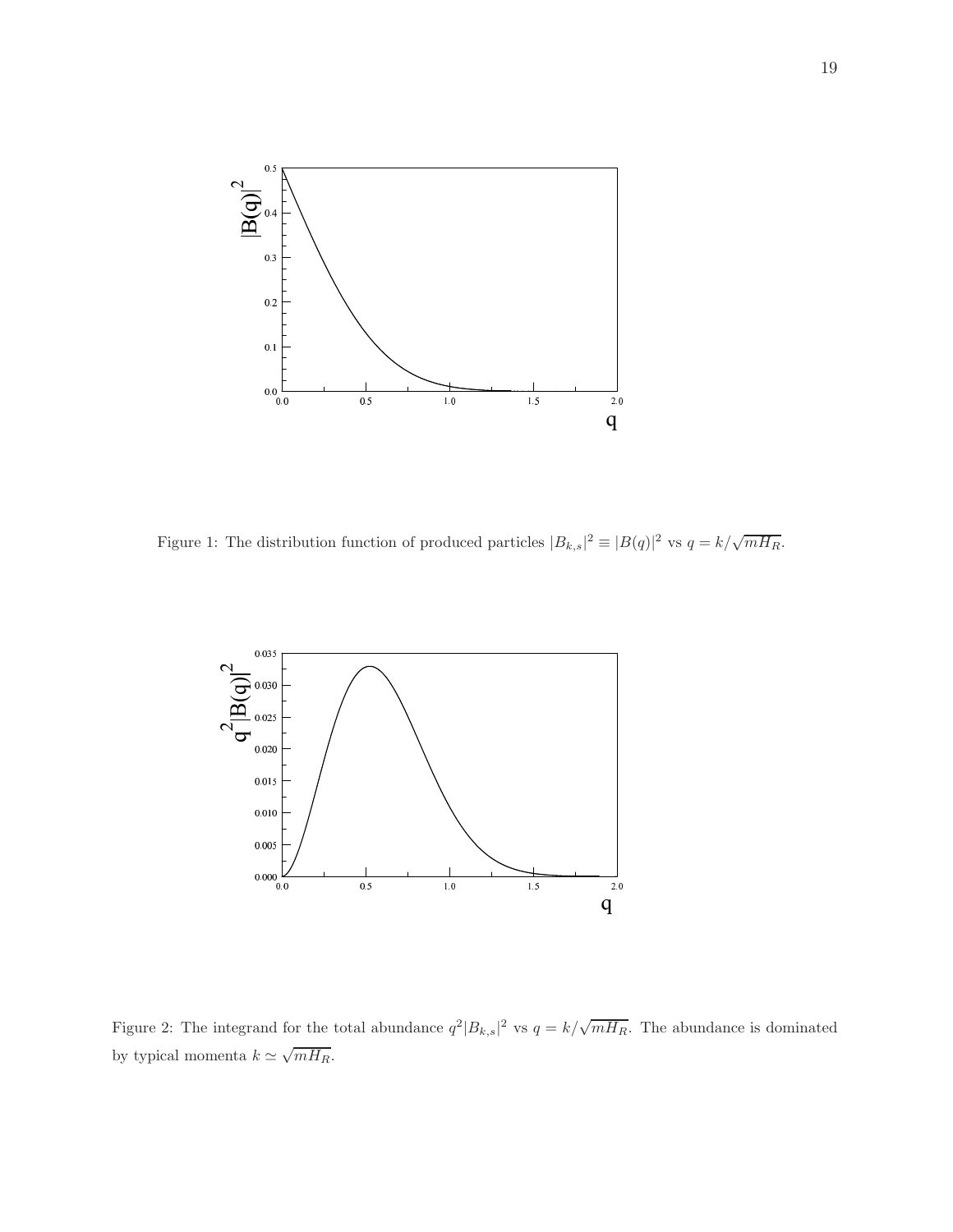$|B(q)|^2$

0.5
0.4
0.3
0.2
0.1
0.0

0.0 0.5 1.0 1.5 2.0

q

Figure 1: The distribution function of produced particles $|B_{k,s}|^2 \equiv |B(q)|^2$ vs $q = k/\sqrt{mH_R}$.

$q^2|B(q)|^2$

0.035
0.030
0.025
0.020
0.015
0.010
0.005
0.000

0.0 0.5 1.0 1.5 2.0

q

Figure 2: The integrand for the total abundance $q^2|B_{k,s}|^2$ vs $q = k/\sqrt{mH_R}$. The abundance is dominated by typical momenta $k \simeq \sqrt{mH_R}$.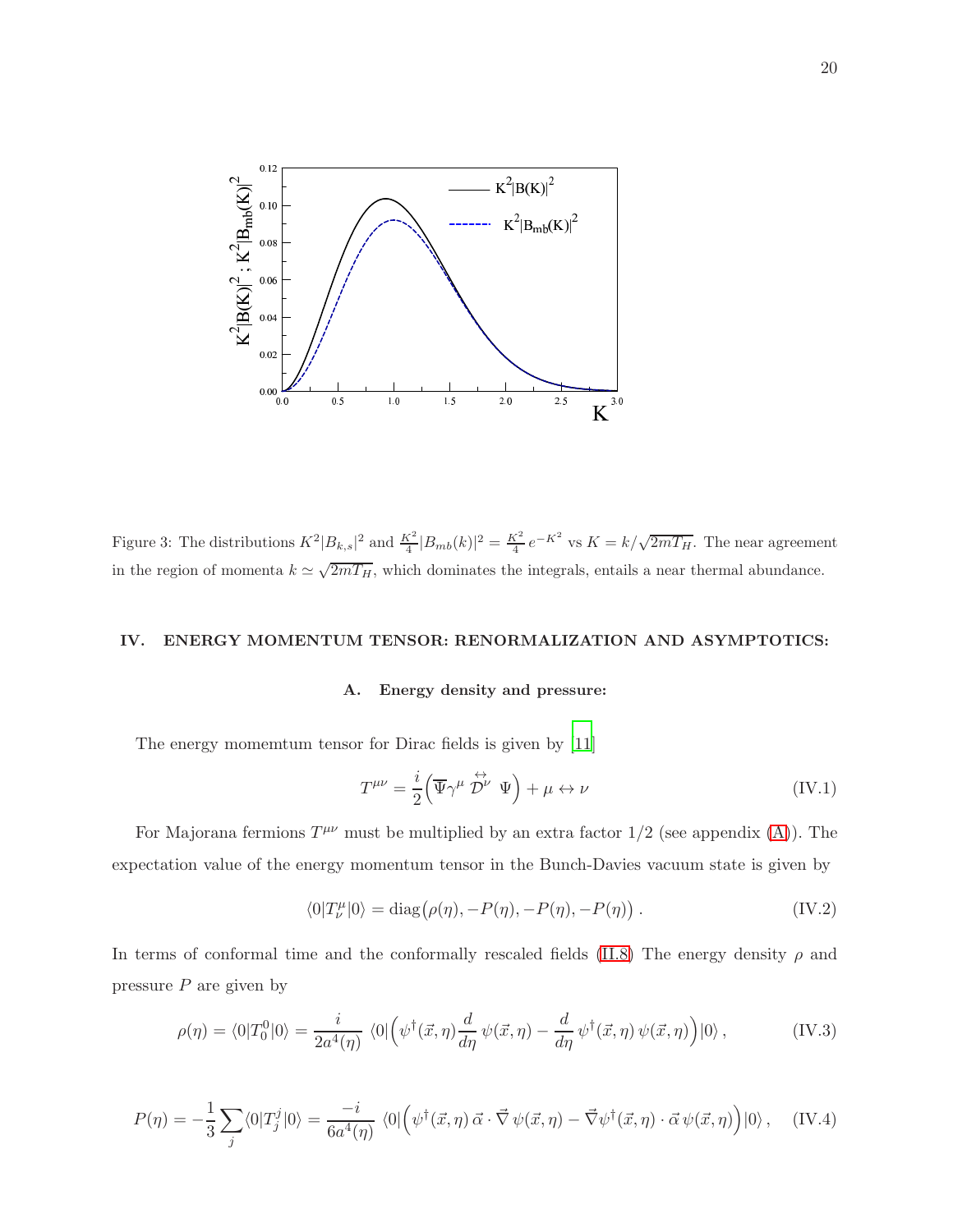0.12

0.10

0.08

0.06

0.04

0.02

0.00

0.0 0.5 1.0 1.5 2.0 2.5 3.0

K

$K^2|B(K)|^2$ ; $K^2|B_{mb}(K)|^2$

$K^2|B(K)|^2$

$K^2|B_{mb}(K)|^2$

Figure 3: The distributions $K^2|B_{k,s}|^2$ and $\frac{K^2}{4}|B_{mb}(k)|^2 = \frac{K^2}{4}\,e^{-K^2}$ vs $K = k/\sqrt{2mT_H}$. The near agreement in the region of momenta $k \simeq \sqrt{2mT_H}$, which dominates the integrals, entails a near thermal abundance.

## IV. ENERGY MOMENTUM TENSOR: RENORMALIZATION AND ASYMPTOTICS:

### A. Energy density and pressure:

The energy momemtum tensor for Dirac fields is given by [11]

$$T^{\mu\nu} = \frac{i}{2}\Big(\overline{\Psi}\gamma^{\mu}\overset{\leftrightarrow}{\mathcal{D}^{\nu}}\;\Psi\Big) + \mu \leftrightarrow \nu \tag{IV.1}$$

For Majorana fermions $T^{\mu\nu}$ must be multiplied by an extra factor $1/2$ (see appendix (A)). The expectation value of the energy momentum tensor in the Bunch-Davies vacuum state is given by

$$\langle 0|T^{\mu}_{\nu}|0\rangle = \mathrm{diag}\big(\rho(\eta), -P(\eta), -P(\eta), -P(\eta)\big)\,. \tag{IV.2}$$

In terms of conformal time and the conformally rescaled fields (II.8) The energy density $\rho$ and pressure $P$ are given by

$$\rho(\eta) = \langle 0|T^{0}_{0}|0\rangle = \frac{i}{2a^4(\eta)}\;\langle 0|\Big(\psi^{\dagger}(\vec{x},\eta)\frac{d}{d\eta}\,\psi(\vec{x},\eta) - \frac{d}{d\eta}\,\psi^{\dagger}(\vec{x},\eta)\,\psi(\vec{x},\eta)\Big)|0\rangle\,, \tag{IV.3}$$

$$P(\eta) = -\frac{1}{3}\sum_{j}\langle 0|T^{j}_{j}|0\rangle = \frac{-i}{6a^4(\eta)}\;\langle 0|\Big(\psi^{\dagger}(\vec{x},\eta)\,\vec{\alpha}\cdot\vec{\nabla}\,\psi(\vec{x},\eta) - \vec{\nabla}\psi^{\dagger}(\vec{x},\eta)\cdot\vec{\alpha}\,\psi(\vec{x},\eta)\Big)|0\rangle\,, \tag{IV.4}$$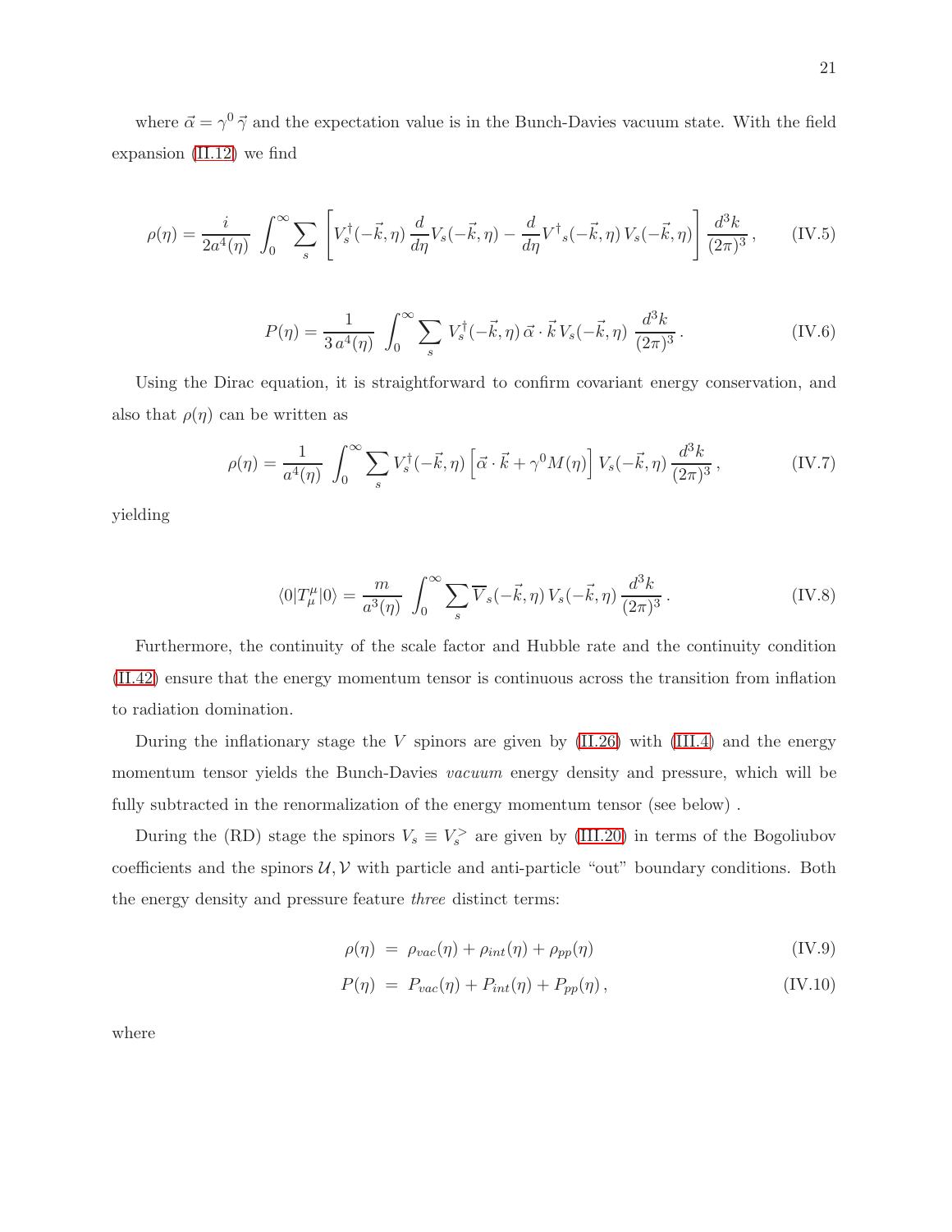where $\vec{\alpha} = \gamma^0\,\vec{\gamma}$ and the expectation value is in the Bunch-Davies vacuum state. With the field expansion (II.12) we find

$$\rho(\eta) = \frac{i}{2a^4(\eta)}\,\int_0^\infty \sum_s \left[ V_s^\dagger(-\vec{k},\eta)\,\frac{d}{d\eta}V_s(-\vec{k},\eta) - \frac{d}{d\eta}V^\dagger{}_s(-\vec{k},\eta)\,V_s(-\vec{k},\eta)\right]\frac{d^3k}{(2\pi)^3}\,, \tag{IV.5}$$

$$P(\eta) = \frac{1}{3\,a^4(\eta)}\,\int_0^\infty \sum_s V_s^\dagger(-\vec{k},\eta)\,\vec{\alpha}\cdot\vec{k}\,V_s(-\vec{k},\eta)\,\frac{d^3k}{(2\pi)^3}\,. \tag{IV.6}$$

Using the Dirac equation, it is straightforward to confirm covariant energy conservation, and also that $\rho(\eta)$ can be written as

$$\rho(\eta) = \frac{1}{a^4(\eta)}\,\int_0^\infty \sum_s V_s^\dagger(-\vec{k},\eta)\left[\vec{\alpha}\cdot\vec{k} + \gamma^0 M(\eta)\right]V_s(-\vec{k},\eta)\,\frac{d^3k}{(2\pi)^3}\,, \tag{IV.7}$$

yielding

$$\langle 0|T^\mu_\mu|0\rangle = \frac{m}{a^3(\eta)}\,\int_0^\infty \sum_s \overline{V}_s(-\vec{k},\eta)\,V_s(-\vec{k},\eta)\,\frac{d^3k}{(2\pi)^3}\,. \tag{IV.8}$$

Furthermore, the continuity of the scale factor and Hubble rate and the continuity condition (II.42) ensure that the energy momentum tensor is continuous across the transition from inflation to radiation domination.

During the inflationary stage the $V$ spinors are given by (II.26) with (III.4) and the energy momentum tensor yields the Bunch-Davies *vacuum* energy density and pressure, which will be fully subtracted in the renormalization of the energy momentum tensor (see below) .

During the (RD) stage the spinors $V_s \equiv V_s^>$ are given by (III.20) in terms of the Bogoliubov coefficients and the spinors $\mathcal{U},\mathcal{V}$ with particle and anti-particle "out" boundary conditions. Both the energy density and pressure feature *three* distinct terms:

$$\rho(\eta) \;=\; \rho_{vac}(\eta) + \rho_{int}(\eta) + \rho_{pp}(\eta) \tag{IV.9}$$

$$P(\eta) \;=\; P_{vac}(\eta) + P_{int}(\eta) + P_{pp}(\eta)\,, \tag{IV.10}$$

where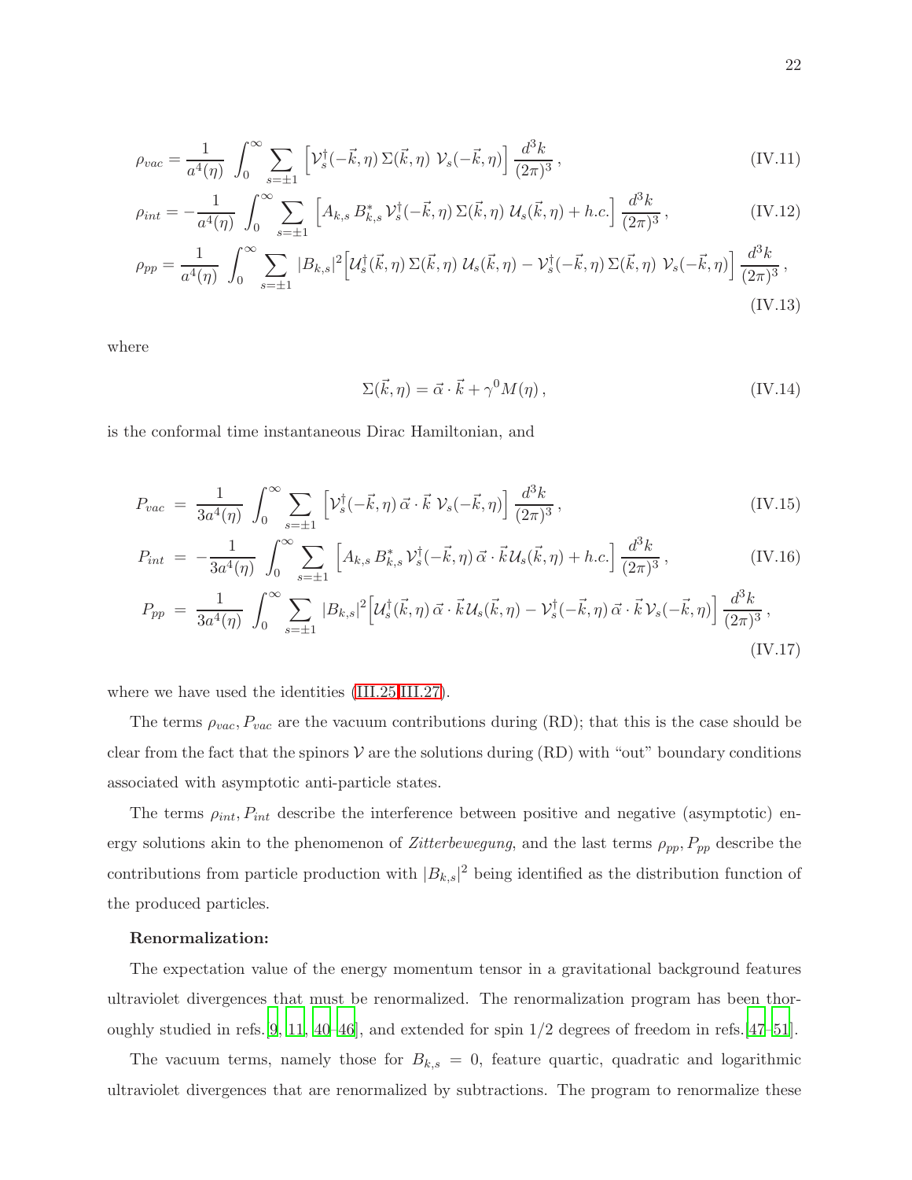$$\rho_{vac} = \frac{1}{a^4(\eta)} \int_0^\infty \sum_{s=\pm 1} \Big[\mathcal{V}^\dagger_s(-\vec{k},\eta)\, \Sigma(\vec{k},\eta)\; \mathcal{V}_s(-\vec{k},\eta)\Big] \frac{d^3k}{(2\pi)^3}\,, \tag{IV.11}$$

$$\rho_{int} = -\frac{1}{a^4(\eta)} \int_0^\infty \sum_{s=\pm 1} \Big[A_{k,s}\, B^*_{k,s}\, \mathcal{V}^\dagger_s(-\vec{k},\eta)\, \Sigma(\vec{k},\eta)\; \mathcal{U}_s(\vec{k},\eta) + h.c.\Big] \frac{d^3k}{(2\pi)^3}\,, \tag{IV.12}$$

$$\rho_{pp} = \frac{1}{a^4(\eta)} \int_0^\infty \sum_{s=\pm 1} |B_{k,s}|^2 \Big[\mathcal{U}^\dagger_s(\vec{k},\eta)\, \Sigma(\vec{k},\eta)\; \mathcal{U}_s(\vec{k},\eta) - \mathcal{V}^\dagger_s(-\vec{k},\eta)\, \Sigma(\vec{k},\eta)\; \mathcal{V}_s(-\vec{k},\eta)\Big] \frac{d^3k}{(2\pi)^3}\,, \tag{IV.13}$$

where

$$\Sigma(\vec{k},\eta) = \vec{\alpha}\cdot\vec{k} + \gamma^0 M(\eta)\,, \tag{IV.14}$$

is the conformal time instantaneous Dirac Hamiltonian, and

$$P_{vac} = \frac{1}{3a^4(\eta)} \int_0^\infty \sum_{s=\pm 1} \Big[\mathcal{V}^\dagger_s(-\vec{k},\eta)\, \vec{\alpha}\cdot\vec{k}\; \mathcal{V}_s(-\vec{k},\eta)\Big] \frac{d^3k}{(2\pi)^3}\,, \tag{IV.15}$$

$$P_{int} = -\frac{1}{3a^4(\eta)} \int_0^\infty \sum_{s=\pm 1} \Big[A_{k,s}\, B^*_{k,s}\, \mathcal{V}^\dagger_s(-\vec{k},\eta)\, \vec{\alpha}\cdot\vec{k}\,\mathcal{U}_s(\vec{k},\eta) + h.c.\Big] \frac{d^3k}{(2\pi)^3}\,, \tag{IV.16}$$

$$P_{pp} = \frac{1}{3a^4(\eta)} \int_0^\infty \sum_{s=\pm 1} |B_{k,s}|^2 \Big[\mathcal{U}^\dagger_s(\vec{k},\eta)\, \vec{\alpha}\cdot\vec{k}\,\mathcal{U}_s(\vec{k},\eta) - \mathcal{V}^\dagger_s(-\vec{k},\eta)\, \vec{\alpha}\cdot\vec{k}\,\mathcal{V}_s(-\vec{k},\eta)\Big] \frac{d^3k}{(2\pi)^3}\,, \tag{IV.17}$$

where we have used the identities (III.25,III.27).

The terms $\rho_{vac}, P_{vac}$ are the vacuum contributions during (RD); that this is the case should be clear from the fact that the spinors $\mathcal{V}$ are the solutions during (RD) with "out" boundary conditions associated with asymptotic anti-particle states.

The terms $\rho_{int}, P_{int}$ describe the interference between positive and negative (asymptotic) energy solutions akin to the phenomenon of *Zitterbewegung*, and the last terms $\rho_{pp}, P_{pp}$ describe the contributions from particle production with $|B_{k,s}|^2$ being identified as the distribution function of the produced particles.

**Renormalization:**

The expectation value of the energy momentum tensor in a gravitational background features ultraviolet divergences that must be renormalized. The renormalization program has been thoroughly studied in refs.[9, 11, 40–46], and extended for spin 1/2 degrees of freedom in refs.[47–51].

The vacuum terms, namely those for $B_{k,s} = 0$, feature quartic, quadratic and logarithmic ultraviolet divergences that are renormalized by subtractions. The program to renormalize these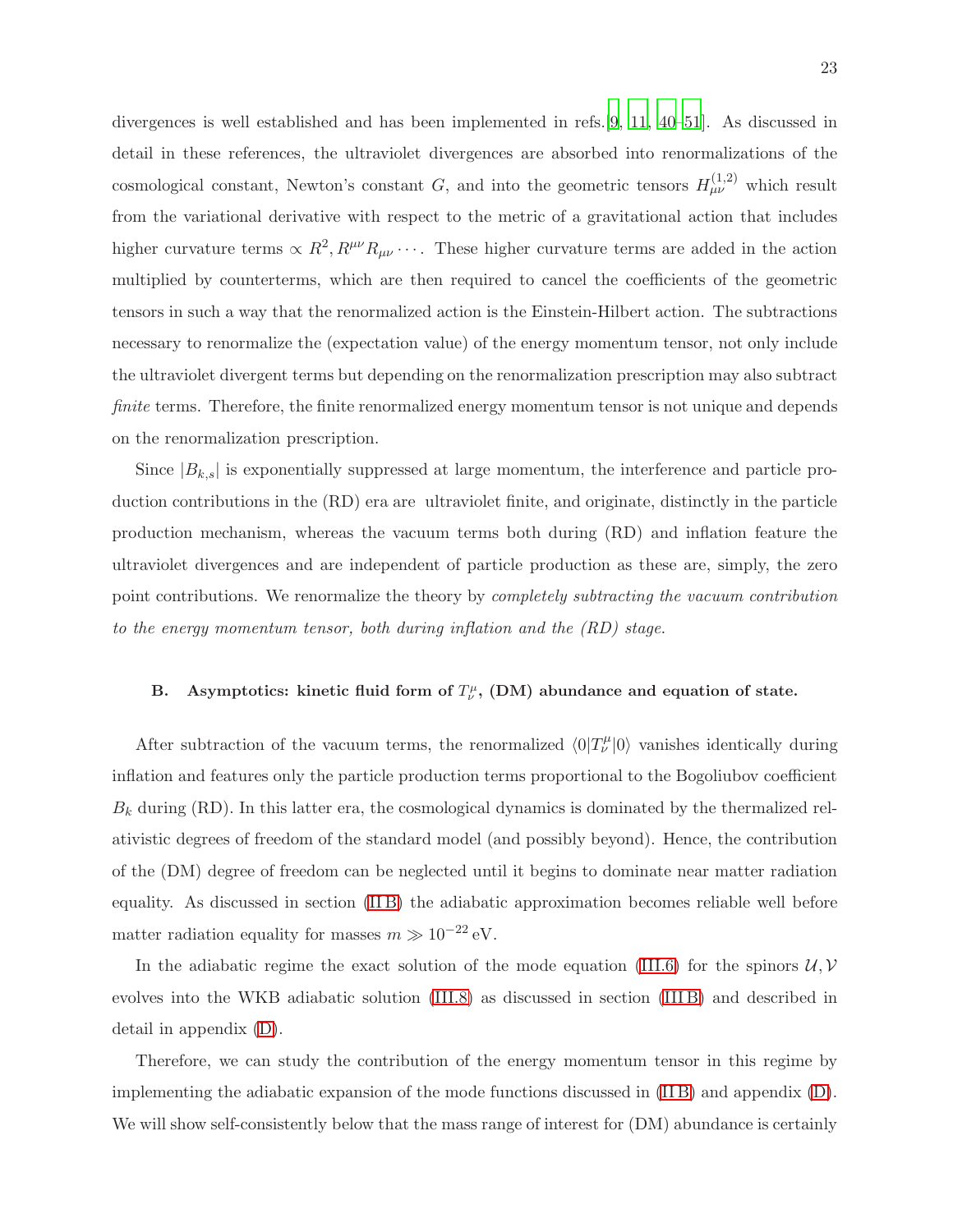divergences is well established and has been implemented in refs.[9, 11, 40–51]. As discussed in detail in these references, the ultraviolet divergences are absorbed into renormalizations of the cosmological constant, Newton's constant $G$, and into the geometric tensors $H^{(1,2)}_{\mu\nu}$ which result from the variational derivative with respect to the metric of a gravitational action that includes higher curvature terms $\propto R^2, R^{\mu\nu}R_{\mu\nu}\cdots$. These higher curvature terms are added in the action multiplied by counterterms, which are then required to cancel the coefficients of the geometric tensors in such a way that the renormalized action is the Einstein-Hilbert action. The subtractions necessary to renormalize the (expectation value) of the energy momentum tensor, not only include the ultraviolet divergent terms but depending on the renormalization prescription may also subtract *finite* terms. Therefore, the finite renormalized energy momentum tensor is not unique and depends on the renormalization prescription.

Since $|B_{k,s}|$ is exponentially suppressed at large momentum, the interference and particle production contributions in the (RD) era are ultraviolet finite, and originate, distinctly in the particle production mechanism, whereas the vacuum terms both during (RD) and inflation feature the ultraviolet divergences and are independent of particle production as these are, simply, the zero point contributions. We renormalize the theory by *completely subtracting the vacuum contribution to the energy momentum tensor, both during inflation and the (RD) stage.*

### B. Asymptotics: kinetic fluid form of $T^{\mu}_{\nu}$, (DM) abundance and equation of state.

After subtraction of the vacuum terms, the renormalized $\langle 0|T^{\mu}_{\nu}|0\rangle$ vanishes identically during inflation and features only the particle production terms proportional to the Bogoliubov coefficient $B_k$ during (RD). In this latter era, the cosmological dynamics is dominated by the thermalized relativistic degrees of freedom of the standard model (and possibly beyond). Hence, the contribution of the (DM) degree of freedom can be neglected until it begins to dominate near matter radiation equality. As discussed in section (II B) the adiabatic approximation becomes reliable well before matter radiation equality for masses $m \gg 10^{-22}\,\mathrm{eV}$.

In the adiabatic regime the exact solution of the mode equation (III.6) for the spinors $\mathcal{U}, \mathcal{V}$ evolves into the WKB adiabatic solution (III.8) as discussed in section (III B) and described in detail in appendix (D).

Therefore, we can study the contribution of the energy momentum tensor in this regime by implementing the adiabatic expansion of the mode functions discussed in (II B) and appendix (D). We will show self-consistently below that the mass range of interest for (DM) abundance is certainly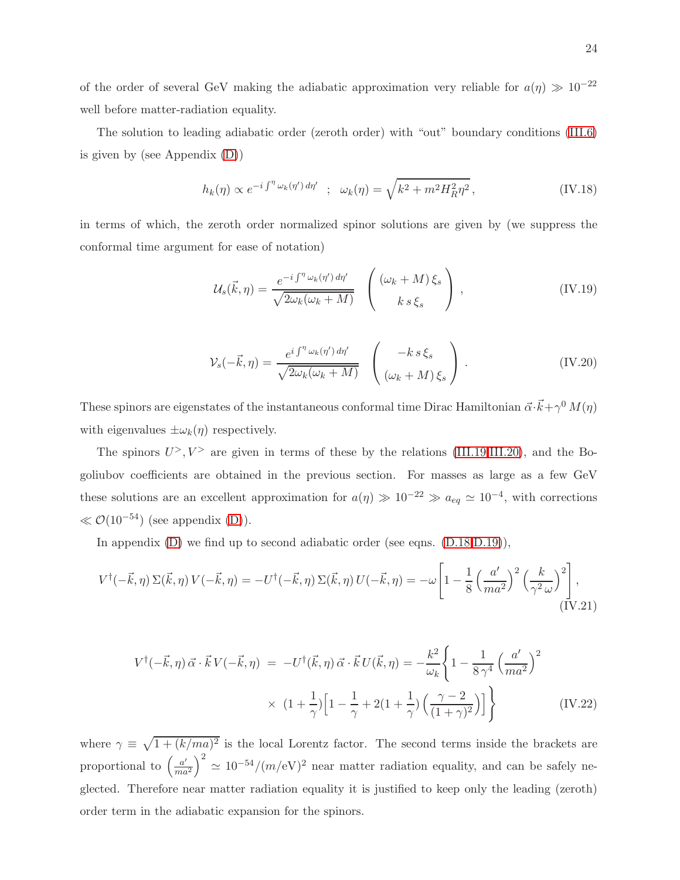of the order of several GeV making the adiabatic approximation very reliable for $a(\eta) \gg 10^{-22}$ well before matter-radiation equality.

The solution to leading adiabatic order (zeroth order) with "out" boundary conditions (III.6) is given by (see Appendix (D))

$$
h_k(\eta) \propto e^{-i\int^{\eta}\omega_k(\eta')\,d\eta'} \quad ; \quad \omega_k(\eta) = \sqrt{k^2 + m^2 H_R^2 \eta^2}\,, \tag{IV.18}
$$

in terms of which, the zeroth order normalized spinor solutions are given by (we suppress the conformal time argument for ease of notation)

$$
\mathcal{U}_s(\vec{k},\eta) = \frac{e^{-i\int^{\eta}\omega_k(\eta')\,d\eta'}}{\sqrt{2\omega_k(\omega_k+M)}} \begin{pmatrix} (\omega_k + M)\,\xi_s \\ k\,s\,\xi_s \end{pmatrix}, \tag{IV.19}
$$

$$
\mathcal{V}_s(-\vec{k},\eta) = \frac{e^{i\int^{\eta}\omega_k(\eta')\,d\eta'}}{\sqrt{2\omega_k(\omega_k+M)}} \begin{pmatrix} -k\,s\,\xi_s \\ (\omega_k + M)\,\xi_s \end{pmatrix}. \tag{IV.20}
$$

These spinors are eigenstates of the instantaneous conformal time Dirac Hamiltonian $\vec{\alpha}\cdot\vec{k}+\gamma^0\,M(\eta)$ with eigenvalues $\pm\omega_k(\eta)$ respectively.

The spinors $U^>, V^>$ are given in terms of these by the relations (III.19,III.20), and the Bogoliubov coefficients are obtained in the previous section. For masses as large as a few GeV these solutions are an excellent approximation for $a(\eta) \gg 10^{-22} \gg a_{eq} \simeq 10^{-4}$, with corrections $\ll \mathcal{O}(10^{-54})$ (see appendix (D)).

In appendix (D) we find up to second adiabatic order (see eqns. (D.18,D.19)),

$$
V^{\dagger}(-\vec{k},\eta)\,\Sigma(\vec{k},\eta)\,V(-\vec{k},\eta) = -U^{\dagger}(-\vec{k},\eta)\,\Sigma(\vec{k},\eta)\,U(-\vec{k},\eta) = -\omega\left[1 - \frac{1}{8}\left(\frac{a'}{ma^2}\right)^2\left(\frac{k}{\gamma^2\,\omega}\right)^2\right], \tag{IV.21}
$$

$$
\begin{aligned}
V^{\dagger}(-\vec{k},\eta)\,\vec{\alpha}\cdot\vec{k}\,V(-\vec{k},\eta) \;&=\; -U^{\dagger}(\vec{k},\eta)\,\vec{\alpha}\cdot\vec{k}\,U(\vec{k},\eta) = -\frac{k^2}{\omega_k}\Bigg\{1 - \frac{1}{8\,\gamma^4}\left(\frac{a'}{ma^2}\right)^2 \\
&\times\;(1+\frac{1}{\gamma})\Big[1-\frac{1}{\gamma}+2(1+\frac{1}{\gamma})\left(\frac{\gamma-2}{(1+\gamma)^2}\right)\Big]\Bigg\}
\end{aligned} \tag{IV.22}
$$

where $\gamma \equiv \sqrt{1+(k/ma)^2}$ is the local Lorentz factor. The second terms inside the brackets are proportional to $\left(\frac{a'}{ma^2}\right)^2 \simeq 10^{-54}/(m/\mathrm{eV})^2$ near matter radiation equality, and can be safely neglected. Therefore near matter radiation equality it is justified to keep only the leading (zeroth) order term in the adiabatic expansion for the spinors.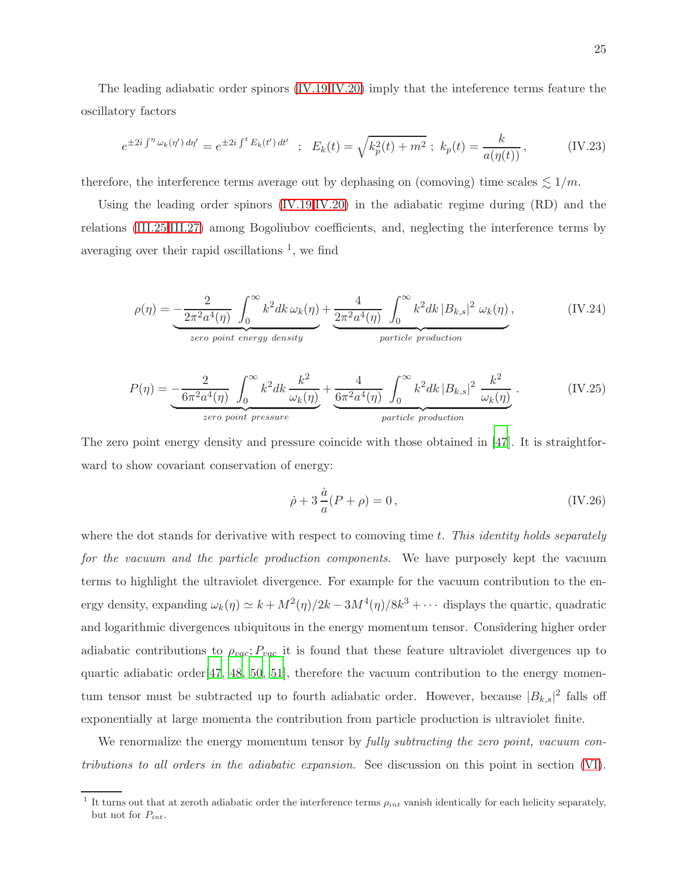The leading adiabatic order spinors (IV.19,IV.20) imply that the inteference terms feature the oscillatory factors

$$e^{\pm 2i\int^{\eta}\omega_k(\eta')\,d\eta'} = e^{\pm 2i\int^{t}E_k(t')\,dt'} \quad ; \quad E_k(t) = \sqrt{k_p^2(t)+m^2}\ ; \ k_p(t) = \frac{k}{a(\eta(t))}\,, \tag{IV.23}$$

therefore, the interference terms average out by dephasing on (comoving) time scales $\lesssim 1/m$.

Using the leading order spinors (IV.19,IV.20) in the adiabatic regime during (RD) and the relations (III.25,III.27) among Bogoliubov coefficients, and, neglecting the interference terms by averaging over their rapid oscillations [1], we find

$$\rho(\eta) = \underbrace{-\frac{2}{2\pi^2 a^4(\eta)}\int_0^\infty k^2 dk\,\omega_k(\eta)}_{zero\ point\ energy\ density} + \underbrace{\frac{4}{2\pi^2 a^4(\eta)}\int_0^\infty k^2 dk\,|B_{k,s}|^2\,\omega_k(\eta)}_{particle\ production}\,, \tag{IV.24}$$

$$P(\eta) = \underbrace{-\frac{2}{6\pi^2 a^4(\eta)}\int_0^\infty k^2 dk\,\frac{k^2}{\omega_k(\eta)}}_{zero\ point\ pressure} + \underbrace{\frac{4}{6\pi^2 a^4(\eta)}\int_0^\infty k^2 dk\,|B_{k,s}|^2\,\frac{k^2}{\omega_k(\eta)}}_{particle\ production}\,. \tag{IV.25}$$

The zero point energy density and pressure coincide with those obtained in [47]. It is straightforward to show covariant conservation of energy:

$$\dot{\rho} + 3\,\frac{\dot{a}}{a}(P+\rho) = 0\,, \tag{IV.26}$$

where the dot stands for derivative with respect to comoving time $t$. *This identity holds separately for the vacuum and the particle production components.* We have purposely kept the vacuum terms to highlight the ultraviolet divergence. For example for the vacuum contribution to the energy density, expanding $\omega_k(\eta) \simeq k + M^2(\eta)/2k - 3M^4(\eta)/8k^3 + \cdots$ displays the quartic, quadratic and logarithmic divergences ubiquitous in the energy momentum tensor. Considering higher order adiabatic contributions to $\rho_{vac}; P_{vac}$ it is found that these feature ultraviolet divergences up to quartic adiabatic order[47, 48, 50, 51], therefore the vacuum contribution to the energy momentum tensor must be subtracted up to fourth adiabatic order. However, because $|B_{k,s}|^2$ falls off exponentially at large momenta the contribution from particle production is ultraviolet finite.

We renormalize the energy momentum tensor by *fully subtracting the zero point, vacuum contributions to all orders in the adiabatic expansion.* See discussion on this point in section (VI).

[1] It turns out that at zeroth adiabatic order the interference terms $\rho_{int}$ vanish identically for each helicity separately, but not for $P_{int}$.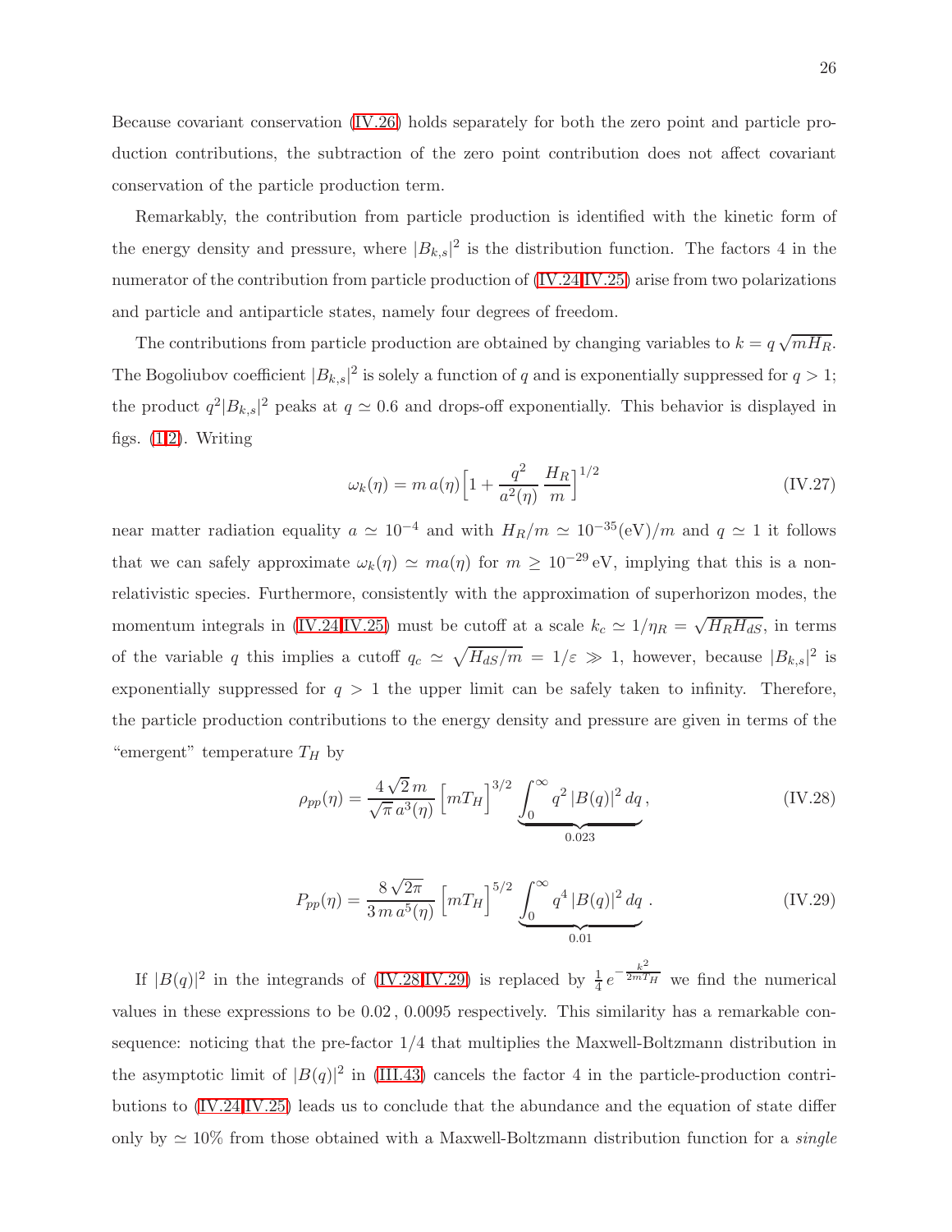Because covariant conservation (IV.26) holds separately for both the zero point and particle production contributions, the subtraction of the zero point contribution does not affect covariant conservation of the particle production term.

Remarkably, the contribution from particle production is identified with the kinetic form of the energy density and pressure, where $|B_{k,s}|^2$ is the distribution function. The factors 4 in the numerator of the contribution from particle production of (IV.24,IV.25) arise from two polarizations and particle and antiparticle states, namely four degrees of freedom.

The contributions from particle production are obtained by changing variables to $k = q\sqrt{mH_R}$. The Bogoliubov coefficient $|B_{k,s}|^2$ is solely a function of $q$ and is exponentially suppressed for $q > 1$; the product $q^2|B_{k,s}|^2$ peaks at $q \simeq 0.6$ and drops-off exponentially. This behavior is displayed in figs. (1,2). Writing

$$\omega_k(\eta) = m\,a(\eta)\Big[1 + \frac{q^2}{a^2(\eta)}\,\frac{H_R}{m}\Big]^{1/2} \tag{IV.27}$$

near matter radiation equality $a \simeq 10^{-4}$ and with $H_R/m \simeq 10^{-35}(\mathrm{eV})/m$ and $q \simeq 1$ it follows that we can safely approximate $\omega_k(\eta) \simeq ma(\eta)$ for $m \geq 10^{-29}\,\mathrm{eV}$, implying that this is a non-relativistic species. Furthermore, consistently with the approximation of superhorizon modes, the momentum integrals in (IV.24,IV.25) must be cutoff at a scale $k_c \simeq 1/\eta_R = \sqrt{H_R H_{dS}}$, in terms of the variable $q$ this implies a cutoff $q_c \simeq \sqrt{H_{dS}/m} = 1/\varepsilon \gg 1$, however, because $|B_{k,s}|^2$ is exponentially suppressed for $q > 1$ the upper limit can be safely taken to infinity. Therefore, the particle production contributions to the energy density and pressure are given in terms of the "emergent" temperature $T_H$ by

$$\rho_{pp}(\eta) = \frac{4\sqrt{2}\,m}{\sqrt{\pi}\,a^3(\eta)}\,\Big[mT_H\Big]^{3/2}\,\underbrace{\int_0^\infty q^2\,|B(q)|^2\,dq}_{0.023}\,, \tag{IV.28}$$

$$P_{pp}(\eta) = \frac{8\sqrt{2\pi}}{3\,m\,a^5(\eta)}\,\Big[mT_H\Big]^{5/2}\,\underbrace{\int_0^\infty q^4\,|B(q)|^2\,dq}_{0.01}\,. \tag{IV.29}$$

If $|B(q)|^2$ in the integrands of (IV.28,IV.29) is replaced by $\frac{1}{4}\,e^{-\frac{k^2}{2mT_H}}$ we find the numerical values in these expressions to be $0.02\,,\,0.0095$ respectively. This similarity has a remarkable consequence: noticing that the pre-factor $1/4$ that multiplies the Maxwell-Boltzmann distribution in the asymptotic limit of $|B(q)|^2$ in (III.43) cancels the factor 4 in the particle-production contributions to (IV.24,IV.25) leads us to conclude that the abundance and the equation of state differ only by $\simeq 10\%$ from those obtained with a Maxwell-Boltzmann distribution function for a *single*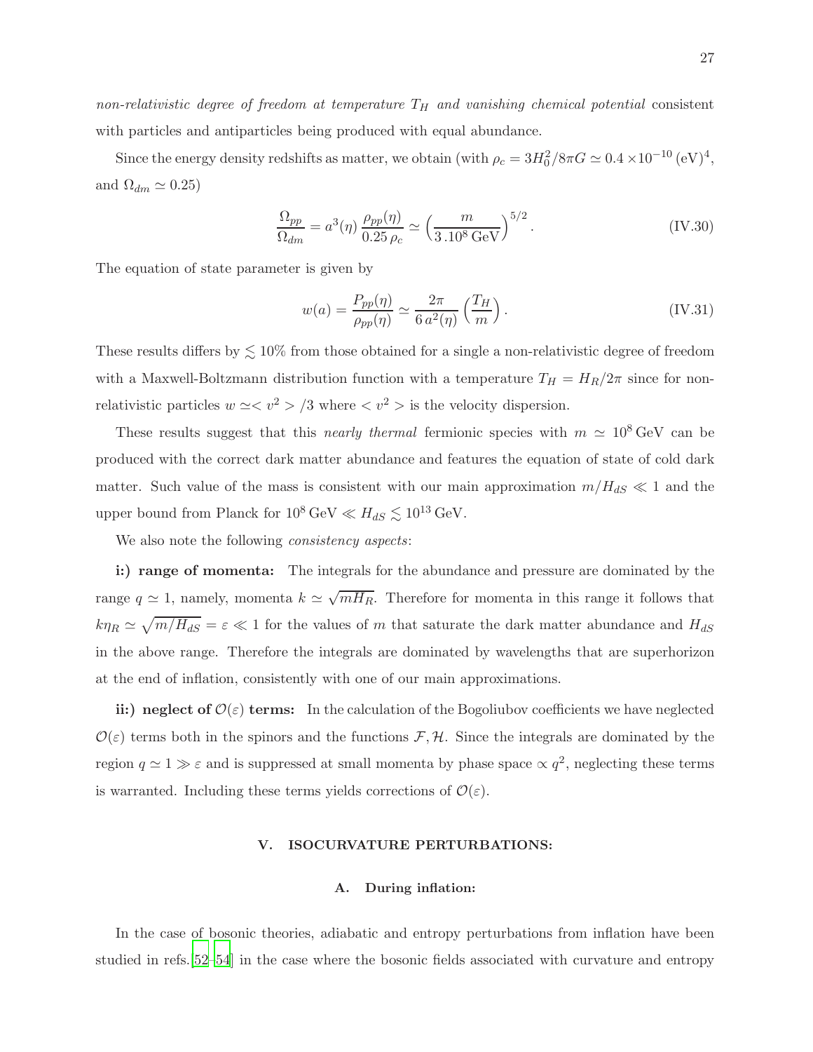*non-relativistic degree of freedom at temperature $T_H$ and vanishing chemical potential* consistent with particles and antiparticles being produced with equal abundance.

Since the energy density redshifts as matter, we obtain (with $\rho_c = 3H_0^2/8\pi G \simeq 0.4 \times 10^{-10}\,(\mathrm{eV})^4$, and $\Omega_{dm} \simeq 0.25$)

$$\frac{\Omega_{pp}}{\Omega_{dm}} = a^3(\eta)\,\frac{\rho_{pp}(\eta)}{0.25\,\rho_c} \simeq \Big(\frac{m}{3\,.10^8\,\mathrm{GeV}}\Big)^{5/2}\,. \tag{IV.30}$$

The equation of state parameter is given by

$$w(a) = \frac{P_{pp}(\eta)}{\rho_{pp}(\eta)} \simeq \frac{2\pi}{6\,a^2(\eta)}\Big(\frac{T_H}{m}\Big)\,. \tag{IV.31}$$

These results differs by $\lesssim 10\%$ from those obtained for a single a non-relativistic degree of freedom with a Maxwell-Boltzmann distribution function with a temperature $T_H = H_R/2\pi$ since for non-relativistic particles $w \simeq < v^2 > /3$ where $< v^2 >$ is the velocity dispersion.

These results suggest that this *nearly thermal* fermionic species with $m \simeq 10^8\,\mathrm{GeV}$ can be produced with the correct dark matter abundance and features the equation of state of cold dark matter. Such value of the mass is consistent with our main approximation $m/H_{dS} \ll 1$ and the upper bound from Planck for $10^8\,\mathrm{GeV} \ll H_{dS} \lesssim 10^{13}\,\mathrm{GeV}$.

We also note the following *consistency aspects*:

**i:) range of momenta:** The integrals for the abundance and pressure are dominated by the range $q \simeq 1$, namely, momenta $k \simeq \sqrt{mH_R}$. Therefore for momenta in this range it follows that $k\eta_R \simeq \sqrt{m/H_{dS}} = \varepsilon \ll 1$ for the values of $m$ that saturate the dark matter abundance and $H_{dS}$ in the above range. Therefore the integrals are dominated by wavelengths that are superhorizon at the end of inflation, consistently with one of our main approximations.

**ii:) neglect of $\mathcal{O}(\varepsilon)$ terms:** In the calculation of the Bogoliubov coefficients we have neglected $\mathcal{O}(\varepsilon)$ terms both in the spinors and the functions $\mathcal{F},\mathcal{H}$. Since the integrals are dominated by the region $q \simeq 1 \gg \varepsilon$ and is suppressed at small momenta by phase space $\propto q^2$, neglecting these terms is warranted. Including these terms yields corrections of $\mathcal{O}(\varepsilon)$.

## V. ISOCURVATURE PERTURBATIONS:

### A. During inflation:

In the case of bosonic theories, adiabatic and entropy perturbations from inflation have been studied in refs.[52–54] in the case where the bosonic fields associated with curvature and entropy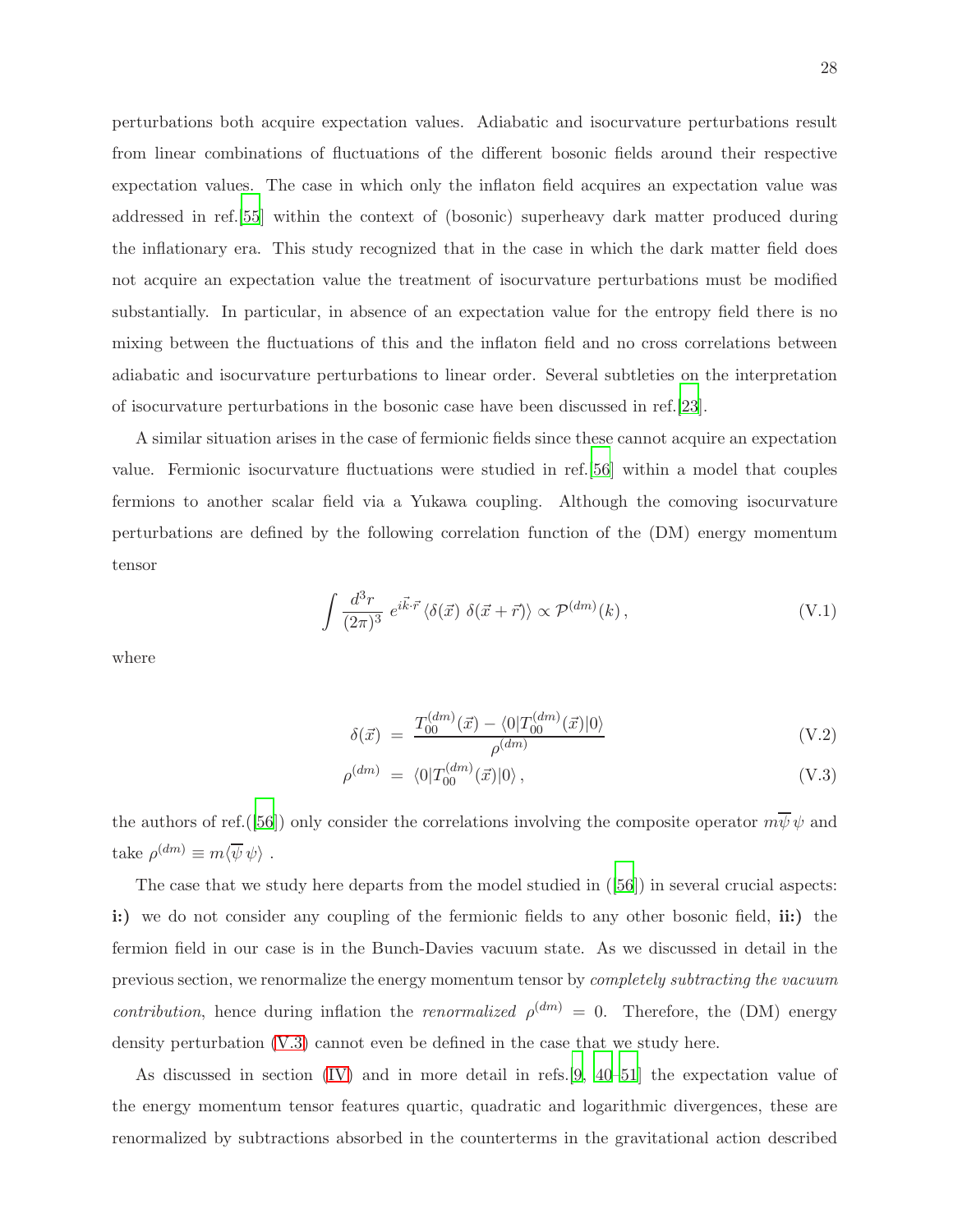perturbations both acquire expectation values. Adiabatic and isocurvature perturbations result from linear combinations of fluctuations of the different bosonic fields around their respective expectation values. The case in which only the inflaton field acquires an expectation value was addressed in ref.[55] within the context of (bosonic) superheavy dark matter produced during the inflationary era. This study recognized that in the case in which the dark matter field does not acquire an expectation value the treatment of isocurvature perturbations must be modified substantially. In particular, in absence of an expectation value for the entropy field there is no mixing between the fluctuations of this and the inflaton field and no cross correlations between adiabatic and isocurvature perturbations to linear order. Several subtleties on the interpretation of isocurvature perturbations in the bosonic case have been discussed in ref.[23].

A similar situation arises in the case of fermionic fields since these cannot acquire an expectation value. Fermionic isocurvature fluctuations were studied in ref.[56] within a model that couples fermions to another scalar field via a Yukawa coupling. Although the comoving isocurvature perturbations are defined by the following correlation function of the (DM) energy momentum tensor

$$\int \frac{d^3r}{(2\pi)^3}\, e^{i\vec{k}\cdot\vec{r}}\, \langle \delta(\vec{x})\; \delta(\vec{x}+\vec{r})\rangle \propto \mathcal{P}^{(dm)}(k)\,, \tag{V.1}$$

where

$$\delta(\vec{x}) \;=\; \frac{T^{(dm)}_{00}(\vec{x}) - \langle 0|T^{(dm)}_{00}(\vec{x})|0\rangle}{\rho^{(dm)}} \tag{V.2}$$

$$\rho^{(dm)} \;=\; \langle 0|T^{(dm)}_{00}(\vec{x})|0\rangle\,, \tag{V.3}$$

the authors of ref.([56]) only consider the correlations involving the composite operator $m\overline{\psi}\,\psi$ and take $\rho^{(dm)} \equiv m\langle\overline{\psi}\,\psi\rangle$ .

The case that we study here departs from the model studied in ([56]) in several crucial aspects: **i:)** we do not consider any coupling of the fermionic fields to any other bosonic field, **ii:)** the fermion field in our case is in the Bunch-Davies vacuum state. As we discussed in detail in the previous section, we renormalize the energy momentum tensor by *completely subtracting the vacuum contribution*, hence during inflation the *renormalized* $\rho^{(dm)} = 0$. Therefore, the (DM) energy density perturbation (V.3) cannot even be defined in the case that we study here.

As discussed in section (IV) and in more detail in refs.[9, 40–51] the expectation value of the energy momentum tensor features quartic, quadratic and logarithmic divergences, these are renormalized by subtractions absorbed in the counterterms in the gravitational action described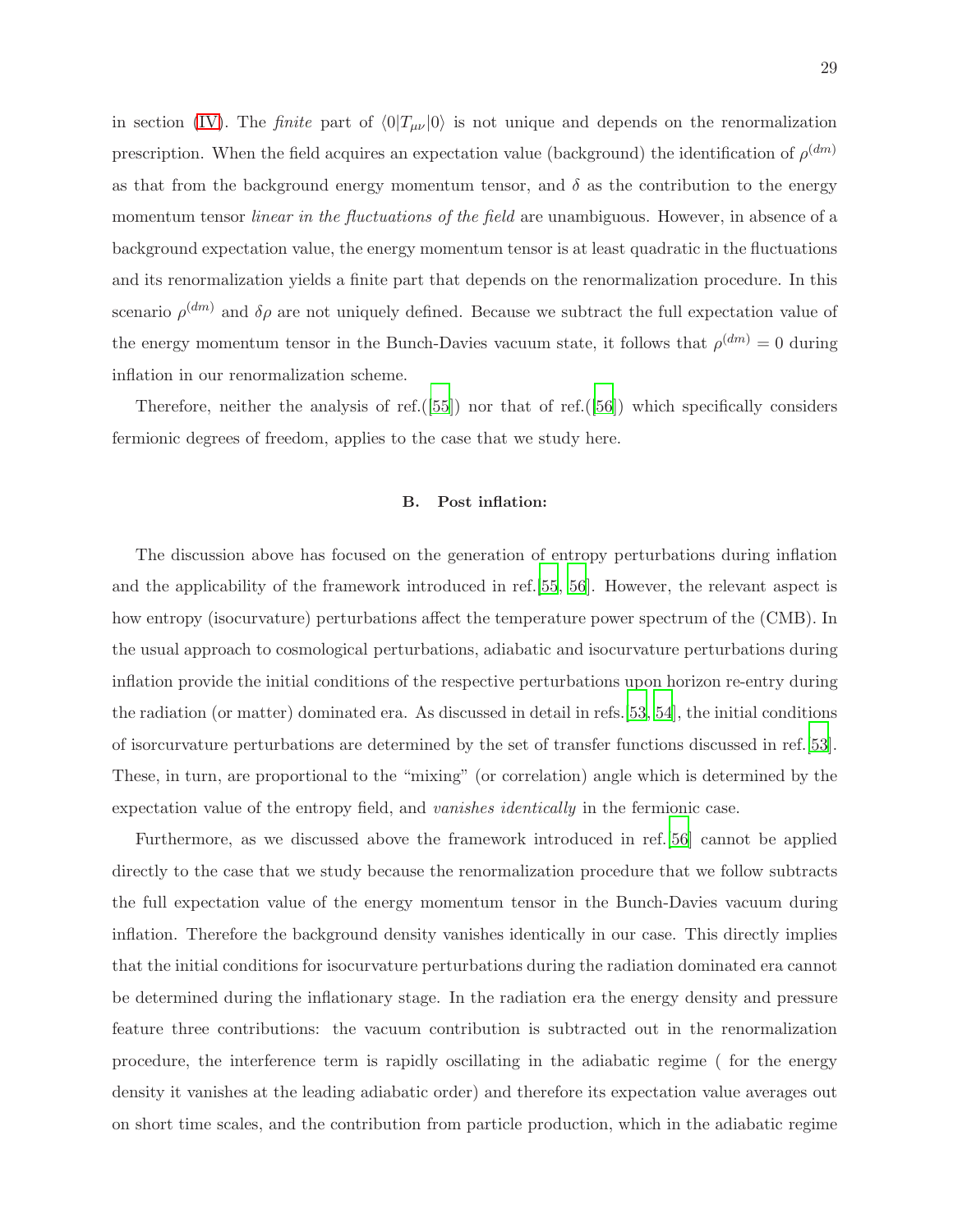in section (IV). The *finite* part of $\langle 0|T_{\mu\nu}|0\rangle$ is not unique and depends on the renormalization prescription. When the field acquires an expectation value (background) the identification of $\rho^{(dm)}$ as that from the background energy momentum tensor, and $\delta$ as the contribution to the energy momentum tensor *linear in the fluctuations of the field* are unambiguous. However, in absence of a background expectation value, the energy momentum tensor is at least quadratic in the fluctuations and its renormalization yields a finite part that depends on the renormalization procedure. In this scenario $\rho^{(dm)}$ and $\delta\rho$ are not uniquely defined. Because we subtract the full expectation value of the energy momentum tensor in the Bunch-Davies vacuum state, it follows that $\rho^{(dm)} = 0$ during inflation in our renormalization scheme.

Therefore, neither the analysis of ref.([55]) nor that of ref.([56]) which specifically considers fermionic degrees of freedom, applies to the case that we study here.

### B. Post inflation:

The discussion above has focused on the generation of entropy perturbations during inflation and the applicability of the framework introduced in ref.[55, 56]. However, the relevant aspect is how entropy (isocurvature) perturbations affect the temperature power spectrum of the (CMB). In the usual approach to cosmological perturbations, adiabatic and isocurvature perturbations during inflation provide the initial conditions of the respective perturbations upon horizon re-entry during the radiation (or matter) dominated era. As discussed in detail in refs.[53, 54], the initial conditions of isorcurvature perturbations are determined by the set of transfer functions discussed in ref.[53]. These, in turn, are proportional to the "mixing" (or correlation) angle which is determined by the expectation value of the entropy field, and *vanishes identically* in the fermionic case.

Furthermore, as we discussed above the framework introduced in ref.[56] cannot be applied directly to the case that we study because the renormalization procedure that we follow subtracts the full expectation value of the energy momentum tensor in the Bunch-Davies vacuum during inflation. Therefore the background density vanishes identically in our case. This directly implies that the initial conditions for isocurvature perturbations during the radiation dominated era cannot be determined during the inflationary stage. In the radiation era the energy density and pressure feature three contributions: the vacuum contribution is subtracted out in the renormalization procedure, the interference term is rapidly oscillating in the adiabatic regime ( for the energy density it vanishes at the leading adiabatic order) and therefore its expectation value averages out on short time scales, and the contribution from particle production, which in the adiabatic regime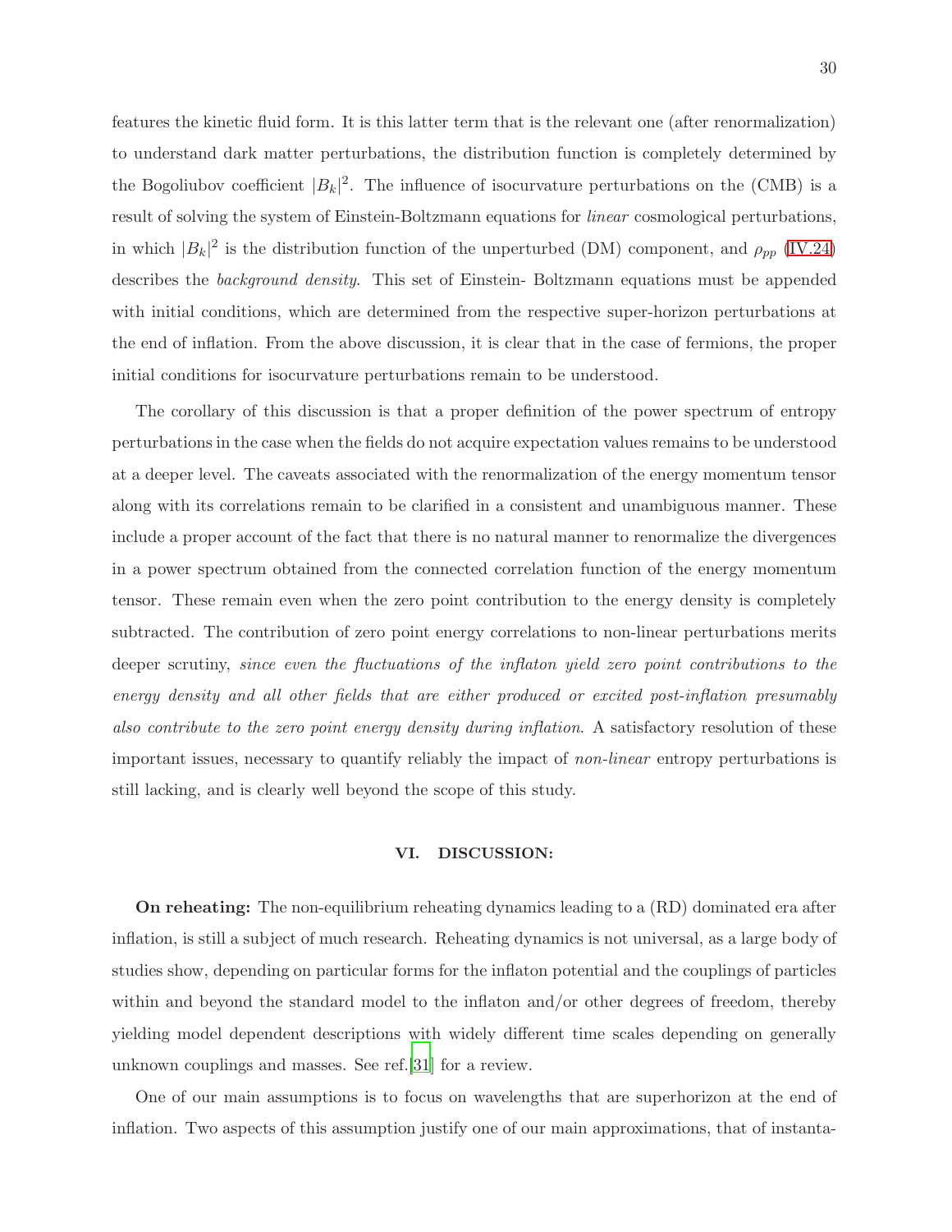features the kinetic fluid form. It is this latter term that is the relevant one (after renormalization) to understand dark matter perturbations, the distribution function is completely determined by the Bogoliubov coefficient $|B_k|^2$. The influence of isocurvature perturbations on the (CMB) is a result of solving the system of Einstein-Boltzmann equations for *linear* cosmological perturbations, in which $|B_k|^2$ is the distribution function of the unperturbed (DM) component, and $\rho_{pp}$ (IV.24) describes the *background density*. This set of Einstein- Boltzmann equations must be appended with initial conditions, which are determined from the respective super-horizon perturbations at the end of inflation. From the above discussion, it is clear that in the case of fermions, the proper initial conditions for isocurvature perturbations remain to be understood.

The corollary of this discussion is that a proper definition of the power spectrum of entropy perturbations in the case when the fields do not acquire expectation values remains to be understood at a deeper level. The caveats associated with the renormalization of the energy momentum tensor along with its correlations remain to be clarified in a consistent and unambiguous manner. These include a proper account of the fact that there is no natural manner to renormalize the divergences in a power spectrum obtained from the connected correlation function of the energy momentum tensor. These remain even when the zero point contribution to the energy density is completely subtracted. The contribution of zero point energy correlations to non-linear perturbations merits deeper scrutiny, *since even the fluctuations of the inflaton yield zero point contributions to the energy density and all other fields that are either produced or excited post-inflation presumably also contribute to the zero point energy density during inflation*. A satisfactory resolution of these important issues, necessary to quantify reliably the impact of *non-linear* entropy perturbations is still lacking, and is clearly well beyond the scope of this study.

## VI. DISCUSSION:

**On reheating:** The non-equilibrium reheating dynamics leading to a (RD) dominated era after inflation, is still a subject of much research. Reheating dynamics is not universal, as a large body of studies show, depending on particular forms for the inflaton potential and the couplings of particles within and beyond the standard model to the inflaton and/or other degrees of freedom, thereby yielding model dependent descriptions with widely different time scales depending on generally unknown couplings and masses. See ref.[31] for a review.

One of our main assumptions is to focus on wavelengths that are superhorizon at the end of inflation. Two aspects of this assumption justify one of our main approximations, that of instanta-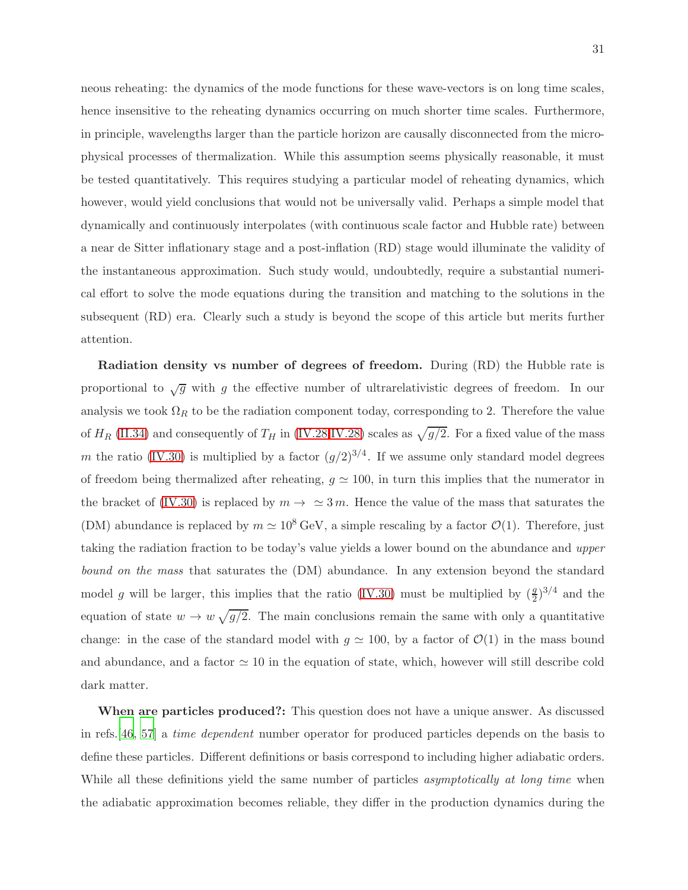neous reheating: the dynamics of the mode functions for these wave-vectors is on long time scales, hence insensitive to the reheating dynamics occurring on much shorter time scales. Furthermore, in principle, wavelengths larger than the particle horizon are causally disconnected from the microphysical processes of thermalization. While this assumption seems physically reasonable, it must be tested quantitatively. This requires studying a particular model of reheating dynamics, which however, would yield conclusions that would not be universally valid. Perhaps a simple model that dynamically and continuously interpolates (with continuous scale factor and Hubble rate) between a near de Sitter inflationary stage and a post-inflation (RD) stage would illuminate the validity of the instantaneous approximation. Such study would, undoubtedly, require a substantial numerical effort to solve the mode equations during the transition and matching to the solutions in the subsequent (RD) era. Clearly such a study is beyond the scope of this article but merits further attention.

**Radiation density vs number of degrees of freedom.** During (RD) the Hubble rate is proportional to $\sqrt{g}$ with $g$ the effective number of ultrarelativistic degrees of freedom. In our analysis we took $\Omega_R$ to be the radiation component today, corresponding to 2. Therefore the value of $H_R$ (II.34) and consequently of $T_H$ in (IV.28,IV.28) scales as $\sqrt{g/2}$. For a fixed value of the mass $m$ the ratio (IV.30) is multiplied by a factor $(g/2)^{3/4}$. If we assume only standard model degrees of freedom being thermalized after reheating, $g \simeq 100$, in turn this implies that the numerator in the bracket of (IV.30) is replaced by $m \rightarrow \ \simeq 3\,m$. Hence the value of the mass that saturates the (DM) abundance is replaced by $m \simeq 10^8\,\mathrm{GeV}$, a simple rescaling by a factor $\mathcal{O}(1)$. Therefore, just taking the radiation fraction to be today's value yields a lower bound on the abundance and *upper bound on the mass* that saturates the (DM) abundance. In any extension beyond the standard model $g$ will be larger, this implies that the ratio (IV.30) must be multiplied by $(\frac{g}{2})^{3/4}$ and the equation of state $w \rightarrow w\,\sqrt{g/2}$. The main conclusions remain the same with only a quantitative change: in the case of the standard model with $g \simeq 100$, by a factor of $\mathcal{O}(1)$ in the mass bound and abundance, and a factor $\simeq 10$ in the equation of state, which, however will still describe cold dark matter.

**When are particles produced?:** This question does not have a unique answer. As discussed in refs.[46, 57] a *time dependent* number operator for produced particles depends on the basis to define these particles. Different definitions or basis correspond to including higher adiabatic orders. While all these definitions yield the same number of particles *asymptotically at long time* when the adiabatic approximation becomes reliable, they differ in the production dynamics during the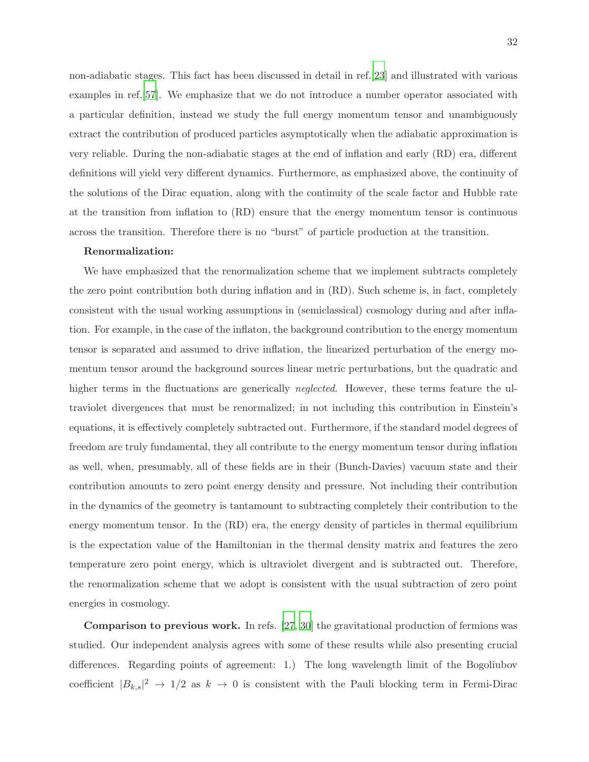non-adiabatic stages. This fact has been discussed in detail in ref.[23] and illustrated with various examples in ref.[57]. We emphasize that we do not introduce a number operator associated with a particular definition, instead we study the full energy momentum tensor and unambiguously extract the contribution of produced particles asymptotically when the adiabatic approximation is very reliable. During the non-adiabatic stages at the end of inflation and early (RD) era, different definitions will yield very different dynamics. Furthermore, as emphasized above, the continuity of the solutions of the Dirac equation, along with the continuity of the scale factor and Hubble rate at the transition from inflation to (RD) ensure that the energy momentum tensor is continuous across the transition. Therefore there is no "burst" of particle production at the transition.

**Renormalization:**

We have emphasized that the renormalization scheme that we implement subtracts completely the zero point contribution both during inflation and in (RD). Such scheme is, in fact, completely consistent with the usual working assumptions in (semiclassical) cosmology during and after inflation. For example, in the case of the inflaton, the background contribution to the energy momentum tensor is separated and assumed to drive inflation, the linearized perturbation of the energy momentum tensor around the background sources linear metric perturbations, but the quadratic and higher terms in the fluctuations are generically *neglected*. However, these terms feature the ultraviolet divergences that must be renormalized; in not including this contribution in Einstein's equations, it is effectively completely subtracted out. Furthermore, if the standard model degrees of freedom are truly fundamental, they all contribute to the energy momentum tensor during inflation as well, when, presumably, all of these fields are in their (Bunch-Davies) vacuum state and their contribution amounts to zero point energy density and pressure. Not including their contribution in the dynamics of the geometry is tantamount to subtracting completely their contribution to the energy momentum tensor. In the (RD) era, the energy density of particles in thermal equilibrium is the expectation value of the Hamiltonian in the thermal density matrix and features the zero temperature zero point energy, which is ultraviolet divergent and is subtracted out. Therefore, the renormalization scheme that we adopt is consistent with the usual subtraction of zero point energies in cosmology.

**Comparison to previous work.** In refs. [27, 30] the gravitational production of fermions was studied. Our independent analysis agrees with some of these results while also presenting crucial differences. Regarding points of agreement: 1.) The long wavelength limit of the Bogoliubov coefficient $|B_{k,s}|^2 \rightarrow 1/2$ as $k \rightarrow 0$ is consistent with the Pauli blocking term in Fermi-Dirac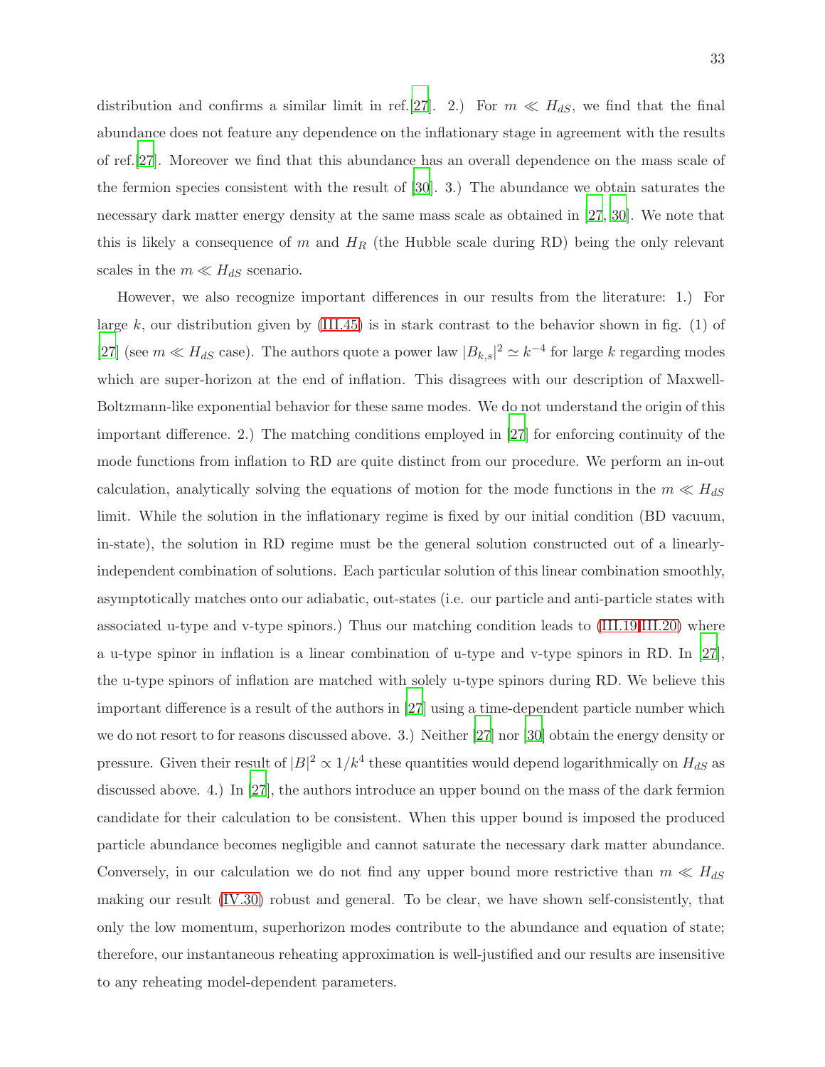distribution and confirms a similar limit in ref.[27]. 2.) For $m \ll H_{dS}$, we find that the final abundance does not feature any dependence on the inflationary stage in agreement with the results of ref.[27]. Moreover we find that this abundance has an overall dependence on the mass scale of the fermion species consistent with the result of [30]. 3.) The abundance we obtain saturates the necessary dark matter energy density at the same mass scale as obtained in [27, 30]. We note that this is likely a consequence of $m$ and $H_R$ (the Hubble scale during RD) being the only relevant scales in the $m \ll H_{dS}$ scenario.

However, we also recognize important differences in our results from the literature: 1.) For large $k$, our distribution given by (III.45) is in stark contrast to the behavior shown in fig. (1) of [27] (see $m \ll H_{dS}$ case). The authors quote a power law $|B_{k,s}|^2 \simeq k^{-4}$ for large $k$ regarding modes which are super-horizon at the end of inflation. This disagrees with our description of Maxwell-Boltzmann-like exponential behavior for these same modes. We do not understand the origin of this important difference. 2.) The matching conditions employed in [27] for enforcing continuity of the mode functions from inflation to RD are quite distinct from our procedure. We perform an in-out calculation, analytically solving the equations of motion for the mode functions in the $m \ll H_{dS}$ limit. While the solution in the inflationary regime is fixed by our initial condition (BD vacuum, in-state), the solution in RD regime must be the general solution constructed out of a linearly-independent combination of solutions. Each particular solution of this linear combination smoothly, asymptotically matches onto our adiabatic, out-states (i.e. our particle and anti-particle states with associated u-type and v-type spinors.) Thus our matching condition leads to (III.19,III.20) where a u-type spinor in inflation is a linear combination of u-type and v-type spinors in RD. In [27], the u-type spinors of inflation are matched with solely u-type spinors during RD. We believe this important difference is a result of the authors in [27] using a time-dependent particle number which we do not resort to for reasons discussed above. 3.) Neither [27] nor [30] obtain the energy density or pressure. Given their result of $|B|^2 \propto 1/k^4$ these quantities would depend logarithmically on $H_{dS}$ as discussed above. 4.) In [27], the authors introduce an upper bound on the mass of the dark fermion candidate for their calculation to be consistent. When this upper bound is imposed the produced particle abundance becomes negligible and cannot saturate the necessary dark matter abundance. Conversely, in our calculation we do not find any upper bound more restrictive than $m \ll H_{dS}$ making our result (IV.30) robust and general. To be clear, we have shown self-consistently, that only the low momentum, superhorizon modes contribute to the abundance and equation of state; therefore, our instantaneous reheating approximation is well-justified and our results are insensitive to any reheating model-dependent parameters.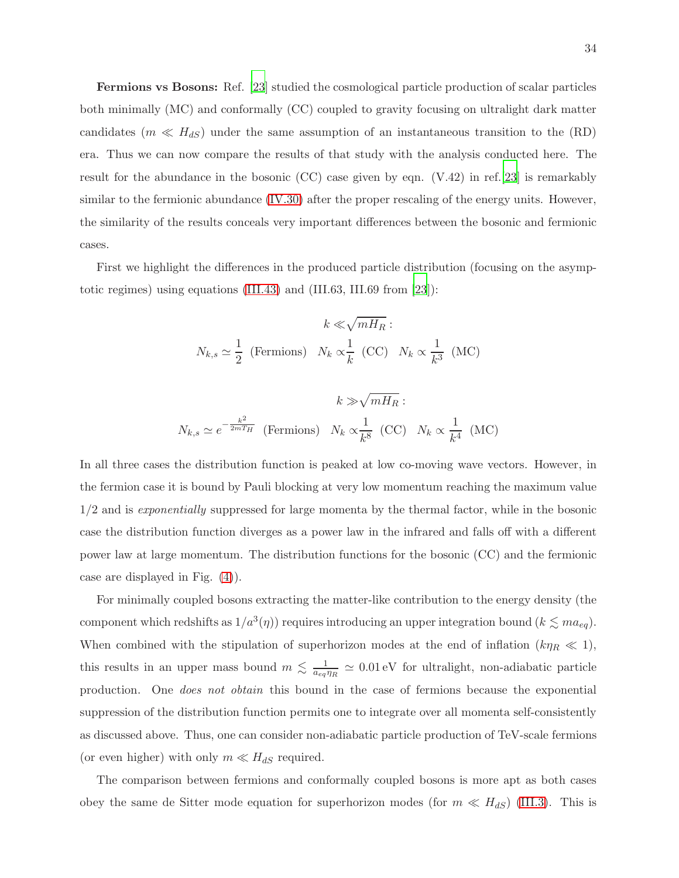**Fermions vs Bosons:** Ref. [23] studied the cosmological particle production of scalar particles both minimally (MC) and conformally (CC) coupled to gravity focusing on ultralight dark matter candidates ($m \ll H_{dS}$) under the same assumption of an instantaneous transition to the (RD) era. Thus we can now compare the results of that study with the analysis conducted here. The result for the abundance in the bosonic (CC) case given by eqn. (V.42) in ref.[23] is remarkably similar to the fermionic abundance (IV.30) after the proper rescaling of the energy units. However, the similarity of the results conceals very important differences between the bosonic and fermionic cases.

First we highlight the differences in the produced particle distribution (focusing on the asymptotic regimes) using equations (III.43) and (III.63, III.69 from [23]):

$$k \ll \sqrt{mH_R}:$$

$$N_{k,s} \simeq \frac{1}{2} \ \ \text{(Fermions)} \quad N_k \propto \frac{1}{k} \ \ \text{(CC)} \quad N_k \propto \frac{1}{k^3} \ \ \text{(MC)}$$

$$k \gg \sqrt{mH_R}:$$

$$N_{k,s} \simeq e^{-\frac{k^2}{2mT_H}} \ \ \text{(Fermions)} \quad N_k \propto \frac{1}{k^8} \ \ \text{(CC)} \quad N_k \propto \frac{1}{k^4} \ \ \text{(MC)}$$

In all three cases the distribution function is peaked at low co-moving wave vectors. However, in the fermion case it is bound by Pauli blocking at very low momentum reaching the maximum value 1/2 and is *exponentially* suppressed for large momenta by the thermal factor, while in the bosonic case the distribution function diverges as a power law in the infrared and falls off with a different power law at large momentum. The distribution functions for the bosonic (CC) and the fermionic case are displayed in Fig. (4)).

For minimally coupled bosons extracting the matter-like contribution to the energy density (the component which redshifts as $1/a^3(\eta)$) requires introducing an upper integration bound ($k \lesssim m a_{eq}$). When combined with the stipulation of superhorizon modes at the end of inflation ($k\eta_R \ll 1$), this results in an upper mass bound $m \lesssim \frac{1}{a_{eq}\eta_R} \simeq 0.01\,\text{eV}$ for ultralight, non-adiabatic particle production. One *does not obtain* this bound in the case of fermions because the exponential suppression of the distribution function permits one to integrate over all momenta self-consistently as discussed above. Thus, one can consider non-adiabatic particle production of TeV-scale fermions (or even higher) with only $m \ll H_{dS}$ required.

The comparison between fermions and conformally coupled bosons is more apt as both cases obey the same de Sitter mode equation for superhorizon modes (for $m \ll H_{dS}$) (III.3). This is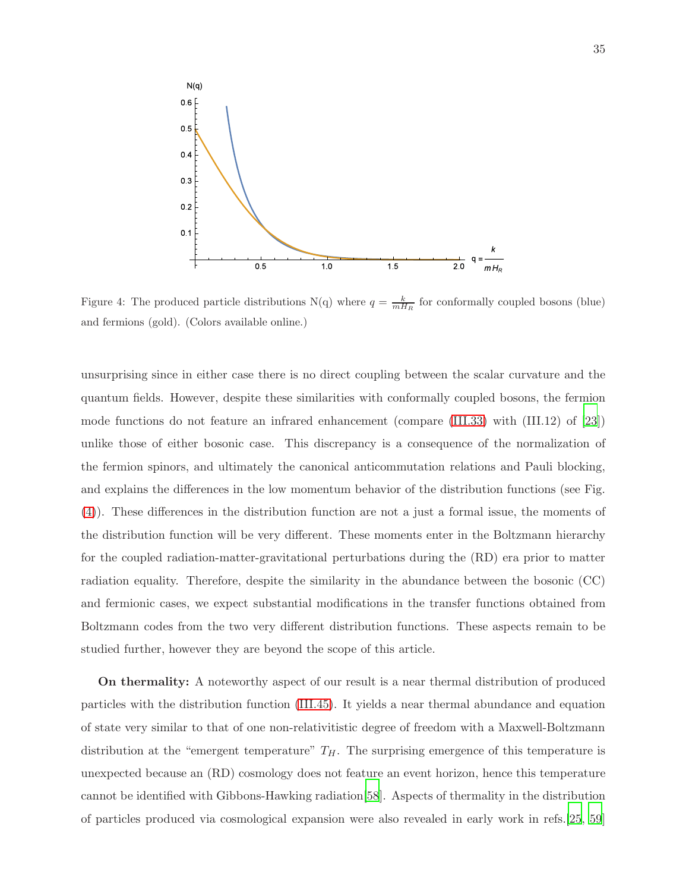N(q)

0.6

0.5

0.4

0.3

0.2

0.1

0.5

1.0

1.5

2.0

$q = \frac{k}{mH_R}$

Figure 4: The produced particle distributions N(q) where $q = \frac{k}{mH_R}$ for conformally coupled bosons (blue) and fermions (gold). (Colors available online.)

unsurprising since in either case there is no direct coupling between the scalar curvature and the quantum fields. However, despite these similarities with conformally coupled bosons, the fermion mode functions do not feature an infrared enhancement (compare (III.33) with (III.12) of [23]) unlike those of either bosonic case. This discrepancy is a consequence of the normalization of the fermion spinors, and ultimately the canonical anticommutation relations and Pauli blocking, and explains the differences in the low momentum behavior of the distribution functions (see Fig. (4)). These differences in the distribution function are not a just a formal issue, the moments of the distribution function will be very different. These moments enter in the Boltzmann hierarchy for the coupled radiation-matter-gravitational perturbations during the (RD) era prior to matter radiation equality. Therefore, despite the similarity in the abundance between the bosonic (CC) and fermionic cases, we expect substantial modifications in the transfer functions obtained from Boltzmann codes from the two very different distribution functions. These aspects remain to be studied further, however they are beyond the scope of this article.

**On thermality:** A noteworthy aspect of our result is a near thermal distribution of produced particles with the distribution function (III.45). It yields a near thermal abundance and equation of state very similar to that of one non-relativitistic degree of freedom with a Maxwell-Boltzmann distribution at the "emergent temperature" $T_H$. The surprising emergence of this temperature is unexpected because an (RD) cosmology does not feature an event horizon, hence this temperature cannot be identified with Gibbons-Hawking radiation[58]. Aspects of thermality in the distribution of particles produced via cosmological expansion were also revealed in early work in refs.[25, 59]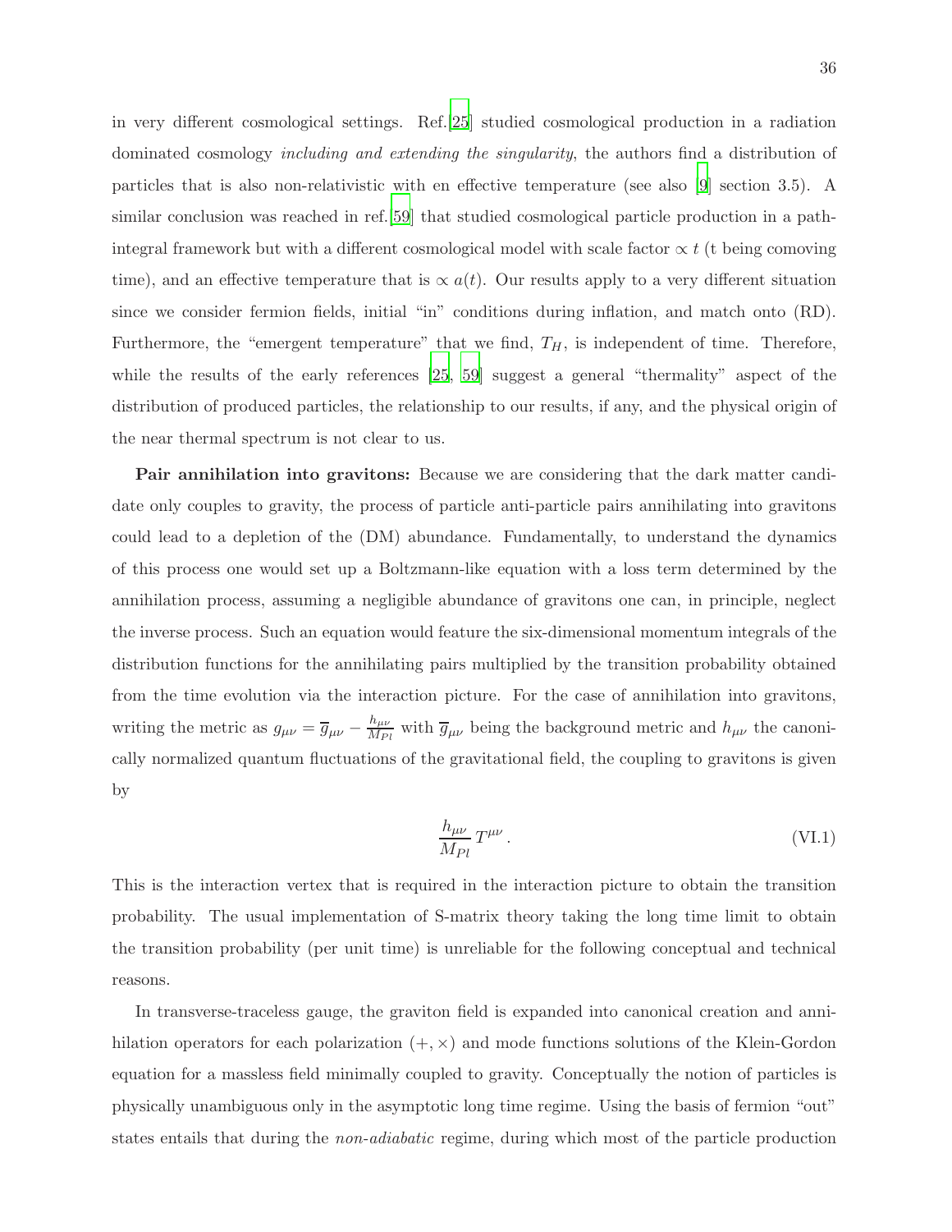in very different cosmological settings. Ref.[25] studied cosmological production in a radiation dominated cosmology *including and extending the singularity*, the authors find a distribution of particles that is also non-relativistic with en effective temperature (see also [9] section 3.5). A similar conclusion was reached in ref.[59] that studied cosmological particle production in a path-integral framework but with a different cosmological model with scale factor $\propto t$ (t being comoving time), and an effective temperature that is $\propto a(t)$. Our results apply to a very different situation since we consider fermion fields, initial "in" conditions during inflation, and match onto (RD). Furthermore, the "emergent temperature" that we find, $T_H$, is independent of time. Therefore, while the results of the early references [25, 59] suggest a general "thermality" aspect of the distribution of produced particles, the relationship to our results, if any, and the physical origin of the near thermal spectrum is not clear to us.

**Pair annihilation into gravitons:** Because we are considering that the dark matter candidate only couples to gravity, the process of particle anti-particle pairs annihilating into gravitons could lead to a depletion of the (DM) abundance. Fundamentally, to understand the dynamics of this process one would set up a Boltzmann-like equation with a loss term determined by the annihilation process, assuming a negligible abundance of gravitons one can, in principle, neglect the inverse process. Such an equation would feature the six-dimensional momentum integrals of the distribution functions for the annihilating pairs multiplied by the transition probability obtained from the time evolution via the interaction picture. For the case of annihilation into gravitons, writing the metric as $g_{\mu\nu} = \overline{g}_{\mu\nu} - \frac{h_{\mu\nu}}{M_{Pl}}$ with $\overline{g}_{\mu\nu}$ being the background metric and $h_{\mu\nu}$ the canonically normalized quantum fluctuations of the gravitational field, the coupling to gravitons is given by

$$\frac{h_{\mu\nu}}{M_{Pl}}\, T^{\mu\nu}\,. \tag{VI.1}$$

This is the interaction vertex that is required in the interaction picture to obtain the transition probability. The usual implementation of S-matrix theory taking the long time limit to obtain the transition probability (per unit time) is unreliable for the following conceptual and technical reasons.

In transverse-traceless gauge, the graviton field is expanded into canonical creation and annihilation operators for each polarization $(+,\times)$ and mode functions solutions of the Klein-Gordon equation for a massless field minimally coupled to gravity. Conceptually the notion of particles is physically unambiguous only in the asymptotic long time regime. Using the basis of fermion "out" states entails that during the *non-adiabatic* regime, during which most of the particle production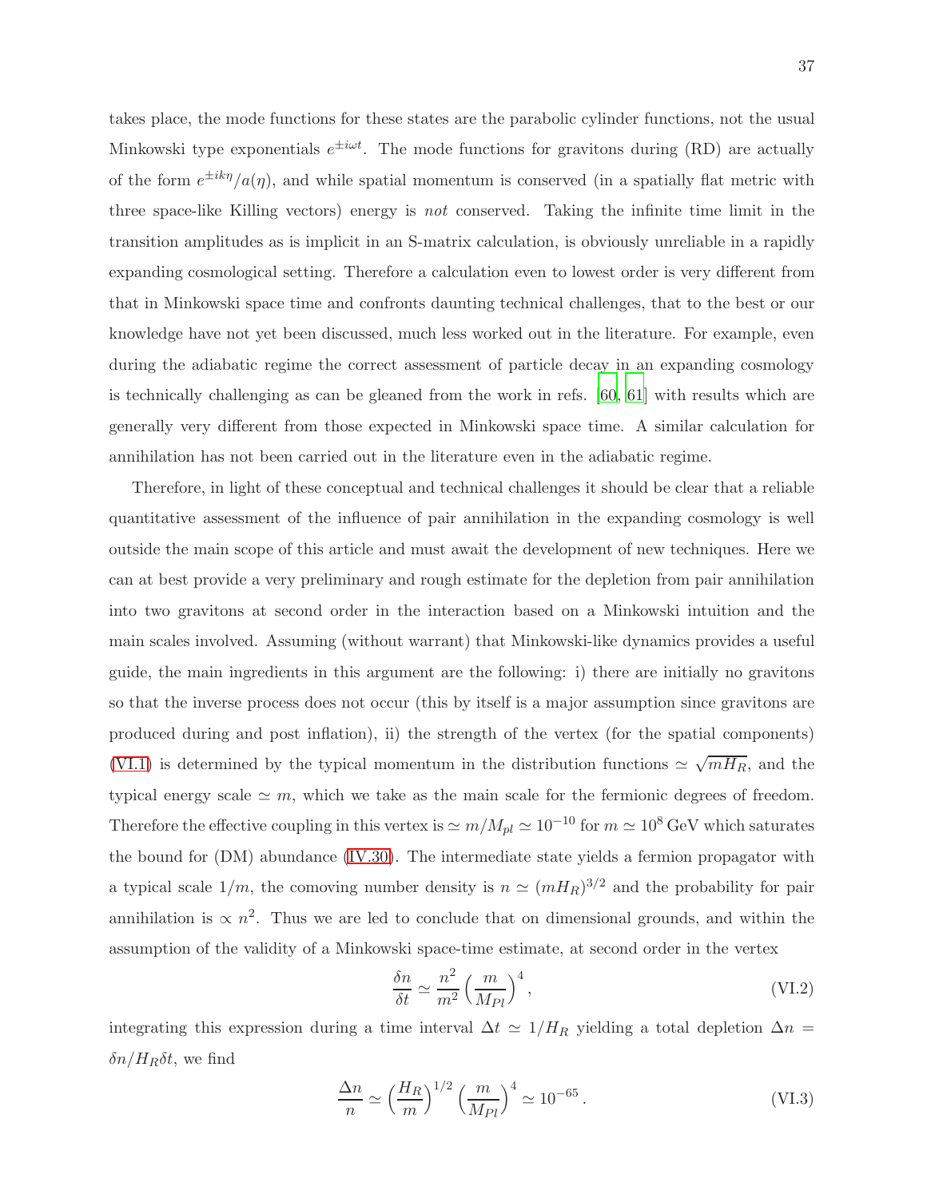takes place, the mode functions for these states are the parabolic cylinder functions, not the usual Minkowski type exponentials $e^{\pm i\omega t}$. The mode functions for gravitons during (RD) are actually of the form $e^{\pm ik\eta}/a(\eta)$, and while spatial momentum is conserved (in a spatially flat metric with three space-like Killing vectors) energy is *not* conserved. Taking the infinite time limit in the transition amplitudes as is implicit in an S-matrix calculation, is obviously unreliable in a rapidly expanding cosmological setting. Therefore a calculation even to lowest order is very different from that in Minkowski space time and confronts daunting technical challenges, that to the best or our knowledge have not yet been discussed, much less worked out in the literature. For example, even during the adiabatic regime the correct assessment of particle decay in an expanding cosmology is technically challenging as can be gleaned from the work in refs. [60, 61] with results which are generally very different from those expected in Minkowski space time. A similar calculation for annihilation has not been carried out in the literature even in the adiabatic regime.

Therefore, in light of these conceptual and technical challenges it should be clear that a reliable quantitative assessment of the influence of pair annihilation in the expanding cosmology is well outside the main scope of this article and must await the development of new techniques. Here we can at best provide a very preliminary and rough estimate for the depletion from pair annihilation into two gravitons at second order in the interaction based on a Minkowski intuition and the main scales involved. Assuming (without warrant) that Minkowski-like dynamics provides a useful guide, the main ingredients in this argument are the following: i) there are initially no gravitons so that the inverse process does not occur (this by itself is a major assumption since gravitons are produced during and post inflation), ii) the strength of the vertex (for the spatial components) (VI.1) is determined by the typical momentum in the distribution functions $\simeq \sqrt{mH_R}$, and the typical energy scale $\simeq m$, which we take as the main scale for the fermionic degrees of freedom. Therefore the effective coupling in this vertex is $\simeq m/M_{pl} \simeq 10^{-10}$ for $m \simeq 10^8\,\mathrm{GeV}$ which saturates the bound for (DM) abundance (IV.30). The intermediate state yields a fermion propagator with a typical scale $1/m$, the comoving number density is $n \simeq (mH_R)^{3/2}$ and the probability for pair annihilation is $\propto n^2$. Thus we are led to conclude that on dimensional grounds, and within the assumption of the validity of a Minkowski space-time estimate, at second order in the vertex

$$\frac{\delta n}{\delta t} \simeq \frac{n^2}{m^2}\Big(\frac{m}{M_{Pl}}\Big)^4\,, \tag{VI.2}$$

integrating this expression during a time interval $\Delta t \simeq 1/H_R$ yielding a total depletion $\Delta n = \delta n/H_R\delta t$, we find

$$\frac{\Delta n}{n} \simeq \Big(\frac{H_R}{m}\Big)^{1/2}\Big(\frac{m}{M_{Pl}}\Big)^4 \simeq 10^{-65}\,. \tag{VI.3}$$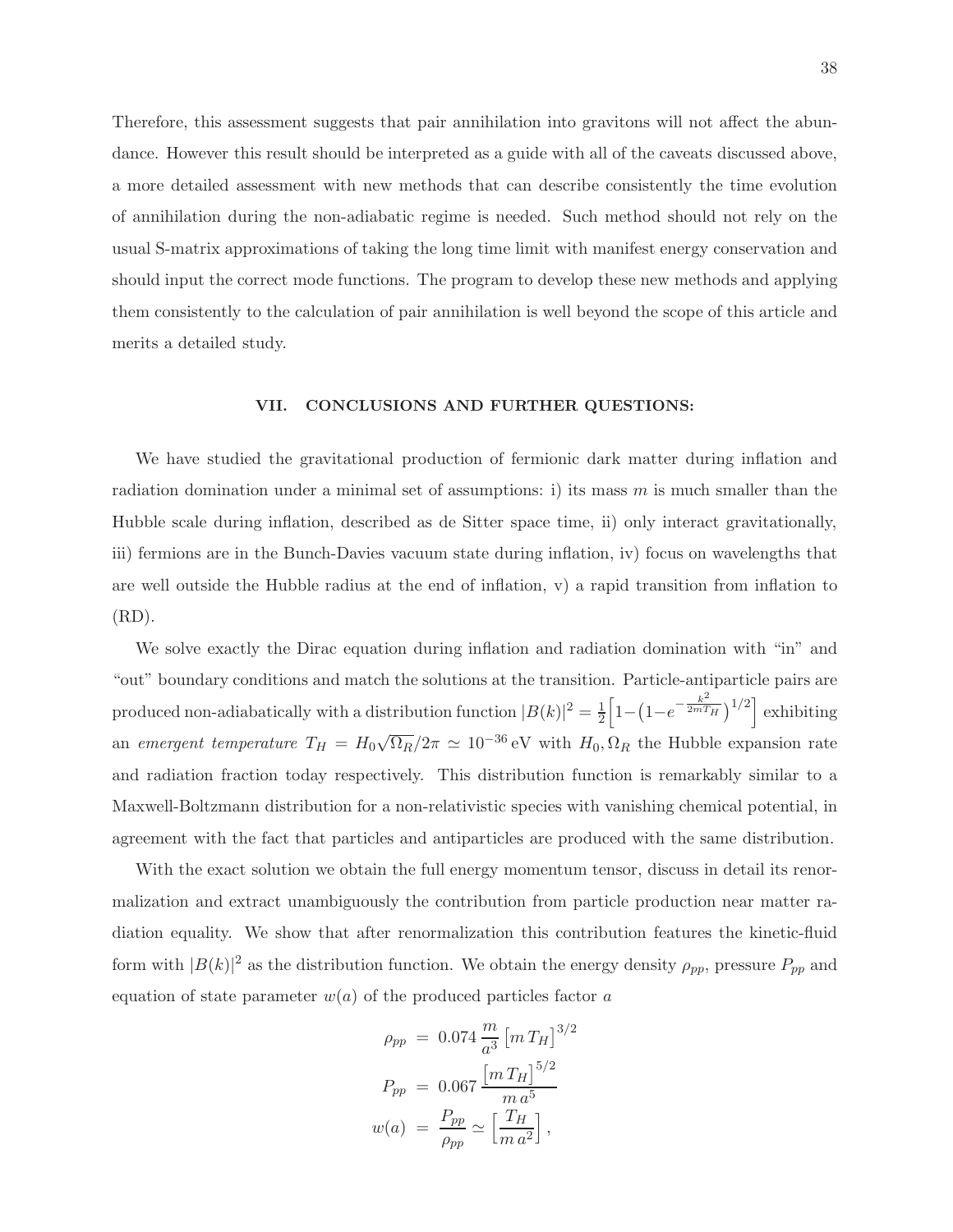Therefore, this assessment suggests that pair annihilation into gravitons will not affect the abundance. However this result should be interpreted as a guide with all of the caveats discussed above, a more detailed assessment with new methods that can describe consistently the time evolution of annihilation during the non-adiabatic regime is needed. Such method should not rely on the usual S-matrix approximations of taking the long time limit with manifest energy conservation and should input the correct mode functions. The program to develop these new methods and applying them consistently to the calculation of pair annihilation is well beyond the scope of this article and merits a detailed study.

## VII. CONCLUSIONS AND FURTHER QUESTIONS:

We have studied the gravitational production of fermionic dark matter during inflation and radiation domination under a minimal set of assumptions: i) its mass $m$ is much smaller than the Hubble scale during inflation, described as de Sitter space time, ii) only interact gravitationally, iii) fermions are in the Bunch-Davies vacuum state during inflation, iv) focus on wavelengths that are well outside the Hubble radius at the end of inflation, v) a rapid transition from inflation to (RD).

We solve exactly the Dirac equation during inflation and radiation domination with "in" and "out" boundary conditions and match the solutions at the transition. Particle-antiparticle pairs are produced non-adiabatically with a distribution function $|B(k)|^2 = \frac{1}{2}\Big[1-\big(1-e^{-\frac{k^2}{2mT_H}}\big)^{1/2}\Big]$ exhibiting an *emergent temperature* $T_H = H_0\sqrt{\Omega_R}/2\pi \simeq 10^{-36}\,\mathrm{eV}$ with $H_0, \Omega_R$ the Hubble expansion rate and radiation fraction today respectively. This distribution function is remarkably similar to a Maxwell-Boltzmann distribution for a non-relativistic species with vanishing chemical potential, in agreement with the fact that particles and antiparticles are produced with the same distribution.

With the exact solution we obtain the full energy momentum tensor, discuss in detail its renormalization and extract unambiguously the contribution from particle production near matter radiation equality. We show that after renormalization this contribution features the kinetic-fluid form with $|B(k)|^2$ as the distribution function. We obtain the energy density $\rho_{pp}$, pressure $P_{pp}$ and equation of state parameter $w(a)$ of the produced particles factor $a$

$$
\begin{aligned}
\rho_{pp} &= 0.074\,\frac{m}{a^3}\,\big[m\,T_H\big]^{3/2} \\
P_{pp} &= 0.067\,\frac{\big[m\,T_H\big]^{5/2}}{m\,a^5} \\
w(a) &= \frac{P_{pp}}{\rho_{pp}} \simeq \Big[\frac{T_H}{m\,a^2}\Big],
\end{aligned}
$$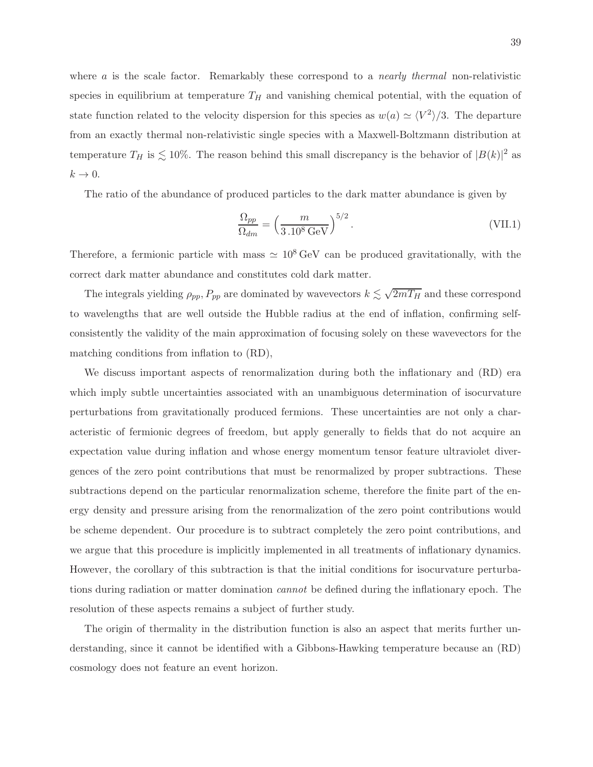where $a$ is the scale factor. Remarkably these correspond to a *nearly thermal* non-relativistic species in equilibrium at temperature $T_H$ and vanishing chemical potential, with the equation of state function related to the velocity dispersion for this species as $w(a) \simeq \langle V^2 \rangle /3$. The departure from an exactly thermal non-relativistic single species with a Maxwell-Boltzmann distribution at temperature $T_H$ is $\lesssim 10\%$. The reason behind this small discrepancy is the behavior of $|B(k)|^2$ as $k \to 0$.

The ratio of the abundance of produced particles to the dark matter abundance is given by

$$\frac{\Omega_{pp}}{\Omega_{dm}} = \Big( \frac{m}{3\,.10^8\,\mathrm{GeV}} \Big)^{5/2}. \tag{VII.1}$$

Therefore, a fermionic particle with mass $\simeq 10^8\,\mathrm{GeV}$ can be produced gravitationally, with the correct dark matter abundance and constitutes cold dark matter.

The integrals yielding $\rho_{pp}, P_{pp}$ are dominated by wavevectors $k \lesssim \sqrt{2mT_H}$ and these correspond to wavelengths that are well outside the Hubble radius at the end of inflation, confirming self-consistently the validity of the main approximation of focusing solely on these wavevectors for the matching conditions from inflation to (RD),

We discuss important aspects of renormalization during both the inflationary and (RD) era which imply subtle uncertainties associated with an unambiguous determination of isocurvature perturbations from gravitationally produced fermions. These uncertainties are not only a characteristic of fermionic degrees of freedom, but apply generally to fields that do not acquire an expectation value during inflation and whose energy momentum tensor feature ultraviolet divergences of the zero point contributions that must be renormalized by proper subtractions. These subtractions depend on the particular renormalization scheme, therefore the finite part of the energy density and pressure arising from the renormalization of the zero point contributions would be scheme dependent. Our procedure is to subtract completely the zero point contributions, and we argue that this procedure is implicitly implemented in all treatments of inflationary dynamics. However, the corollary of this subtraction is that the initial conditions for isocurvature perturbations during radiation or matter domination *cannot* be defined during the inflationary epoch. The resolution of these aspects remains a subject of further study.

The origin of thermality in the distribution function is also an aspect that merits further understanding, since it cannot be identified with a Gibbons-Hawking temperature because an (RD) cosmology does not feature an event horizon.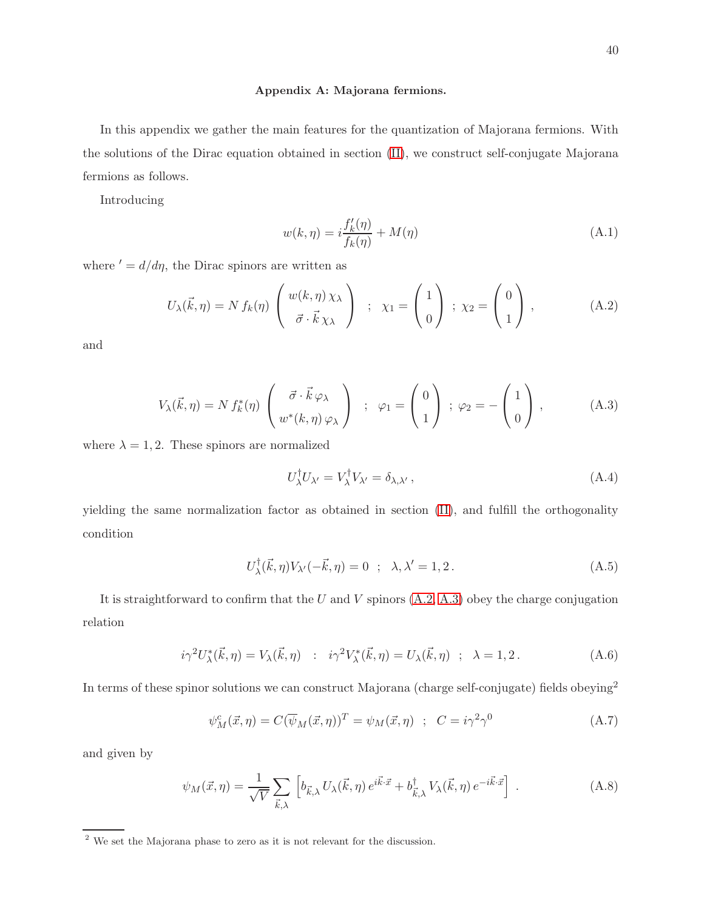**Appendix A: Majorana fermions.**

In this appendix we gather the main features for the quantization of Majorana fermions. With the solutions of the Dirac equation obtained in section (II), we construct self-conjugate Majorana fermions as follows.

Introducing

$$w(k,\eta) = i\frac{f'_k(\eta)}{f_k(\eta)} + M(\eta) \tag{A.1}$$

where $' = d/d\eta$, the Dirac spinors are written as

$$U_\lambda(\vec{k},\eta) = N\, f_k(\eta) \begin{pmatrix} w(k,\eta)\,\chi_\lambda \\ \vec{\sigma}\cdot\vec{k}\,\chi_\lambda \end{pmatrix} \quad ; \quad \chi_1 = \begin{pmatrix} 1 \\ 0 \end{pmatrix} \; ; \; \chi_2 = \begin{pmatrix} 0 \\ 1 \end{pmatrix}, \tag{A.2}$$

and

$$V_\lambda(\vec{k},\eta) = N\, f^*_k(\eta) \begin{pmatrix} \vec{\sigma}\cdot\vec{k}\,\varphi_\lambda \\ w^*(k,\eta)\,\varphi_\lambda \end{pmatrix} \quad ; \quad \varphi_1 = \begin{pmatrix} 0 \\ 1 \end{pmatrix} \; ; \; \varphi_2 = -\begin{pmatrix} 1 \\ 0 \end{pmatrix}, \tag{A.3}$$

where $\lambda = 1, 2$. These spinors are normalized

$$U^\dagger_\lambda U_{\lambda'} = V^\dagger_\lambda V_{\lambda'} = \delta_{\lambda,\lambda'}\,, \tag{A.4}$$

yielding the same normalization factor as obtained in section (II), and fulfill the orthogonality condition

$$U^\dagger_\lambda(\vec{k},\eta)V_{\lambda'}(-\vec{k},\eta) = 0 \quad ; \quad \lambda,\lambda' = 1,2\,. \tag{A.5}$$

It is straightforward to confirm that the $U$ and $V$ spinors (A.2, A.3) obey the charge conjugation relation

$$i\gamma^2 U^*_\lambda(\vec{k},\eta) = V_\lambda(\vec{k},\eta) \quad : \quad i\gamma^2 V^*_\lambda(\vec{k},\eta) = U_\lambda(\vec{k},\eta) \quad ; \quad \lambda = 1,2\,. \tag{A.6}$$

In terms of these spinor solutions we can construct Majorana (charge self-conjugate) fields obeying[2]

$$\psi^c_M(\vec{x},\eta) = C(\overline{\psi}_M(\vec{x},\eta))^T = \psi_M(\vec{x},\eta) \quad ; \quad C = i\gamma^2\gamma^0 \tag{A.7}$$

and given by

$$\psi_M(\vec{x},\eta) = \frac{1}{\sqrt{V}}\sum_{\vec{k},\lambda}\left[b_{\vec{k},\lambda}\,U_\lambda(\vec{k},\eta)\,e^{i\vec{k}\cdot\vec{x}} + b^\dagger_{\vec{k},\lambda}\,V_\lambda(\vec{k},\eta)\,e^{-i\vec{k}\cdot\vec{x}}\right]\,. \tag{A.8}$$

[2] We set the Majorana phase to zero as it is not relevant for the discussion.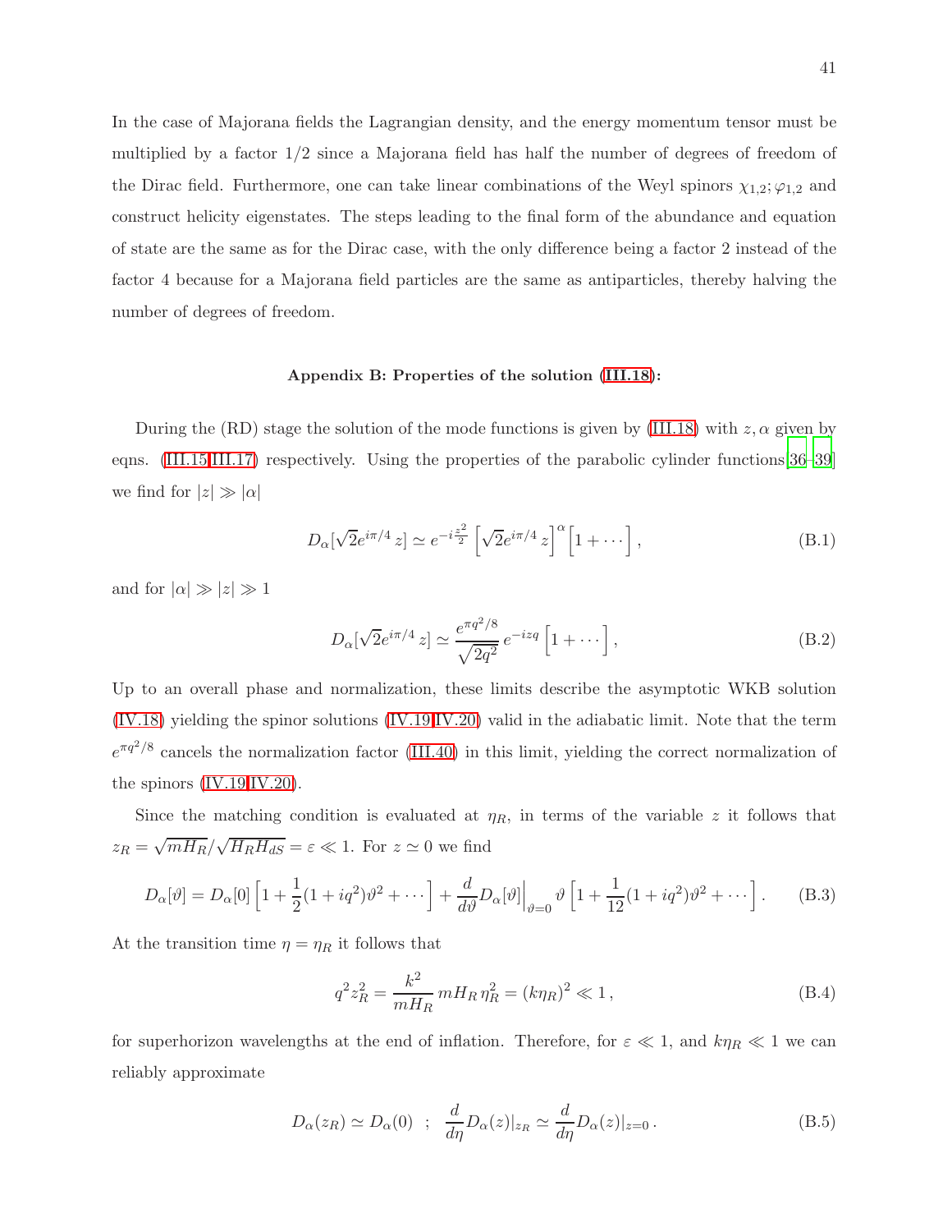In the case of Majorana fields the Lagrangian density, and the energy momentum tensor must be multiplied by a factor 1/2 since a Majorana field has half the number of degrees of freedom of the Dirac field. Furthermore, one can take linear combinations of the Weyl spinors $\chi_{1,2}; \varphi_{1,2}$ and construct helicity eigenstates. The steps leading to the final form of the abundance and equation of state are the same as for the Dirac case, with the only difference being a factor 2 instead of the factor 4 because for a Majorana field particles are the same as antiparticles, thereby halving the number of degrees of freedom.

## Appendix B: Properties of the solution (III.18):

During the (RD) stage the solution of the mode functions is given by (III.18) with $z, \alpha$ given by eqns. (III.15,III.17) respectively. Using the properties of the parabolic cylinder functions[36–39] we find for $|z| \gg |\alpha|$

$$D_\alpha[\sqrt{2}e^{i\pi/4}\, z] \simeq e^{-i\frac{z^2}{2}} \left[\sqrt{2}e^{i\pi/4}\, z\right]^\alpha \Big[1 + \cdots\Big]\,, \tag{B.1}$$

and for $|\alpha| \gg |z| \gg 1$

$$D_\alpha[\sqrt{2}e^{i\pi/4}\, z] \simeq \frac{e^{\pi q^2/8}}{\sqrt{2q^2}}\, e^{-izq} \Big[1 + \cdots\Big]\,, \tag{B.2}$$

Up to an overall phase and normalization, these limits describe the asymptotic WKB solution (IV.18) yielding the spinor solutions (IV.19,IV.20) valid in the adiabatic limit. Note that the term $e^{\pi q^2/8}$ cancels the normalization factor (III.40) in this limit, yielding the correct normalization of the spinors (IV.19,IV.20).

Since the matching condition is evaluated at $\eta_R$, in terms of the variable $z$ it follows that $z_R = \sqrt{mH_R}/\sqrt{H_R H_{dS}} = \varepsilon \ll 1$. For $z \simeq 0$ we find

$$D_\alpha[\vartheta] = D_\alpha[0]\Big[1 + \frac{1}{2}(1+iq^2)\vartheta^2 + \cdots\Big] + \frac{d}{d\vartheta}D_\alpha[\vartheta]\Big|_{\vartheta=0} \vartheta\Big[1 + \frac{1}{12}(1+iq^2)\vartheta^2 + \cdots\Big]\,. \tag{B.3}$$

At the transition time $\eta = \eta_R$ it follows that

$$q^2 z_R^2 = \frac{k^2}{mH_R}\, mH_R\, \eta_R^2 = (k\eta_R)^2 \ll 1\,, \tag{B.4}$$

for superhorizon wavelengths at the end of inflation. Therefore, for $\varepsilon \ll 1$, and $k\eta_R \ll 1$ we can reliably approximate

$$D_\alpha(z_R) \simeq D_\alpha(0) \;\; ; \;\; \frac{d}{d\eta}D_\alpha(z)|_{z_R} \simeq \frac{d}{d\eta}D_\alpha(z)|_{z=0}\,. \tag{B.5}$$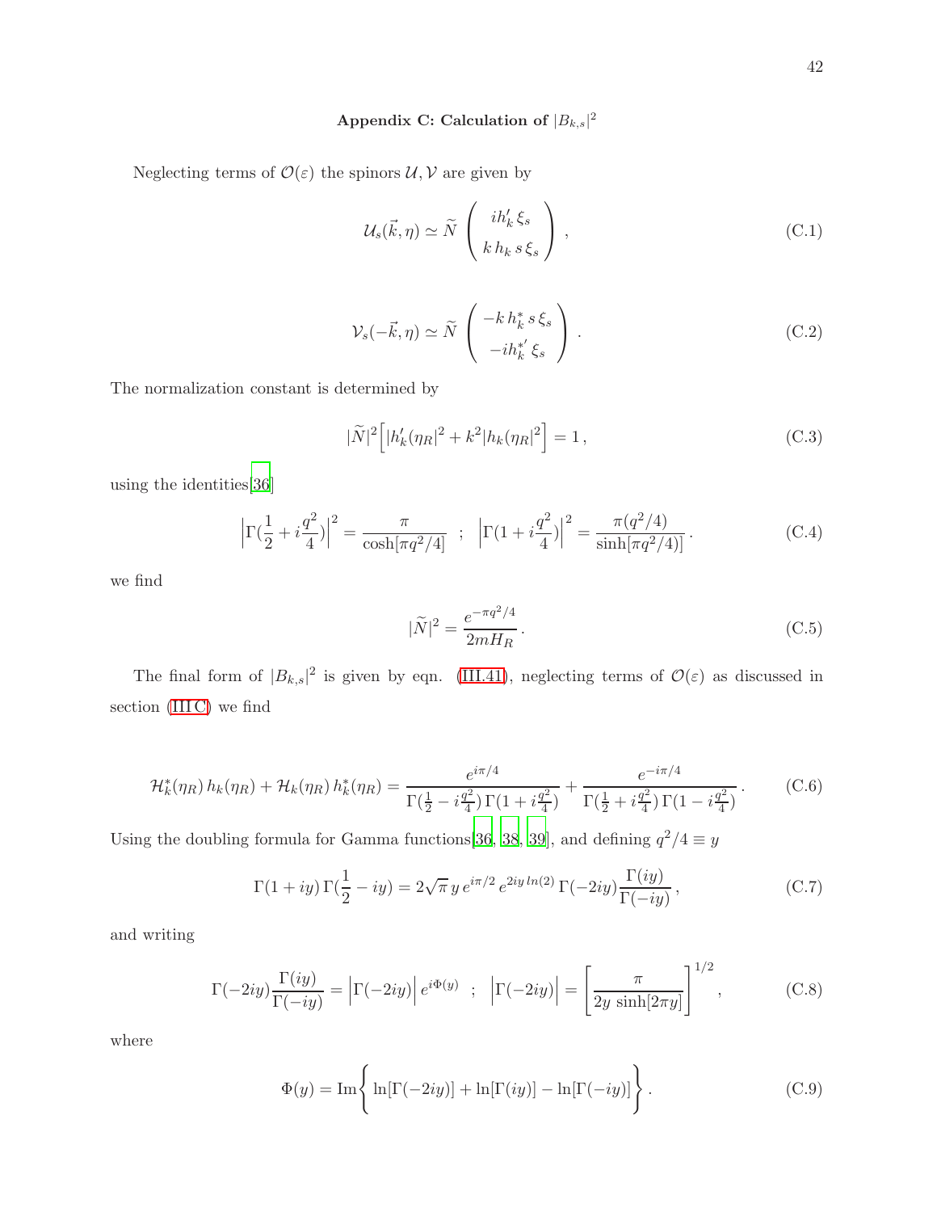## Appendix C: Calculation of $|B_{k,s}|^2$

Neglecting terms of $\mathcal{O}(\varepsilon)$ the spinors $\mathcal{U}, \mathcal{V}$ are given by

$$\mathcal{U}_s(\vec{k},\eta) \simeq \widetilde{N} \begin{pmatrix} i h'_k \, \xi_s \\ k \, h_k \, s \, \xi_s \end{pmatrix} , \tag{C.1}$$

$$\mathcal{V}_s(-\vec{k},\eta) \simeq \widetilde{N} \begin{pmatrix} -k \, h^*_k \, s \, \xi_s \\ -i h^{*'}_k \, \xi_s \end{pmatrix} . \tag{C.2}$$

The normalization constant is determined by

$$|\widetilde{N}|^2 \Big[ |h'_k(\eta_R|^2 + k^2 |h_k(\eta_R|^2 \Big] = 1 \, , \tag{C.3}$$

using the identities[36]

$$\Big| \Gamma(\frac{1}{2} + i\frac{q^2}{4}) \Big|^2 = \frac{\pi}{\cosh[\pi q^2/4]} \quad ; \quad \Big| \Gamma(1 + i\frac{q^2}{4}) \Big|^2 = \frac{\pi (q^2/4)}{\sinh[\pi q^2/4)]} \, . \tag{C.4}$$

we find

$$|\widetilde{N}|^2 = \frac{e^{-\pi q^2/4}}{2 m H_R} . \tag{C.5}$$

The final form of $|B_{k,s}|^2$ is given by eqn. (III.41), neglecting terms of $\mathcal{O}(\varepsilon)$ as discussed in section (III C) we find

$$\mathcal{H}^*_k(\eta_R) \, h_k(\eta_R) + \mathcal{H}_k(\eta_R) \, h^*_k(\eta_R) = \frac{e^{i\pi/4}}{\Gamma(\frac{1}{2} - i\frac{q^2}{4}) \, \Gamma(1 + i\frac{q^2}{4})} + \frac{e^{-i\pi/4}}{\Gamma(\frac{1}{2} + i\frac{q^2}{4}) \, \Gamma(1 - i\frac{q^2}{4})} . \tag{C.6}$$

Using the doubling formula for Gamma functions[36, 38, 39], and defining $q^2/4 \equiv y$

$$\Gamma(1 + iy) \, \Gamma(\frac{1}{2} - iy) = 2\sqrt{\pi} \, y \, e^{i\pi/2} \, e^{2iy \, ln(2)} \, \Gamma(-2iy) \frac{\Gamma(iy)}{\Gamma(-iy)} \, , \tag{C.7}$$

and writing

$$\Gamma(-2iy) \frac{\Gamma(iy)}{\Gamma(-iy)} = \Big| \Gamma(-2iy) \Big| \, e^{i\Phi(y)} \quad ; \quad \Big| \Gamma(-2iy) \Big| = \left[ \frac{\pi}{2y \, \sinh[2\pi y]} \right]^{1/2} , \tag{C.8}$$

where

$$\Phi(y) = \mathrm{Im} \bigg\{ \ln[\Gamma(-2iy)] + \ln[\Gamma(iy)] - \ln[\Gamma(-iy)] \bigg\} . \tag{C.9}$$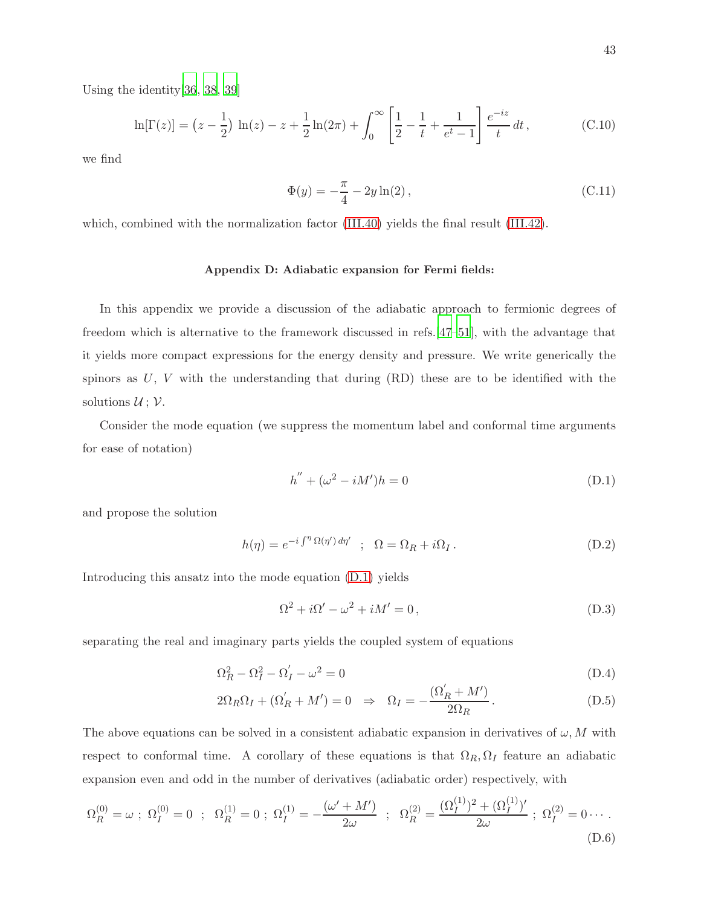Using the identity[36, 38, 39]

$$\ln[\Gamma(z)] = \big(z - \frac{1}{2}\big)\,\ln(z) - z + \frac{1}{2}\ln(2\pi) + \int_0^\infty \left[\frac{1}{2} - \frac{1}{t} + \frac{1}{e^t - 1}\right]\frac{e^{-iz}}{t}\,dt\,, \tag{C.10}$$

we find

$$\Phi(y) = -\frac{\pi}{4} - 2y\ln(2)\,, \tag{C.11}$$

which, combined with the normalization factor (III.40) yields the final result (III.42).

## Appendix D: Adiabatic expansion for Fermi fields:

In this appendix we provide a discussion of the adiabatic approach to fermionic degrees of freedom which is alternative to the framework discussed in refs.[47–51], with the advantage that it yields more compact expressions for the energy density and pressure. We write generically the spinors as $U$, $V$ with the understanding that during (RD) these are to be identified with the solutions $\mathcal{U}\,;\,\mathcal{V}$.

Consider the mode equation (we suppress the momentum label and conformal time arguments for ease of notation)

$$h^{''} + (\omega^2 - iM')h = 0 \tag{D.1}$$

and propose the solution

$$h(\eta) = e^{-i\int^\eta \Omega(\eta')\,d\eta'} \quad ; \quad \Omega = \Omega_R + i\Omega_I\,. \tag{D.2}$$

Introducing this ansatz into the mode equation (D.1) yields

$$\Omega^2 + i\Omega' - \omega^2 + iM' = 0\,, \tag{D.3}$$

separating the real and imaginary parts yields the coupled system of equations

$$\Omega_R^2 - \Omega_I^2 - \Omega_I^{'} - \omega^2 = 0 \tag{D.4}$$

$$2\Omega_R\Omega_I + (\Omega_R^{'} + M') = 0 \quad \Rightarrow \quad \Omega_I = -\frac{(\Omega_R^{'} + M')}{2\Omega_R}\,. \tag{D.5}$$

The above equations can be solved in a consistent adiabatic expansion in derivatives of $\omega, M$ with respect to conformal time. A corollary of these equations is that $\Omega_R, \Omega_I$ feature an adiabatic expansion even and odd in the number of derivatives (adiabatic order) respectively, with

$$\Omega_R^{(0)} = \omega\,;\; \Omega_I^{(0)} = 0 \;\;;\;\; \Omega_R^{(1)} = 0\,;\; \Omega_I^{(1)} = -\frac{(\omega' + M')}{2\omega} \;\;;\;\; \Omega_R^{(2)} = \frac{(\Omega_I^{(1)})^2 + (\Omega_I^{(1)})'}{2\omega}\,;\; \Omega_I^{(2)} = 0\cdots\,. \tag{D.6}$$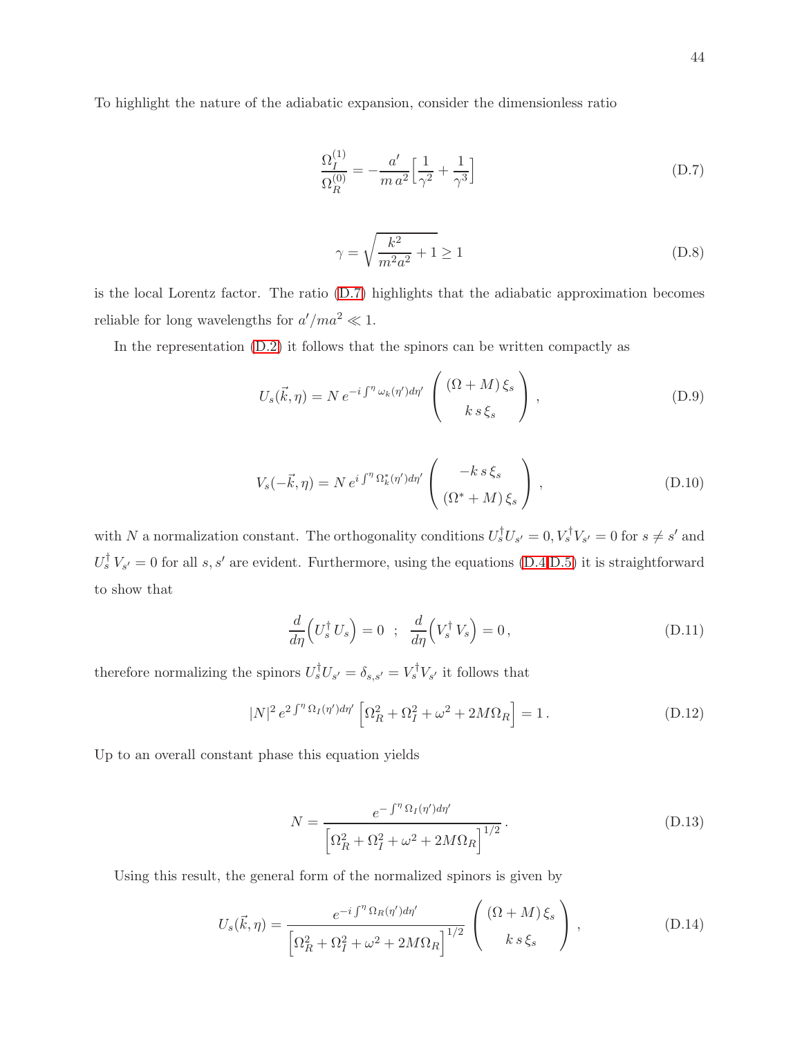To highlight the nature of the adiabatic expansion, consider the dimensionless ratio

$$\frac{\Omega^{(1)}_I}{\Omega^{(0)}_R} = -\frac{a'}{m\,a^2}\Big[\frac{1}{\gamma^2}+\frac{1}{\gamma^3}\Big] \tag{D.7}$$

$$\gamma = \sqrt{\frac{k^2}{m^2a^2}+1} \geq 1 \tag{D.8}$$

is the local Lorentz factor. The ratio (D.7) highlights that the adiabatic approximation becomes reliable for long wavelengths for $a'/ma^2 \ll 1$.

In the representation (D.2) it follows that the spinors can be written compactly as

$$U_s(\vec{k},\eta) = N\, e^{-i\int^{\eta}\omega_k(\eta')d\eta'}\left(\begin{array}{c}(\Omega+M)\,\xi_s\\ k\,s\,\xi_s\end{array}\right), \tag{D.9}$$

$$V_s(-\vec{k},\eta) = N\, e^{i\int^{\eta}\Omega^*_k(\eta')d\eta'}\left(\begin{array}{c}-k\,s\,\xi_s\\ (\Omega^*+M)\,\xi_s\end{array}\right), \tag{D.10}$$

with $N$ a normalization constant. The orthogonality conditions $U^\dagger_s U_{s'} = 0, V^\dagger_s V_{s'} = 0$ for $s \neq s'$ and $U^\dagger_s\, V_{s'} = 0$ for all $s, s'$ are evident. Furthermore, using the equations (D.4,D.5) it is straightforward to show that

$$\frac{d}{d\eta}\Big(U^\dagger_s\, U_s\Big) = 0 \;\; ; \;\; \frac{d}{d\eta}\Big(V^\dagger_s\, V_s\Big) = 0\,, \tag{D.11}$$

therefore normalizing the spinors $U^\dagger_s U_{s'} = \delta_{s,s'} = V^\dagger_s V_{s'}$ it follows that

$$|N|^2\, e^{2\int^{\eta}\Omega_I(\eta')d\eta'}\Big[\Omega^2_R+\Omega^2_I+\omega^2+2M\Omega_R\Big] = 1\,. \tag{D.12}$$

Up to an overall constant phase this equation yields

$$N = \frac{e^{-\int^{\eta}\Omega_I(\eta')d\eta'}}{\Big[\Omega^2_R+\Omega^2_I+\omega^2+2M\Omega_R\Big]^{1/2}}\,. \tag{D.13}$$

Using this result, the general form of the normalized spinors is given by

$$U_s(\vec{k},\eta) = \frac{e^{-i\int^{\eta}\Omega_R(\eta')d\eta'}}{\Big[\Omega^2_R+\Omega^2_I+\omega^2+2M\Omega_R\Big]^{1/2}}\left(\begin{array}{c}(\Omega+M)\,\xi_s\\ k\,s\,\xi_s\end{array}\right), \tag{D.14}$$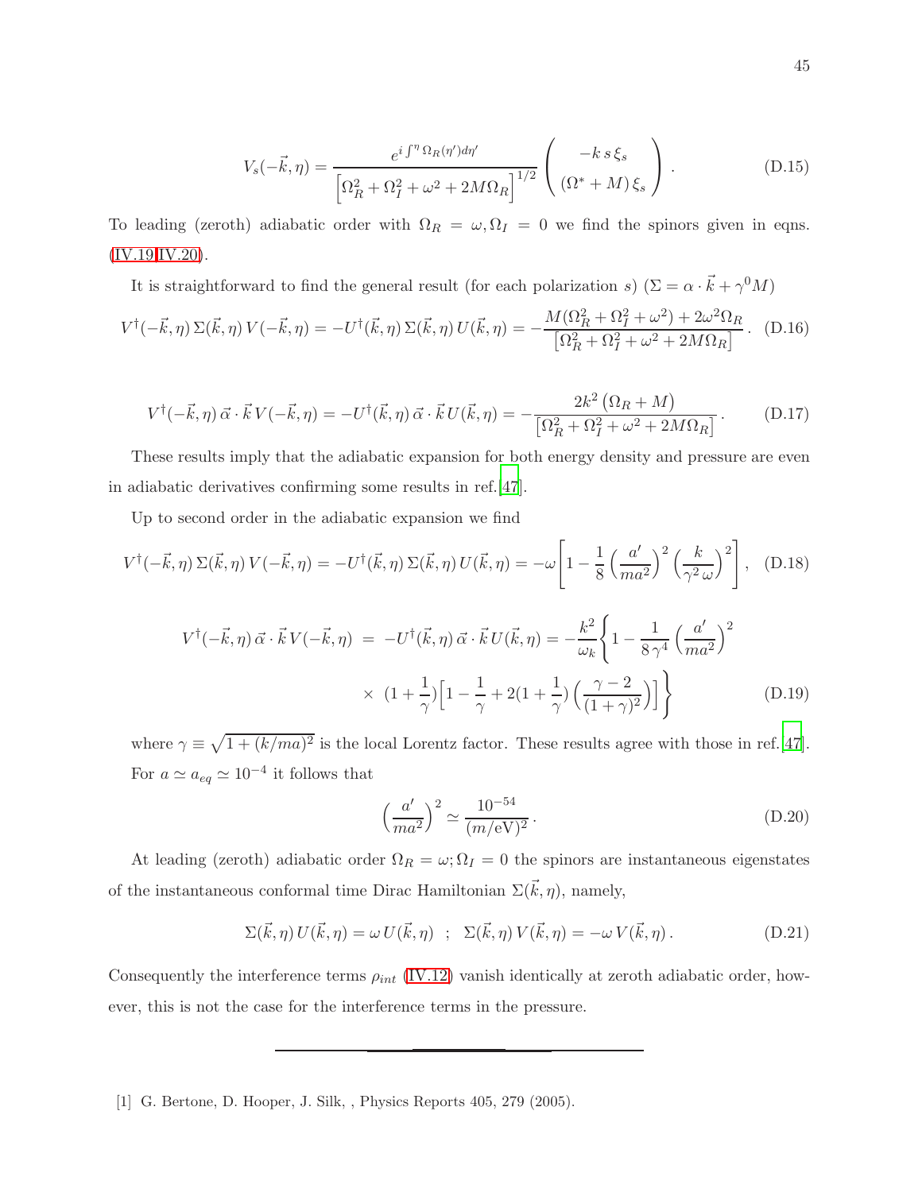$$
V_s(-\vec{k},\eta) = \frac{e^{i\int^{\eta}\Omega_R(\eta')d\eta'}}{\Big[\Omega_R^2+\Omega_I^2+\omega^2+2M\Omega_R\Big]^{1/2}}\begin{pmatrix} -k\,s\,\xi_s \\ (\Omega^*+M)\,\xi_s \end{pmatrix}. \tag{D.15}
$$

To leading (zeroth) adiabatic order with $\Omega_R = \omega, \Omega_I = 0$ we find the spinors given in eqns. (IV.19,IV.20).

It is straightforward to find the general result (for each polarization $s$) ($\Sigma = \alpha\cdot\vec{k}+\gamma^0 M$)

$$
V^\dagger(-\vec{k},\eta)\,\Sigma(\vec{k},\eta)\,V(-\vec{k},\eta) = -U^\dagger(\vec{k},\eta)\,\Sigma(\vec{k},\eta)\,U(\vec{k},\eta) = -\frac{M(\Omega_R^2+\Omega_I^2+\omega^2)+2\omega^2\Omega_R}{\big[\Omega_R^2+\Omega_I^2+\omega^2+2M\Omega_R\big]}. \tag{D.16}
$$

$$
V^\dagger(-\vec{k},\eta)\,\vec{\alpha}\cdot\vec{k}\,V(-\vec{k},\eta) = -U^\dagger(\vec{k},\eta)\,\vec{\alpha}\cdot\vec{k}\,U(\vec{k},\eta) = -\frac{2k^2\,\big(\Omega_R+M\big)}{\big[\Omega_R^2+\Omega_I^2+\omega^2+2M\Omega_R\big]}. \tag{D.17}
$$

These results imply that the adiabatic expansion for both energy density and pressure are even in adiabatic derivatives confirming some results in ref.[47].

Up to second order in the adiabatic expansion we find

$$
V^\dagger(-\vec{k},\eta)\,\Sigma(\vec{k},\eta)\,V(-\vec{k},\eta) = -U^\dagger(\vec{k},\eta)\,\Sigma(\vec{k},\eta)\,U(\vec{k},\eta) = -\omega\left[1-\frac{1}{8}\Big(\frac{a'}{ma^2}\Big)^2\Big(\frac{k}{\gamma^2\,\omega}\Big)^2\right], \tag{D.18}
$$

$$
\begin{aligned}
V^\dagger(-\vec{k},\eta)\,\vec{\alpha}\cdot\vec{k}\,V(-\vec{k},\eta) \;&=\; -U^\dagger(\vec{k},\eta)\,\vec{\alpha}\cdot\vec{k}\,U(\vec{k},\eta) = -\frac{k^2}{\omega_k}\Bigg\{1-\frac{1}{8\,\gamma^4}\Big(\frac{a'}{ma^2}\Big)^2 \\
&\times\;(1+\frac{1}{\gamma})\Big[1-\frac{1}{\gamma}+2(1+\frac{1}{\gamma})\Big(\frac{\gamma-2}{(1+\gamma)^2}\Big)\Big]\Bigg\}
\end{aligned} \tag{D.19}
$$

where $\gamma \equiv \sqrt{1+(k/ma)^2}$ is the local Lorentz factor. These results agree with those in ref.[47]. For $a \simeq a_{eq} \simeq 10^{-4}$ it follows that

$$
\Big(\frac{a'}{ma^2}\Big)^2 \simeq \frac{10^{-54}}{(m/\mathrm{eV})^2}. \tag{D.20}
$$

At leading (zeroth) adiabatic order $\Omega_R = \omega; \Omega_I = 0$ the spinors are instantaneous eigenstates of the instantaneous conformal time Dirac Hamiltonian $\Sigma(\vec{k},\eta)$, namely,

$$
\Sigma(\vec{k},\eta)\,U(\vec{k},\eta) = \omega\,U(\vec{k},\eta)\quad;\quad \Sigma(\vec{k},\eta)\,V(\vec{k},\eta) = -\omega\,V(\vec{k},\eta). \tag{D.21}
$$

Consequently the interference terms $\rho_{int}$ (IV.12) vanish identically at zeroth adiabatic order, however, this is not the case for the interference terms in the pressure.

---

[1] G. Bertone, D. Hooper, J. Silk, , Physics Reports 405, 279 (2005).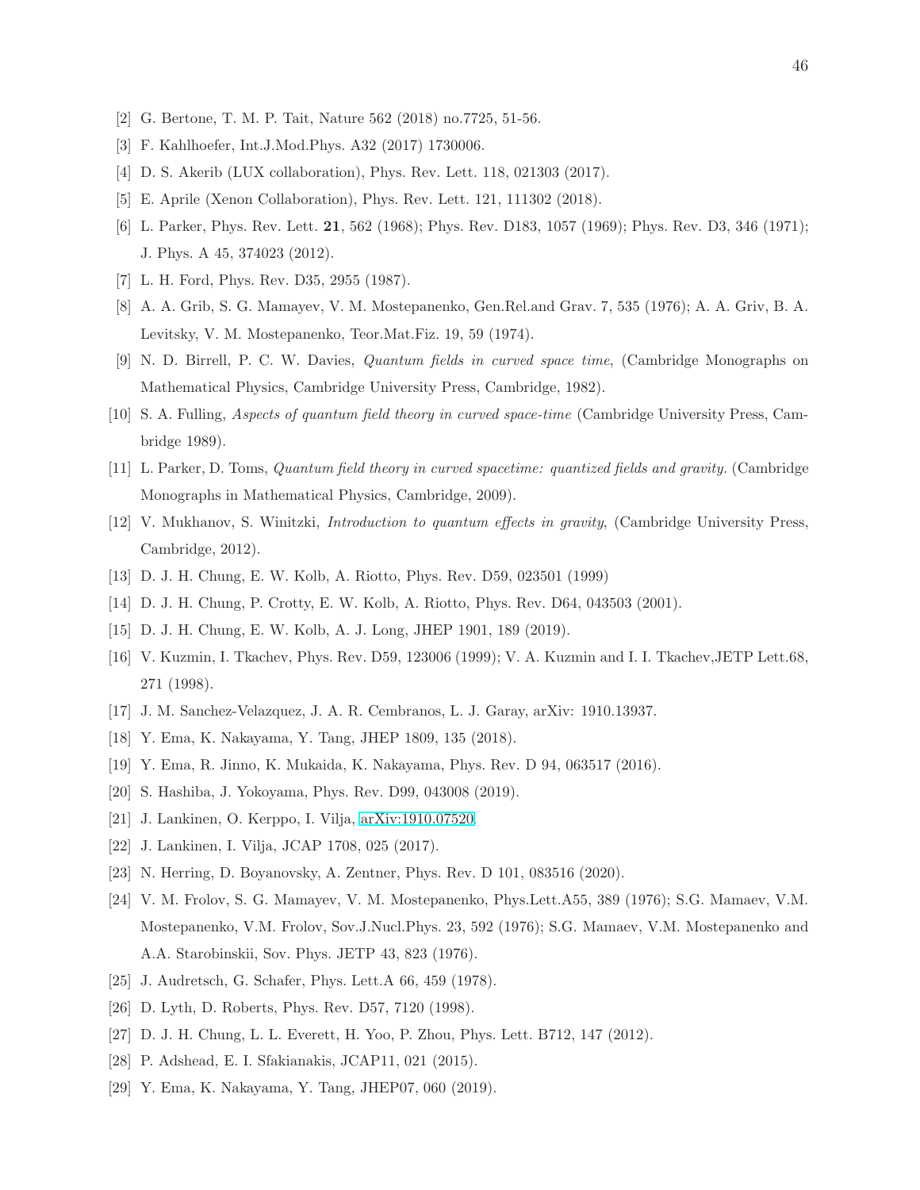[2] G. Bertone, T. M. P. Tait, Nature 562 (2018) no.7725, 51-56.

[3] F. Kahlhoefer, Int.J.Mod.Phys. A32 (2017) 1730006.

[4] D. S. Akerib (LUX collaboration), Phys. Rev. Lett. 118, 021303 (2017).

[5] E. Aprile (Xenon Collaboration), Phys. Rev. Lett. 121, 111302 (2018).

[6] L. Parker, Phys. Rev. Lett. **21**, 562 (1968); Phys. Rev. D183, 1057 (1969); Phys. Rev. D3, 346 (1971); J. Phys. A 45, 374023 (2012).

[7] L. H. Ford, Phys. Rev. D35, 2955 (1987).

[8] A. A. Grib, S. G. Mamayev, V. M. Mostepanenko, Gen.Rel.and Grav. 7, 535 (1976); A. A. Griv, B. A. Levitsky, V. M. Mostepanenko, Teor.Mat.Fiz. 19, 59 (1974).

[9] N. D. Birrell, P. C. W. Davies, *Quantum fields in curved space time*, (Cambridge Monographs on Mathematical Physics, Cambridge University Press, Cambridge, 1982).

[10] S. A. Fulling, *Aspects of quantum field theory in curved space-time* (Cambridge University Press, Cambridge 1989).

[11] L. Parker, D. Toms, *Quantum field theory in curved spacetime: quantized fields and gravity.* (Cambridge Monographs in Mathematical Physics, Cambridge, 2009).

[12] V. Mukhanov, S. Winitzki, *Introduction to quantum effects in gravity*, (Cambridge University Press, Cambridge, 2012).

[13] D. J. H. Chung, E. W. Kolb, A. Riotto, Phys. Rev. D59, 023501 (1999)

[14] D. J. H. Chung, P. Crotty, E. W. Kolb, A. Riotto, Phys. Rev. D64, 043503 (2001).

[15] D. J. H. Chung, E. W. Kolb, A. J. Long, JHEP 1901, 189 (2019).

[16] V. Kuzmin, I. Tkachev, Phys. Rev. D59, 123006 (1999); V. A. Kuzmin and I. I. Tkachev,JETP Lett.68, 271 (1998).

[17] J. M. Sanchez-Velazquez, J. A. R. Cembranos, L. J. Garay, arXiv: 1910.13937.

[18] Y. Ema, K. Nakayama, Y. Tang, JHEP 1809, 135 (2018).

[19] Y. Ema, R. Jinno, K. Mukaida, K. Nakayama, Phys. Rev. D 94, 063517 (2016).

[20] S. Hashiba, J. Yokoyama, Phys. Rev. D99, 043008 (2019).

[21] J. Lankinen, O. Kerppo, I. Vilja, arXiv:1910.07520.

[22] J. Lankinen, I. Vilja, JCAP 1708, 025 (2017).

[23] N. Herring, D. Boyanovsky, A. Zentner, Phys. Rev. D 101, 083516 (2020).

[24] V. M. Frolov, S. G. Mamayev, V. M. Mostepanenko, Phys.Lett.A55, 389 (1976); S.G. Mamaev, V.M. Mostepanenko, V.M. Frolov, Sov.J.Nucl.Phys. 23, 592 (1976); S.G. Mamaev, V.M. Mostepanenko and A.A. Starobinskii, Sov. Phys. JETP 43, 823 (1976).

[25] J. Audretsch, G. Schafer, Phys. Lett.A 66, 459 (1978).

[26] D. Lyth, D. Roberts, Phys. Rev. D57, 7120 (1998).

[27] D. J. H. Chung, L. L. Everett, H. Yoo, P. Zhou, Phys. Lett. B712, 147 (2012).

[28] P. Adshead, E. I. Sfakianakis, JCAP11, 021 (2015).

[29] Y. Ema, K. Nakayama, Y. Tang, JHEP07, 060 (2019).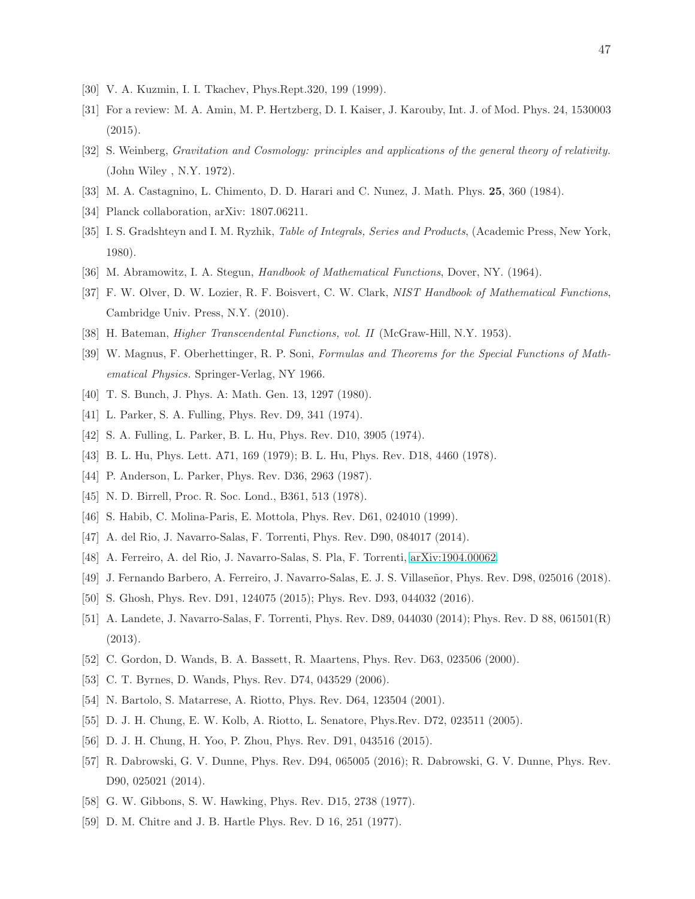[30] V. A. Kuzmin, I. I. Tkachev, Phys.Rept.320, 199 (1999).

[31] For a review: M. A. Amin, M. P. Hertzberg, D. I. Kaiser, J. Karouby, Int. J. of Mod. Phys. 24, 1530003 (2015).

[32] S. Weinberg, *Gravitation and Cosmology: principles and applications of the general theory of relativity.* (John Wiley , N.Y. 1972).

[33] M. A. Castagnino, L. Chimento, D. D. Harari and C. Nunez, J. Math. Phys. **25**, 360 (1984).

[34] Planck collaboration, arXiv: 1807.06211.

[35] I. S. Gradshteyn and I. M. Ryzhik, *Table of Integrals, Series and Products*, (Academic Press, New York, 1980).

[36] M. Abramowitz, I. A. Stegun, *Handbook of Mathematical Functions*, Dover, NY. (1964).

[37] F. W. Olver, D. W. Lozier, R. F. Boisvert, C. W. Clark, *NIST Handbook of Mathematical Functions*, Cambridge Univ. Press, N.Y. (2010).

[38] H. Bateman, *Higher Transcendental Functions, vol. II* (McGraw-Hill, N.Y. 1953).

[39] W. Magnus, F. Oberhettinger, R. P. Soni, *Formulas and Theorems for the Special Functions of Mathematical Physics.* Springer-Verlag, NY 1966.

[40] T. S. Bunch, J. Phys. A: Math. Gen. 13, 1297 (1980).

[41] L. Parker, S. A. Fulling, Phys. Rev. D9, 341 (1974).

[42] S. A. Fulling, L. Parker, B. L. Hu, Phys. Rev. D10, 3905 (1974).

[43] B. L. Hu, Phys. Lett. A71, 169 (1979); B. L. Hu, Phys. Rev. D18, 4460 (1978).

[44] P. Anderson, L. Parker, Phys. Rev. D36, 2963 (1987).

[45] N. D. Birrell, Proc. R. Soc. Lond., B361, 513 (1978).

[46] S. Habib, C. Molina-Paris, E. Mottola, Phys. Rev. D61, 024010 (1999).

[47] A. del Rio, J. Navarro-Salas, F. Torrenti, Phys. Rev. D90, 084017 (2014).

[48] A. Ferreiro, A. del Rio, J. Navarro-Salas, S. Pla, F. Torrenti, arXiv:1904.00062.

[49] J. Fernando Barbero, A. Ferreiro, J. Navarro-Salas, E. J. S. Villaseñor, Phys. Rev. D98, 025016 (2018).

[50] S. Ghosh, Phys. Rev. D91, 124075 (2015); Phys. Rev. D93, 044032 (2016).

[51] A. Landete, J. Navarro-Salas, F. Torrenti, Phys. Rev. D89, 044030 (2014); Phys. Rev. D 88, 061501(R) (2013).

[52] C. Gordon, D. Wands, B. A. Bassett, R. Maartens, Phys. Rev. D63, 023506 (2000).

[53] C. T. Byrnes, D. Wands, Phys. Rev. D74, 043529 (2006).

[54] N. Bartolo, S. Matarrese, A. Riotto, Phys. Rev. D64, 123504 (2001).

[55] D. J. H. Chung, E. W. Kolb, A. Riotto, L. Senatore, Phys.Rev. D72, 023511 (2005).

[56] D. J. H. Chung, H. Yoo, P. Zhou, Phys. Rev. D91, 043516 (2015).

[57] R. Dabrowski, G. V. Dunne, Phys. Rev. D94, 065005 (2016); R. Dabrowski, G. V. Dunne, Phys. Rev. D90, 025021 (2014).

[58] G. W. Gibbons, S. W. Hawking, Phys. Rev. D15, 2738 (1977).

[59] D. M. Chitre and J. B. Hartle Phys. Rev. D 16, 251 (1977).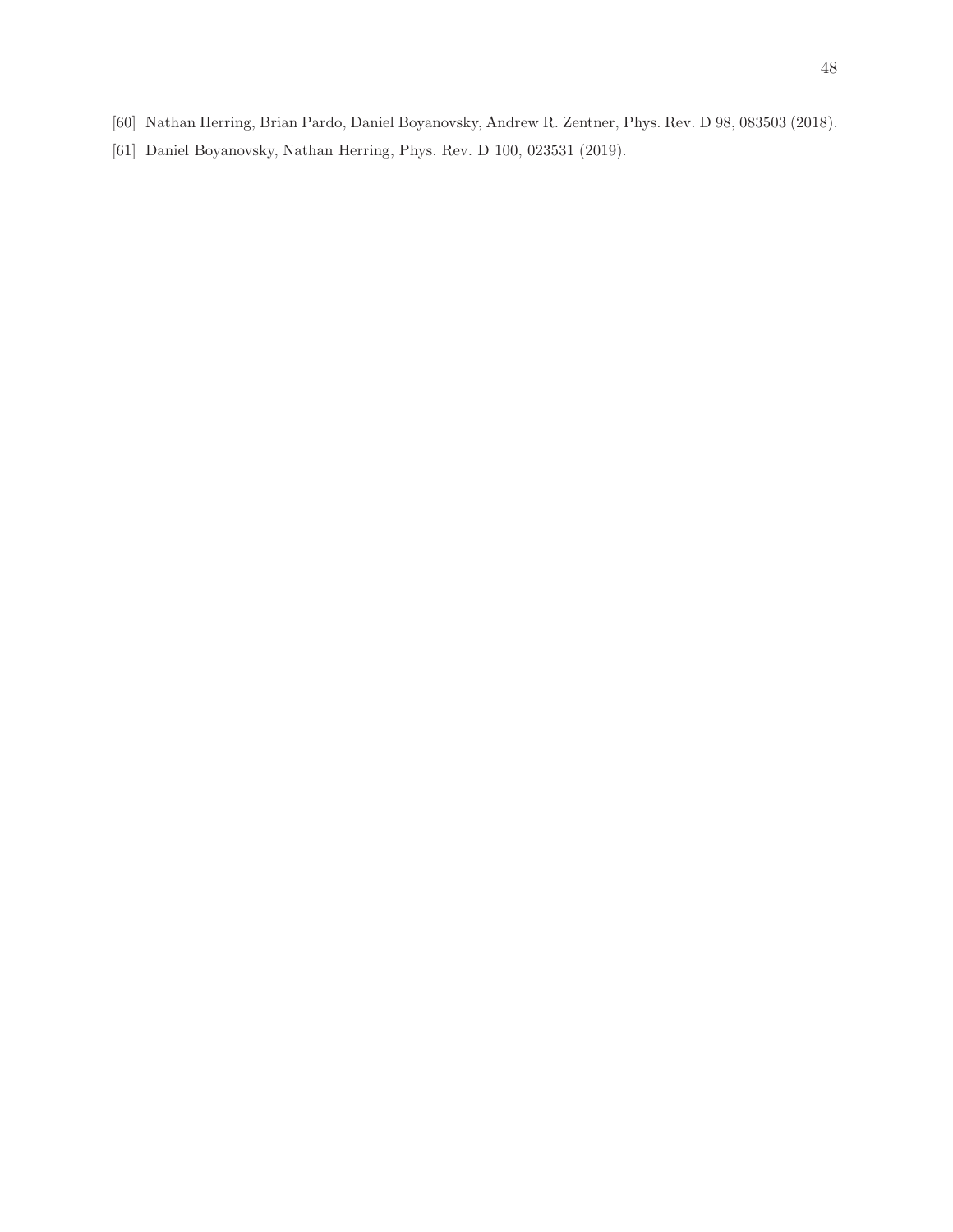[60] Nathan Herring, Brian Pardo, Daniel Boyanovsky, Andrew R. Zentner, Phys. Rev. D 98, 083503 (2018).

[61] Daniel Boyanovsky, Nathan Herring, Phys. Rev. D 100, 023531 (2019).